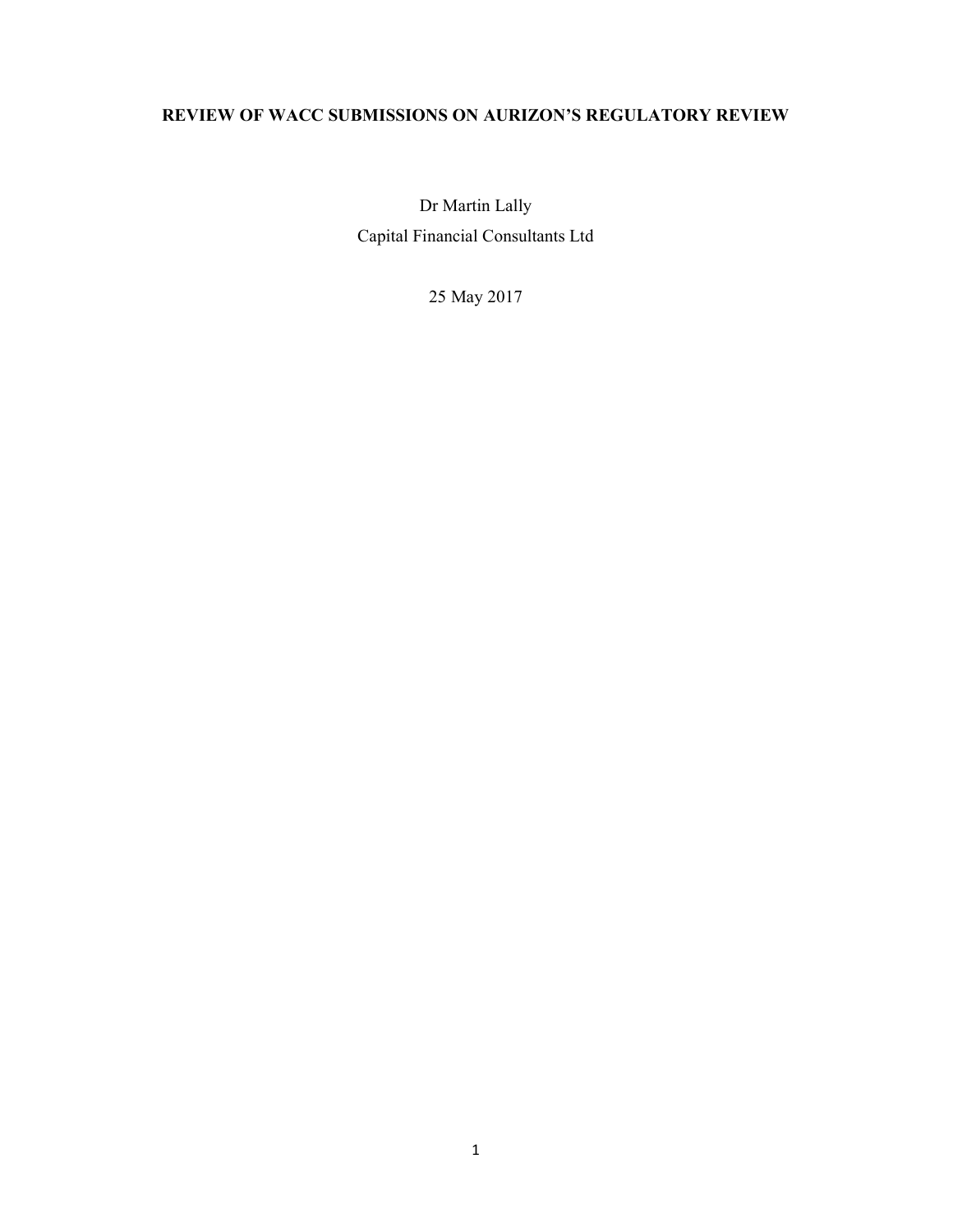# REVIEW OF WACC SUBMISSIONS ON AURIZON'S REGULATORY REVIEW

Dr Martin Lally

Capital Financial Consultants Ltd

25 May 2017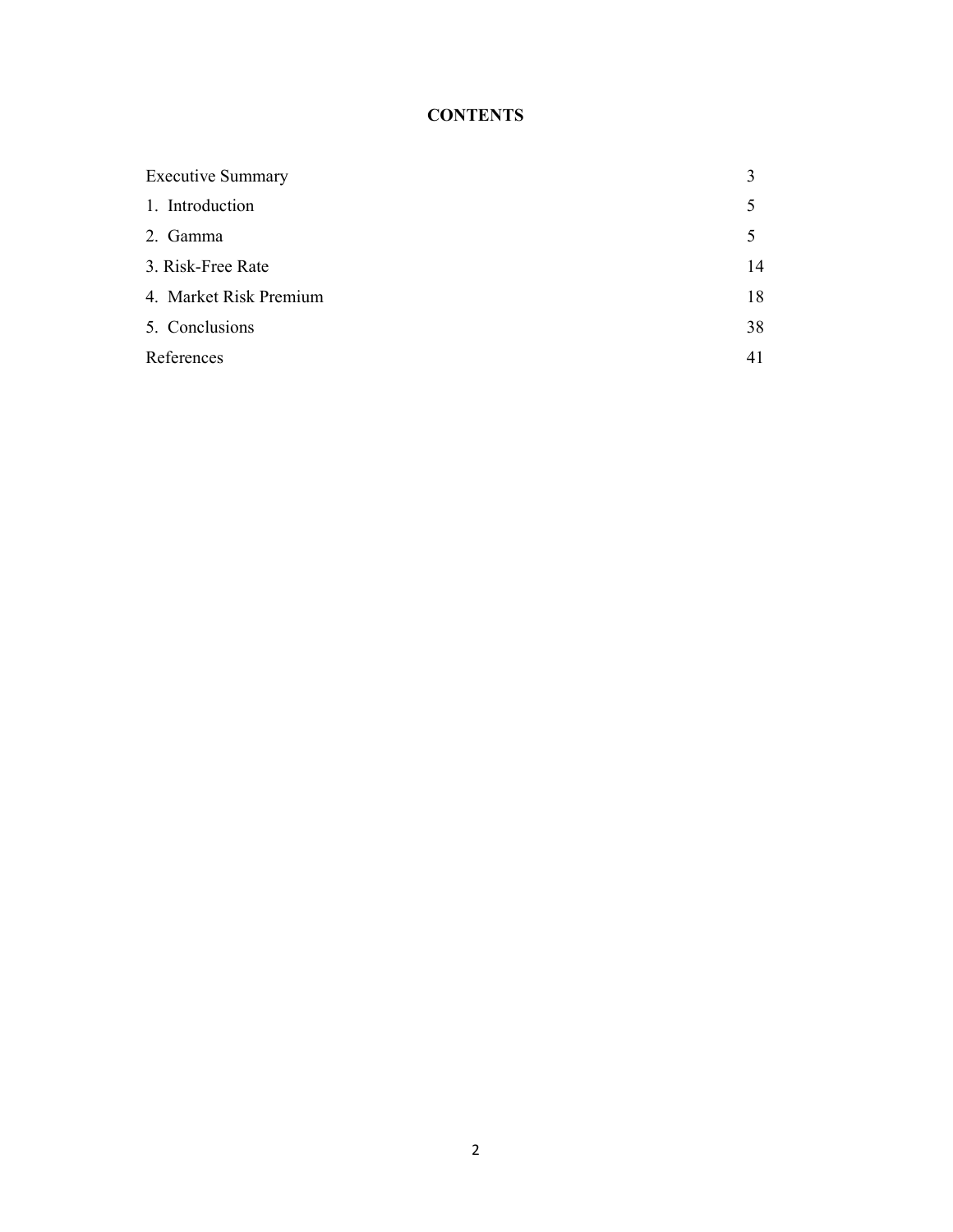## CONTENTS

| | |
|---|---|
| Executive Summary | 3 |
| 1. Introduction | 5 |
| 2. Gamma | 5 |
| 3. Risk-Free Rate | 14 |
| 4. Market Risk Premium | 18 |
| 5. Conclusions | 38 |
| References | 41 |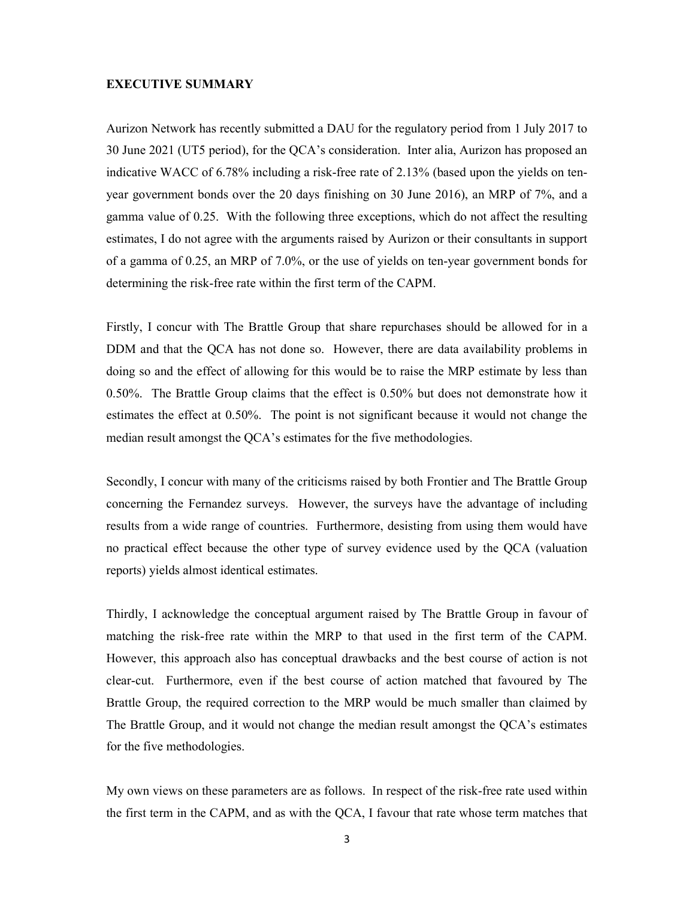## EXECUTIVE SUMMARY

Aurizon Network has recently submitted a DAU for the regulatory period from 1 July 2017 to 30 June 2021 (UT5 period), for the QCA's consideration. Inter alia, Aurizon has proposed an indicative WACC of 6.78% including a risk-free rate of 2.13% (based upon the yields on ten-year government bonds over the 20 days finishing on 30 June 2016), an MRP of 7%, and a gamma value of 0.25. With the following three exceptions, which do not affect the resulting estimates, I do not agree with the arguments raised by Aurizon or their consultants in support of a gamma of 0.25, an MRP of 7.0%, or the use of yields on ten-year government bonds for determining the risk-free rate within the first term of the CAPM.

Firstly, I concur with The Brattle Group that share repurchases should be allowed for in a DDM and that the QCA has not done so. However, there are data availability problems in doing so and the effect of allowing for this would be to raise the MRP estimate by less than 0.50%. The Brattle Group claims that the effect is 0.50% but does not demonstrate how it estimates the effect at 0.50%. The point is not significant because it would not change the median result amongst the QCA's estimates for the five methodologies.

Secondly, I concur with many of the criticisms raised by both Frontier and The Brattle Group concerning the Fernandez surveys. However, the surveys have the advantage of including results from a wide range of countries. Furthermore, desisting from using them would have no practical effect because the other type of survey evidence used by the QCA (valuation reports) yields almost identical estimates.

Thirdly, I acknowledge the conceptual argument raised by The Brattle Group in favour of matching the risk-free rate within the MRP to that used in the first term of the CAPM. However, this approach also has conceptual drawbacks and the best course of action is not clear-cut. Furthermore, even if the best course of action matched that favoured by The Brattle Group, the required correction to the MRP would be much smaller than claimed by The Brattle Group, and it would not change the median result amongst the QCA's estimates for the five methodologies.

My own views on these parameters are as follows. In respect of the risk-free rate used within the first term in the CAPM, and as with the QCA, I favour that rate whose term matches that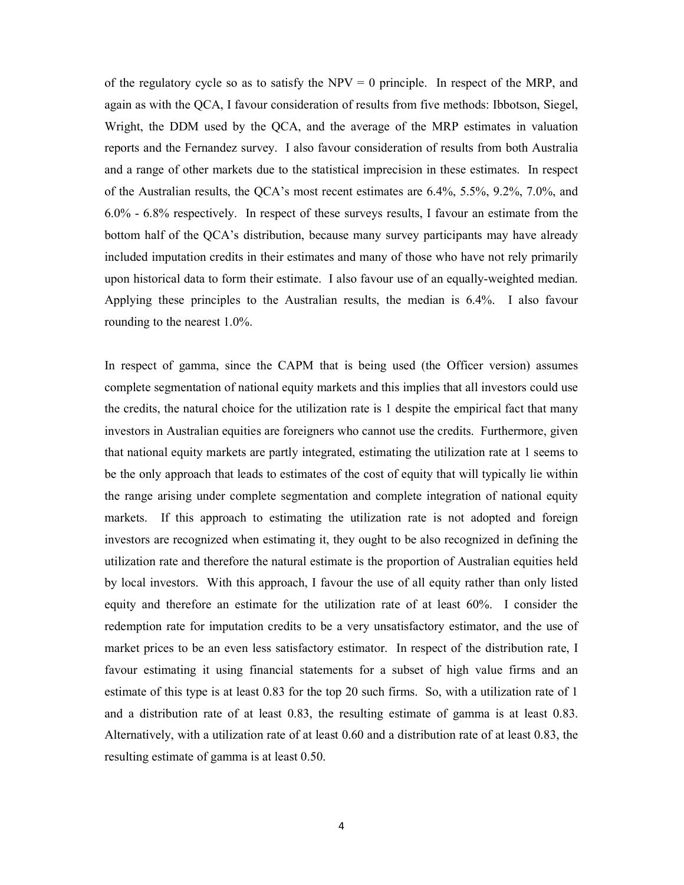of the regulatory cycle so as to satisfy the NPV = 0 principle. In respect of the MRP, and again as with the QCA, I favour consideration of results from five methods: Ibbotson, Siegel, Wright, the DDM used by the QCA, and the average of the MRP estimates in valuation reports and the Fernandez survey. I also favour consideration of results from both Australia and a range of other markets due to the statistical imprecision in these estimates. In respect of the Australian results, the QCA's most recent estimates are 6.4%, 5.5%, 9.2%, 7.0%, and 6.0% - 6.8% respectively. In respect of these surveys results, I favour an estimate from the bottom half of the QCA's distribution, because many survey participants may have already included imputation credits in their estimates and many of those who have not rely primarily upon historical data to form their estimate. I also favour use of an equally-weighted median. Applying these principles to the Australian results, the median is 6.4%. I also favour rounding to the nearest 1.0%.

In respect of gamma, since the CAPM that is being used (the Officer version) assumes complete segmentation of national equity markets and this implies that all investors could use the credits, the natural choice for the utilization rate is 1 despite the empirical fact that many investors in Australian equities are foreigners who cannot use the credits. Furthermore, given that national equity markets are partly integrated, estimating the utilization rate at 1 seems to be the only approach that leads to estimates of the cost of equity that will typically lie within the range arising under complete segmentation and complete integration of national equity markets. If this approach to estimating the utilization rate is not adopted and foreign investors are recognized when estimating it, they ought to be also recognized in defining the utilization rate and therefore the natural estimate is the proportion of Australian equities held by local investors. With this approach, I favour the use of all equity rather than only listed equity and therefore an estimate for the utilization rate of at least 60%. I consider the redemption rate for imputation credits to be a very unsatisfactory estimator, and the use of market prices to be an even less satisfactory estimator. In respect of the distribution rate, I favour estimating it using financial statements for a subset of high value firms and an estimate of this type is at least 0.83 for the top 20 such firms. So, with a utilization rate of 1 and a distribution rate of at least 0.83, the resulting estimate of gamma is at least 0.83. Alternatively, with a utilization rate of at least 0.60 and a distribution rate of at least 0.83, the resulting estimate of gamma is at least 0.50.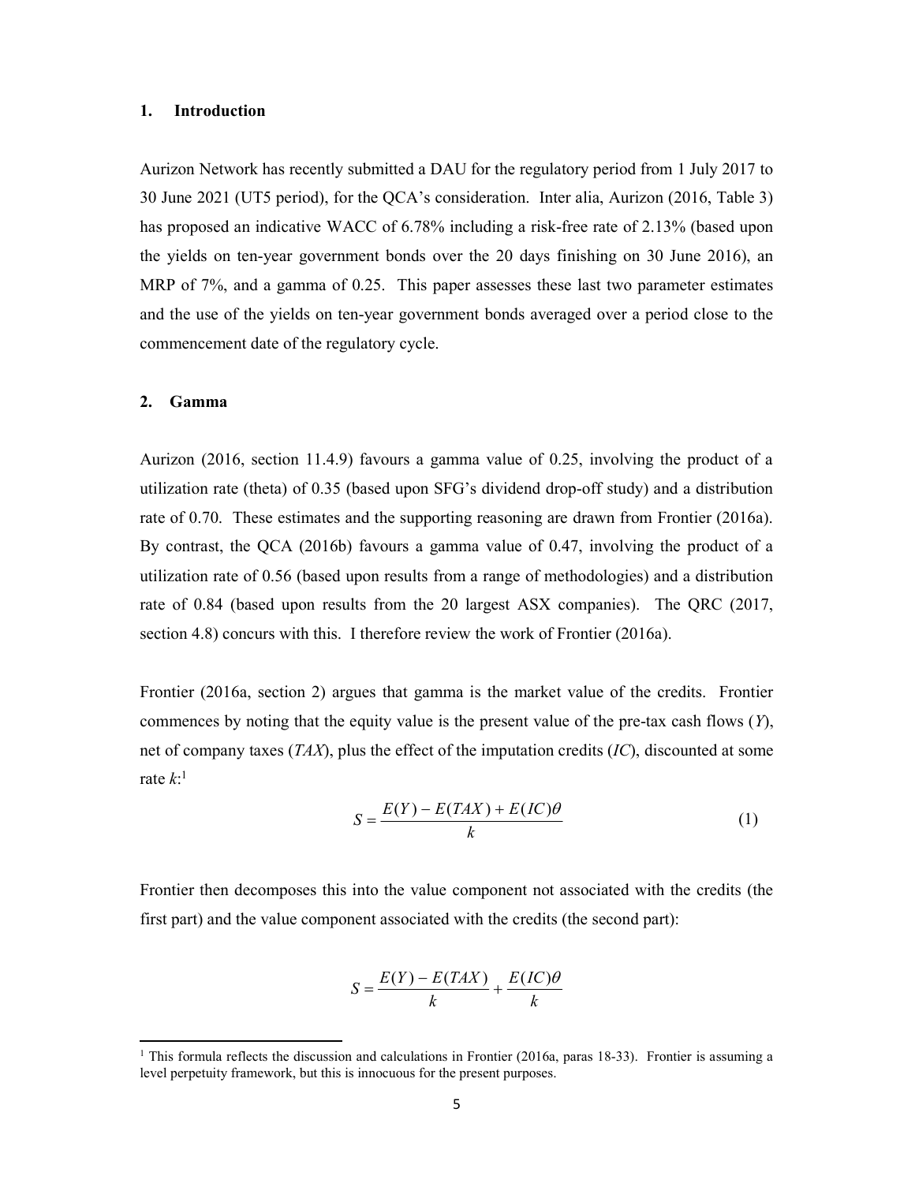## 1. Introduction

Aurizon Network has recently submitted a DAU for the regulatory period from 1 July 2017 to 30 June 2021 (UT5 period), for the QCA's consideration. Inter alia, Aurizon (2016, Table 3) has proposed an indicative WACC of 6.78% including a risk-free rate of 2.13% (based upon the yields on ten-year government bonds over the 20 days finishing on 30 June 2016), an MRP of 7%, and a gamma of 0.25. This paper assesses these last two parameter estimates and the use of the yields on ten-year government bonds averaged over a period close to the commencement date of the regulatory cycle.

## 2. Gamma

Aurizon (2016, section 11.4.9) favours a gamma value of 0.25, involving the product of a utilization rate (theta) of 0.35 (based upon SFG's dividend drop-off study) and a distribution rate of 0.70. These estimates and the supporting reasoning are drawn from Frontier (2016a). By contrast, the QCA (2016b) favours a gamma value of 0.47, involving the product of a utilization rate of 0.56 (based upon results from a range of methodologies) and a distribution rate of 0.84 (based upon results from the 20 largest ASX companies). The QRC (2017, section 4.8) concurs with this. I therefore review the work of Frontier (2016a).

Frontier (2016a, section 2) argues that gamma is the market value of the credits. Frontier commences by noting that the equity value is the present value of the pre-tax cash flows ($Y$), net of company taxes ($TAX$), plus the effect of the imputation credits ($IC$), discounted at some rate $k$:[1]

$$S = \frac{E(Y) - E(TAX) + E(IC)\theta}{k} \tag{1}$$

Frontier then decomposes this into the value component not associated with the credits (the first part) and the value component associated with the credits (the second part):

$$S = \frac{E(Y) - E(TAX)}{k} + \frac{E(IC)\theta}{k}$$

[1] This formula reflects the discussion and calculations in Frontier (2016a, paras 18-33). Frontier is assuming a level perpetuity framework, but this is innocuous for the present purposes.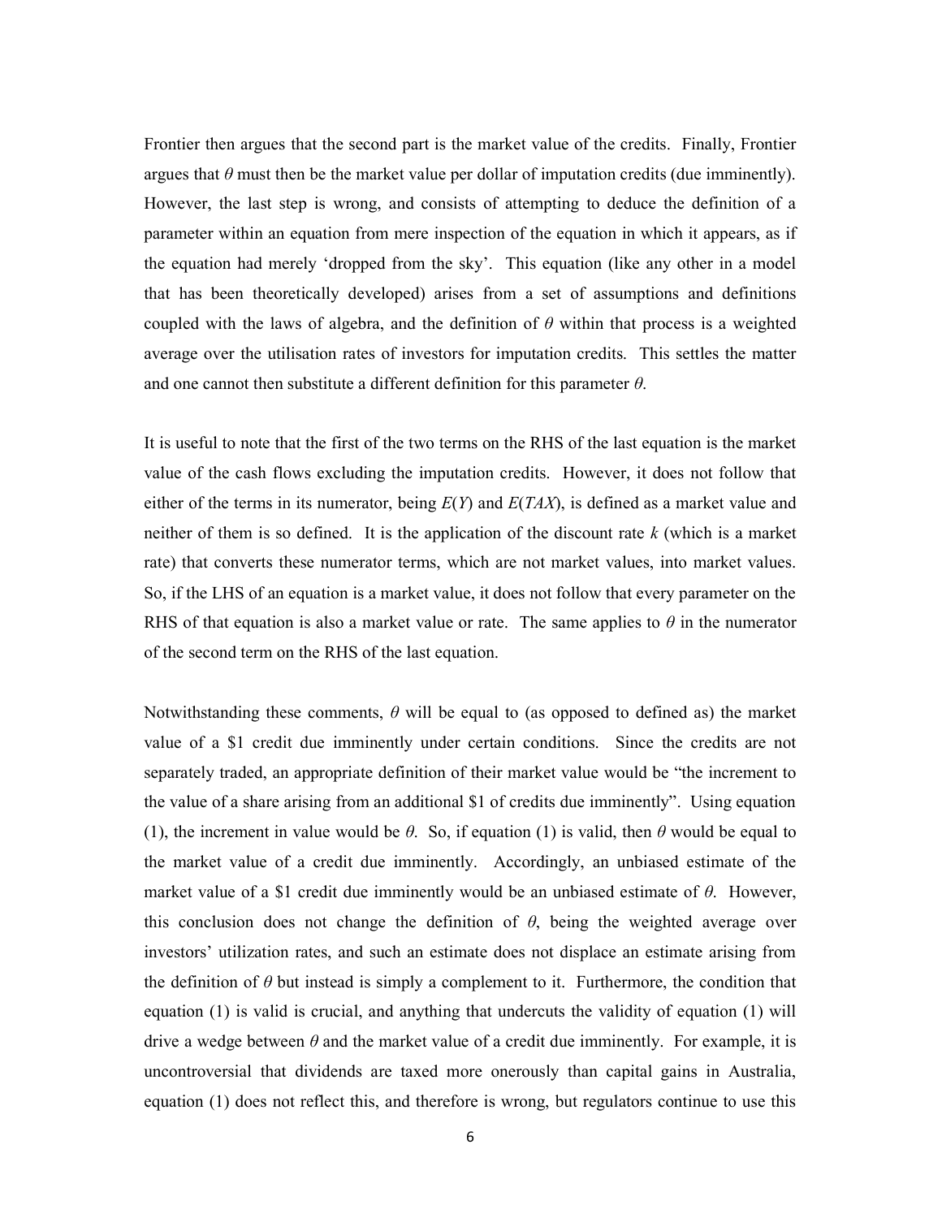Frontier then argues that the second part is the market value of the credits. Finally, Frontier argues that $\theta$ must then be the market value per dollar of imputation credits (due imminently). However, the last step is wrong, and consists of attempting to deduce the definition of a parameter within an equation from mere inspection of the equation in which it appears, as if the equation had merely 'dropped from the sky'. This equation (like any other in a model that has been theoretically developed) arises from a set of assumptions and definitions coupled with the laws of algebra, and the definition of $\theta$ within that process is a weighted average over the utilisation rates of investors for imputation credits. This settles the matter and one cannot then substitute a different definition for this parameter $\theta$.

It is useful to note that the first of the two terms on the RHS of the last equation is the market value of the cash flows excluding the imputation credits. However, it does not follow that either of the terms in its numerator, being $E(Y)$ and $E(TAX)$, is defined as a market value and neither of them is so defined. It is the application of the discount rate $k$ (which is a market rate) that converts these numerator terms, which are not market values, into market values. So, if the LHS of an equation is a market value, it does not follow that every parameter on the RHS of that equation is also a market value or rate. The same applies to $\theta$ in the numerator of the second term on the RHS of the last equation.

Notwithstanding these comments, $\theta$ will be equal to (as opposed to defined as) the market value of a \$1 credit due imminently under certain conditions. Since the credits are not separately traded, an appropriate definition of their market value would be "the increment to the value of a share arising from an additional \$1 of credits due imminently". Using equation (1), the increment in value would be $\theta$. So, if equation (1) is valid, then $\theta$ would be equal to the market value of a credit due imminently. Accordingly, an unbiased estimate of the market value of a \$1 credit due imminently would be an unbiased estimate of $\theta$. However, this conclusion does not change the definition of $\theta$, being the weighted average over investors' utilization rates, and such an estimate does not displace an estimate arising from the definition of $\theta$ but instead is simply a complement to it. Furthermore, the condition that equation (1) is valid is crucial, and anything that undercuts the validity of equation (1) will drive a wedge between $\theta$ and the market value of a credit due imminently. For example, it is uncontroversial that dividends are taxed more onerously than capital gains in Australia, equation (1) does not reflect this, and therefore is wrong, but regulators continue to use this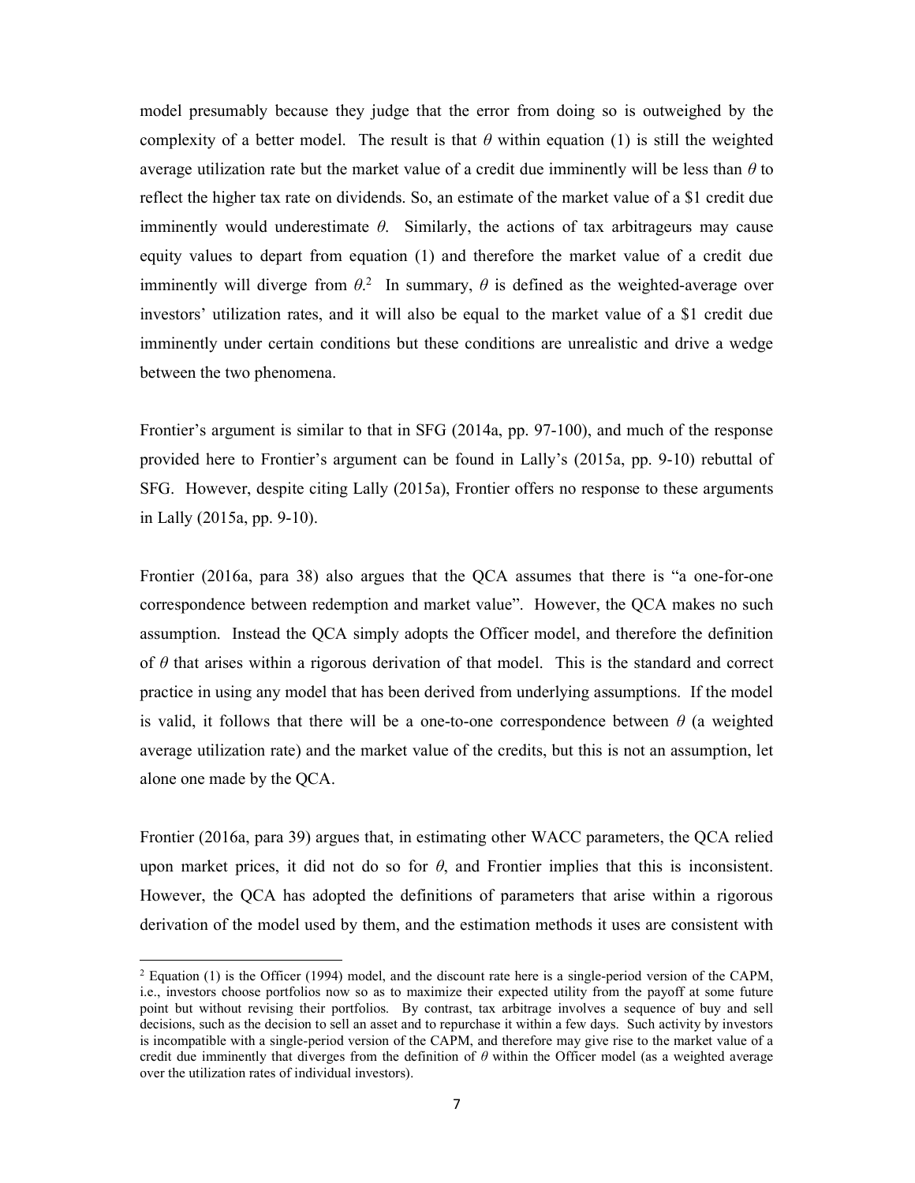model presumably because they judge that the error from doing so is outweighed by the complexity of a better model. The result is that $\theta$ within equation (1) is still the weighted average utilization rate but the market value of a credit due imminently will be less than $\theta$ to reflect the higher tax rate on dividends. So, an estimate of the market value of a \$1 credit due imminently would underestimate $\theta$. Similarly, the actions of tax arbitrageurs may cause equity values to depart from equation (1) and therefore the market value of a credit due imminently will diverge from $\theta$.[2] In summary, $\theta$ is defined as the weighted-average over investors' utilization rates, and it will also be equal to the market value of a \$1 credit due imminently under certain conditions but these conditions are unrealistic and drive a wedge between the two phenomena.

Frontier's argument is similar to that in SFG (2014a, pp. 97-100), and much of the response provided here to Frontier's argument can be found in Lally's (2015a, pp. 9-10) rebuttal of SFG. However, despite citing Lally (2015a), Frontier offers no response to these arguments in Lally (2015a, pp. 9-10).

Frontier (2016a, para 38) also argues that the QCA assumes that there is "a one-for-one correspondence between redemption and market value". However, the QCA makes no such assumption. Instead the QCA simply adopts the Officer model, and therefore the definition of $\theta$ that arises within a rigorous derivation of that model. This is the standard and correct practice in using any model that has been derived from underlying assumptions. If the model is valid, it follows that there will be a one-to-one correspondence between $\theta$ (a weighted average utilization rate) and the market value of the credits, but this is not an assumption, let alone one made by the QCA.

Frontier (2016a, para 39) argues that, in estimating other WACC parameters, the QCA relied upon market prices, it did not do so for $\theta$, and Frontier implies that this is inconsistent. However, the QCA has adopted the definitions of parameters that arise within a rigorous derivation of the model used by them, and the estimation methods it uses are consistent with

---

[2] Equation (1) is the Officer (1994) model, and the discount rate here is a single-period version of the CAPM, i.e., investors choose portfolios now so as to maximize their expected utility from the payoff at some future point but without revising their portfolios. By contrast, tax arbitrage involves a sequence of buy and sell decisions, such as the decision to sell an asset and to repurchase it within a few days. Such activity by investors is incompatible with a single-period version of the CAPM, and therefore may give rise to the market value of a credit due imminently that diverges from the definition of $\theta$ within the Officer model (as a weighted average over the utilization rates of individual investors).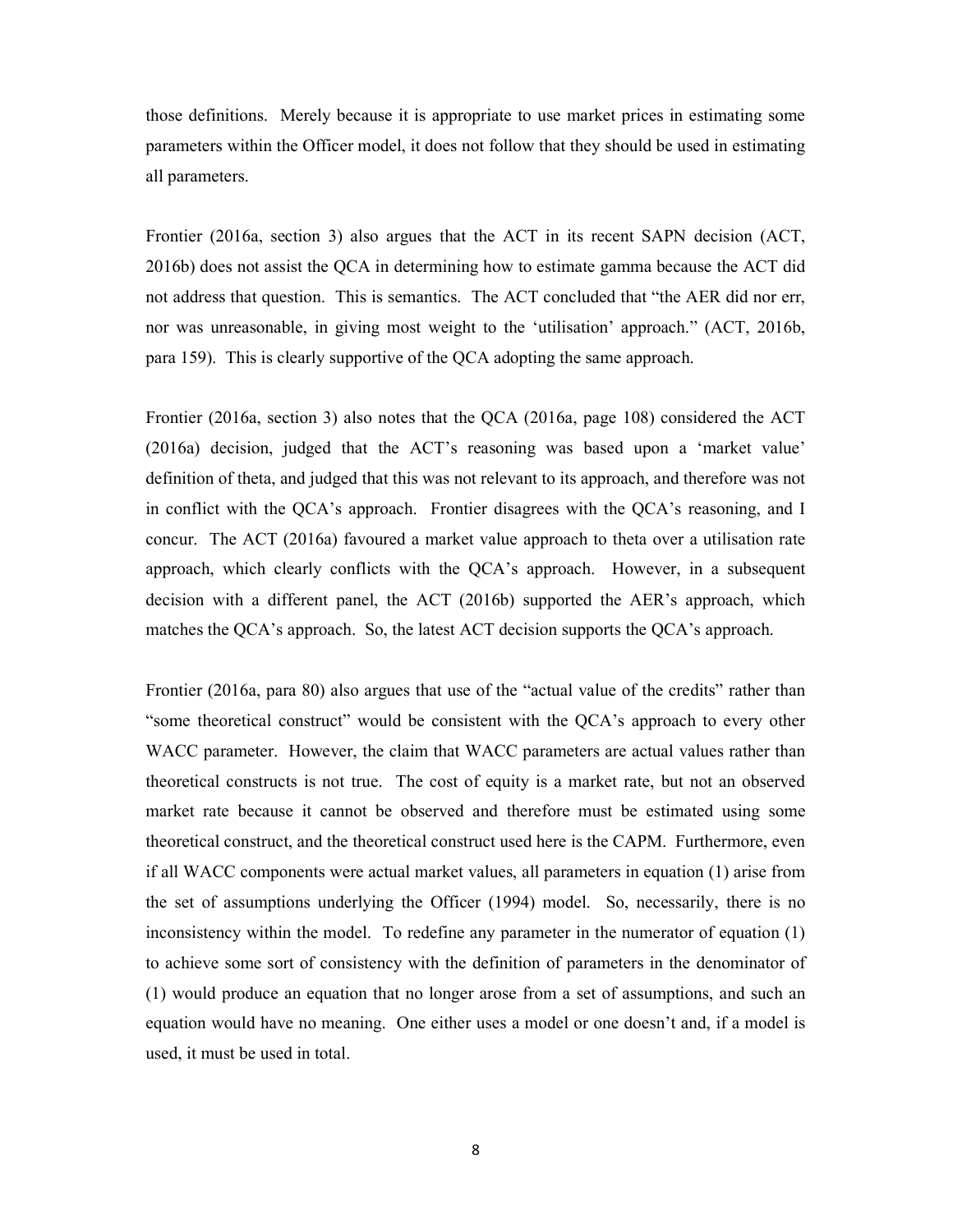those definitions. Merely because it is appropriate to use market prices in estimating some parameters within the Officer model, it does not follow that they should be used in estimating all parameters.

Frontier (2016a, section 3) also argues that the ACT in its recent SAPN decision (ACT, 2016b) does not assist the QCA in determining how to estimate gamma because the ACT did not address that question. This is semantics. The ACT concluded that "the AER did nor err, nor was unreasonable, in giving most weight to the 'utilisation' approach." (ACT, 2016b, para 159). This is clearly supportive of the QCA adopting the same approach.

Frontier (2016a, section 3) also notes that the QCA (2016a, page 108) considered the ACT (2016a) decision, judged that the ACT's reasoning was based upon a 'market value' definition of theta, and judged that this was not relevant to its approach, and therefore was not in conflict with the QCA's approach. Frontier disagrees with the QCA's reasoning, and I concur. The ACT (2016a) favoured a market value approach to theta over a utilisation rate approach, which clearly conflicts with the QCA's approach. However, in a subsequent decision with a different panel, the ACT (2016b) supported the AER's approach, which matches the QCA's approach. So, the latest ACT decision supports the QCA's approach.

Frontier (2016a, para 80) also argues that use of the "actual value of the credits" rather than "some theoretical construct" would be consistent with the QCA's approach to every other WACC parameter. However, the claim that WACC parameters are actual values rather than theoretical constructs is not true. The cost of equity is a market rate, but not an observed market rate because it cannot be observed and therefore must be estimated using some theoretical construct, and the theoretical construct used here is the CAPM. Furthermore, even if all WACC components were actual market values, all parameters in equation (1) arise from the set of assumptions underlying the Officer (1994) model. So, necessarily, there is no inconsistency within the model. To redefine any parameter in the numerator of equation (1) to achieve some sort of consistency with the definition of parameters in the denominator of (1) would produce an equation that no longer arose from a set of assumptions, and such an equation would have no meaning. One either uses a model or one doesn't and, if a model is used, it must be used in total.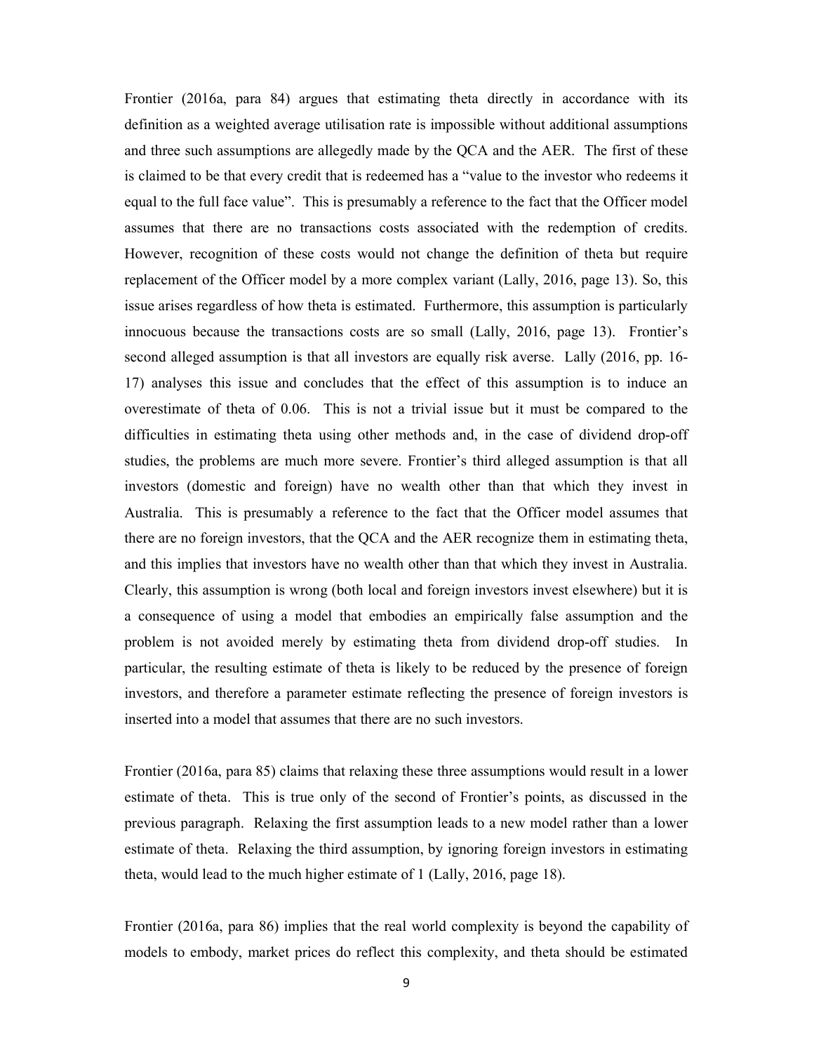Frontier (2016a, para 84) argues that estimating theta directly in accordance with its definition as a weighted average utilisation rate is impossible without additional assumptions and three such assumptions are allegedly made by the QCA and the AER. The first of these is claimed to be that every credit that is redeemed has a "value to the investor who redeems it equal to the full face value". This is presumably a reference to the fact that the Officer model assumes that there are no transactions costs associated with the redemption of credits. However, recognition of these costs would not change the definition of theta but require replacement of the Officer model by a more complex variant (Lally, 2016, page 13). So, this issue arises regardless of how theta is estimated. Furthermore, this assumption is particularly innocuous because the transactions costs are so small (Lally, 2016, page 13). Frontier's second alleged assumption is that all investors are equally risk averse. Lally (2016, pp. 16-17) analyses this issue and concludes that the effect of this assumption is to induce an overestimate of theta of 0.06. This is not a trivial issue but it must be compared to the difficulties in estimating theta using other methods and, in the case of dividend drop-off studies, the problems are much more severe. Frontier's third alleged assumption is that all investors (domestic and foreign) have no wealth other than that which they invest in Australia. This is presumably a reference to the fact that the Officer model assumes that there are no foreign investors, that the QCA and the AER recognize them in estimating theta, and this implies that investors have no wealth other than that which they invest in Australia. Clearly, this assumption is wrong (both local and foreign investors invest elsewhere) but it is a consequence of using a model that embodies an empirically false assumption and the problem is not avoided merely by estimating theta from dividend drop-off studies. In particular, the resulting estimate of theta is likely to be reduced by the presence of foreign investors, and therefore a parameter estimate reflecting the presence of foreign investors is inserted into a model that assumes that there are no such investors.

Frontier (2016a, para 85) claims that relaxing these three assumptions would result in a lower estimate of theta. This is true only of the second of Frontier's points, as discussed in the previous paragraph. Relaxing the first assumption leads to a new model rather than a lower estimate of theta. Relaxing the third assumption, by ignoring foreign investors in estimating theta, would lead to the much higher estimate of 1 (Lally, 2016, page 18).

Frontier (2016a, para 86) implies that the real world complexity is beyond the capability of models to embody, market prices do reflect this complexity, and theta should be estimated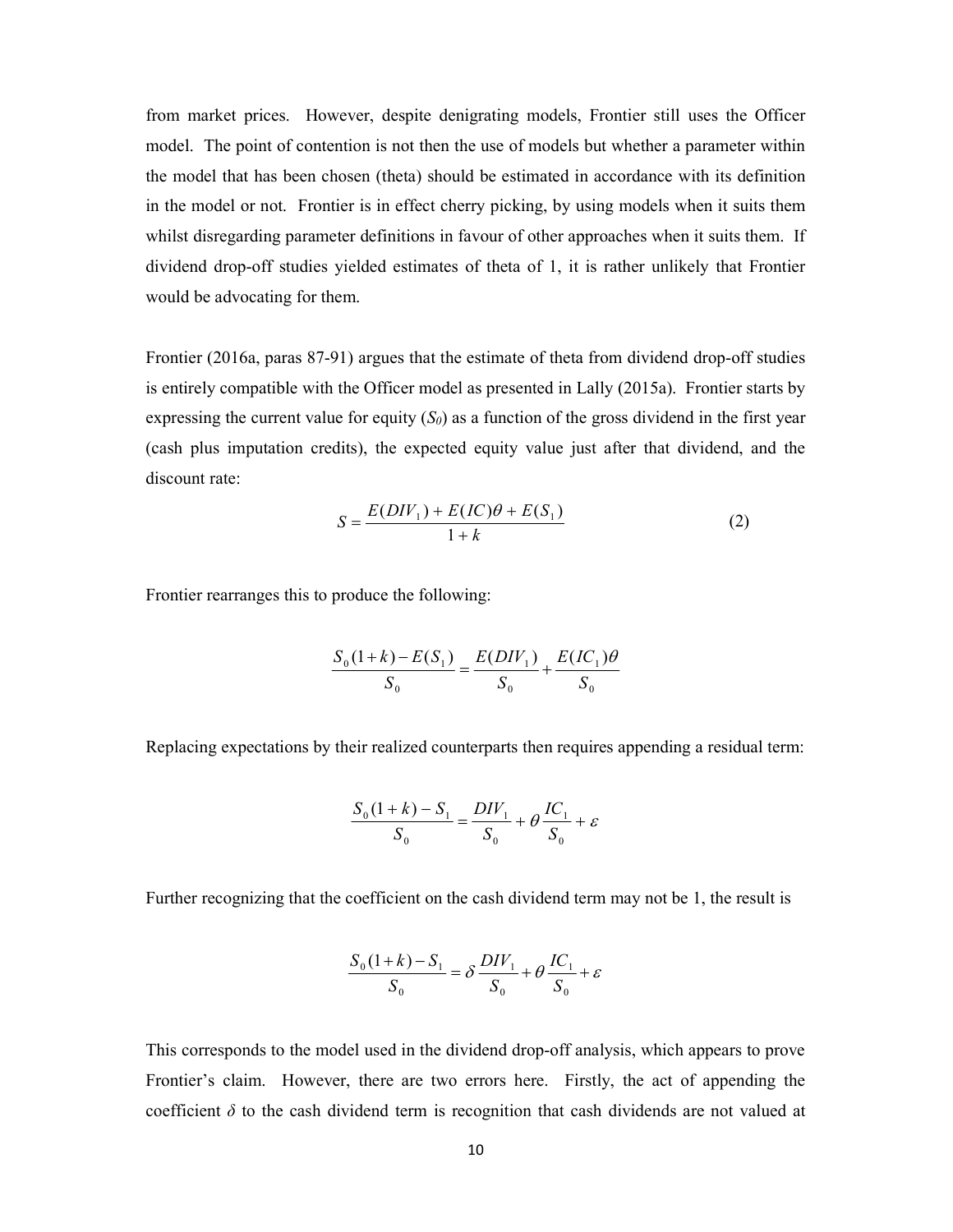from market prices. However, despite denigrating models, Frontier still uses the Officer model. The point of contention is not then the use of models but whether a parameter within the model that has been chosen (theta) should be estimated in accordance with its definition in the model or not. Frontier is in effect cherry picking, by using models when it suits them whilst disregarding parameter definitions in favour of other approaches when it suits them. If dividend drop-off studies yielded estimates of theta of 1, it is rather unlikely that Frontier would be advocating for them.

Frontier (2016a, paras 87-91) argues that the estimate of theta from dividend drop-off studies is entirely compatible with the Officer model as presented in Lally (2015a). Frontier starts by expressing the current value for equity ($S_0$) as a function of the gross dividend in the first year (cash plus imputation credits), the expected equity value just after that dividend, and the discount rate:

$$S = \frac{E(DIV_1) + E(IC)\theta + E(S_1)}{1+k} \tag{2}$$

Frontier rearranges this to produce the following:

$$\frac{S_0(1+k) - E(S_1)}{S_0} = \frac{E(DIV_1)}{S_0} + \frac{E(IC_1)\theta}{S_0}$$

Replacing expectations by their realized counterparts then requires appending a residual term:

$$\frac{S_0(1+k) - S_1}{S_0} = \frac{DIV_1}{S_0} + \theta \frac{IC_1}{S_0} + \varepsilon$$

Further recognizing that the coefficient on the cash dividend term may not be 1, the result is

$$\frac{S_0(1+k) - S_1}{S_0} = \delta \frac{DIV_1}{S_0} + \theta \frac{IC_1}{S_0} + \varepsilon$$

This corresponds to the model used in the dividend drop-off analysis, which appears to prove Frontier's claim. However, there are two errors here. Firstly, the act of appending the coefficient $\delta$ to the cash dividend term is recognition that cash dividends are not valued at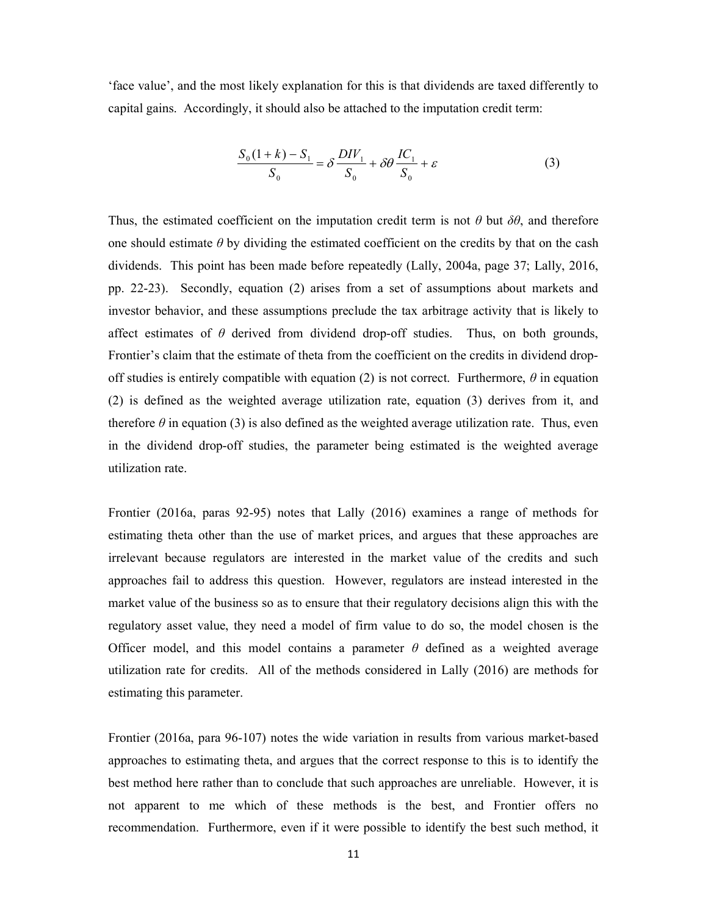'face value', and the most likely explanation for this is that dividends are taxed differently to capital gains. Accordingly, it should also be attached to the imputation credit term:

$$\frac{S_0(1+k)-S_1}{S_0} = \delta\frac{DIV_1}{S_0} + \delta\theta\frac{IC_1}{S_0} + \varepsilon \tag{3}$$

Thus, the estimated coefficient on the imputation credit term is not $\theta$ but $\delta\theta$, and therefore one should estimate $\theta$ by dividing the estimated coefficient on the credits by that on the cash dividends. This point has been made before repeatedly (Lally, 2004a, page 37; Lally, 2016, pp. 22-23). Secondly, equation (2) arises from a set of assumptions about markets and investor behavior, and these assumptions preclude the tax arbitrage activity that is likely to affect estimates of $\theta$ derived from dividend drop-off studies. Thus, on both grounds, Frontier's claim that the estimate of theta from the coefficient on the credits in dividend drop-off studies is entirely compatible with equation (2) is not correct. Furthermore, $\theta$ in equation (2) is defined as the weighted average utilization rate, equation (3) derives from it, and therefore $\theta$ in equation (3) is also defined as the weighted average utilization rate. Thus, even in the dividend drop-off studies, the parameter being estimated is the weighted average utilization rate.

Frontier (2016a, paras 92-95) notes that Lally (2016) examines a range of methods for estimating theta other than the use of market prices, and argues that these approaches are irrelevant because regulators are interested in the market value of the credits and such approaches fail to address this question. However, regulators are instead interested in the market value of the business so as to ensure that their regulatory decisions align this with the regulatory asset value, they need a model of firm value to do so, the model chosen is the Officer model, and this model contains a parameter $\theta$ defined as a weighted average utilization rate for credits. All of the methods considered in Lally (2016) are methods for estimating this parameter.

Frontier (2016a, para 96-107) notes the wide variation in results from various market-based approaches to estimating theta, and argues that the correct response to this is to identify the best method here rather than to conclude that such approaches are unreliable. However, it is not apparent to me which of these methods is the best, and Frontier offers no recommendation. Furthermore, even if it were possible to identify the best such method, it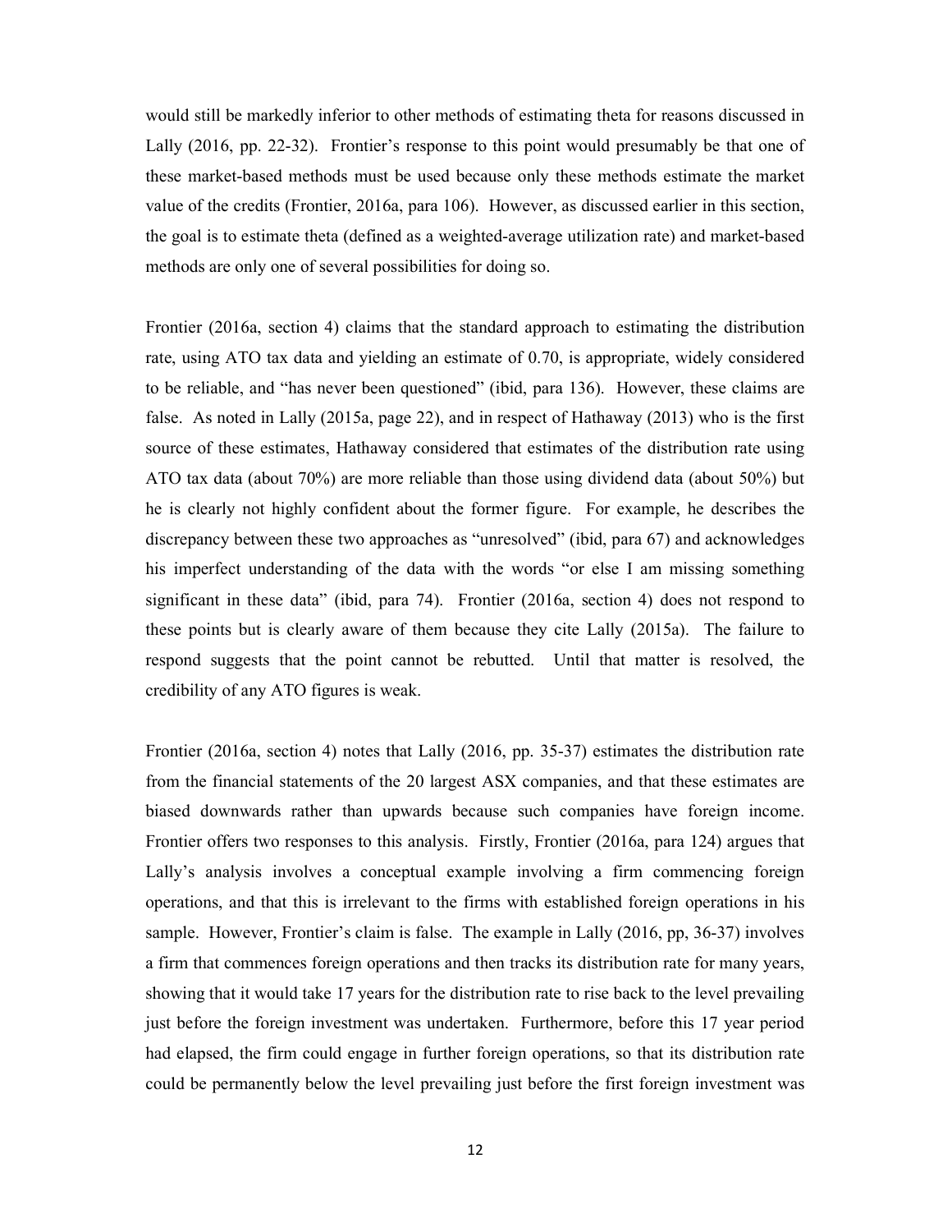would still be markedly inferior to other methods of estimating theta for reasons discussed in Lally (2016, pp. 22-32). Frontier's response to this point would presumably be that one of these market-based methods must be used because only these methods estimate the market value of the credits (Frontier, 2016a, para 106). However, as discussed earlier in this section, the goal is to estimate theta (defined as a weighted-average utilization rate) and market-based methods are only one of several possibilities for doing so.

Frontier (2016a, section 4) claims that the standard approach to estimating the distribution rate, using ATO tax data and yielding an estimate of 0.70, is appropriate, widely considered to be reliable, and "has never been questioned" (ibid, para 136). However, these claims are false. As noted in Lally (2015a, page 22), and in respect of Hathaway (2013) who is the first source of these estimates, Hathaway considered that estimates of the distribution rate using ATO tax data (about 70%) are more reliable than those using dividend data (about 50%) but he is clearly not highly confident about the former figure. For example, he describes the discrepancy between these two approaches as "unresolved" (ibid, para 67) and acknowledges his imperfect understanding of the data with the words "or else I am missing something significant in these data" (ibid, para 74). Frontier (2016a, section 4) does not respond to these points but is clearly aware of them because they cite Lally (2015a). The failure to respond suggests that the point cannot be rebutted. Until that matter is resolved, the credibility of any ATO figures is weak.

Frontier (2016a, section 4) notes that Lally (2016, pp. 35-37) estimates the distribution rate from the financial statements of the 20 largest ASX companies, and that these estimates are biased downwards rather than upwards because such companies have foreign income. Frontier offers two responses to this analysis. Firstly, Frontier (2016a, para 124) argues that Lally's analysis involves a conceptual example involving a firm commencing foreign operations, and that this is irrelevant to the firms with established foreign operations in his sample. However, Frontier's claim is false. The example in Lally (2016, pp, 36-37) involves a firm that commences foreign operations and then tracks its distribution rate for many years, showing that it would take 17 years for the distribution rate to rise back to the level prevailing just before the foreign investment was undertaken. Furthermore, before this 17 year period had elapsed, the firm could engage in further foreign operations, so that its distribution rate could be permanently below the level prevailing just before the first foreign investment was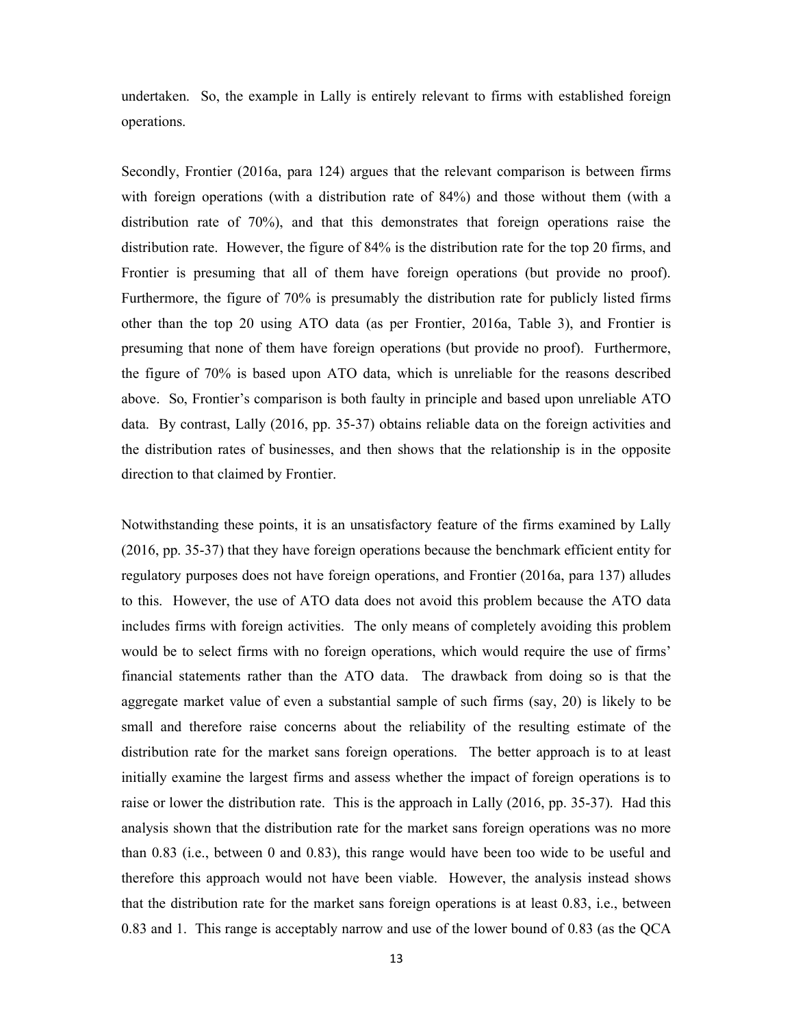undertaken. So, the example in Lally is entirely relevant to firms with established foreign operations.

Secondly, Frontier (2016a, para 124) argues that the relevant comparison is between firms with foreign operations (with a distribution rate of 84%) and those without them (with a distribution rate of 70%), and that this demonstrates that foreign operations raise the distribution rate. However, the figure of 84% is the distribution rate for the top 20 firms, and Frontier is presuming that all of them have foreign operations (but provide no proof). Furthermore, the figure of 70% is presumably the distribution rate for publicly listed firms other than the top 20 using ATO data (as per Frontier, 2016a, Table 3), and Frontier is presuming that none of them have foreign operations (but provide no proof). Furthermore, the figure of 70% is based upon ATO data, which is unreliable for the reasons described above. So, Frontier's comparison is both faulty in principle and based upon unreliable ATO data. By contrast, Lally (2016, pp. 35-37) obtains reliable data on the foreign activities and the distribution rates of businesses, and then shows that the relationship is in the opposite direction to that claimed by Frontier.

Notwithstanding these points, it is an unsatisfactory feature of the firms examined by Lally (2016, pp. 35-37) that they have foreign operations because the benchmark efficient entity for regulatory purposes does not have foreign operations, and Frontier (2016a, para 137) alludes to this. However, the use of ATO data does not avoid this problem because the ATO data includes firms with foreign activities. The only means of completely avoiding this problem would be to select firms with no foreign operations, which would require the use of firms' financial statements rather than the ATO data. The drawback from doing so is that the aggregate market value of even a substantial sample of such firms (say, 20) is likely to be small and therefore raise concerns about the reliability of the resulting estimate of the distribution rate for the market sans foreign operations. The better approach is to at least initially examine the largest firms and assess whether the impact of foreign operations is to raise or lower the distribution rate. This is the approach in Lally (2016, pp. 35-37). Had this analysis shown that the distribution rate for the market sans foreign operations was no more than 0.83 (i.e., between 0 and 0.83), this range would have been too wide to be useful and therefore this approach would not have been viable. However, the analysis instead shows that the distribution rate for the market sans foreign operations is at least 0.83, i.e., between 0.83 and 1. This range is acceptably narrow and use of the lower bound of 0.83 (as the QCA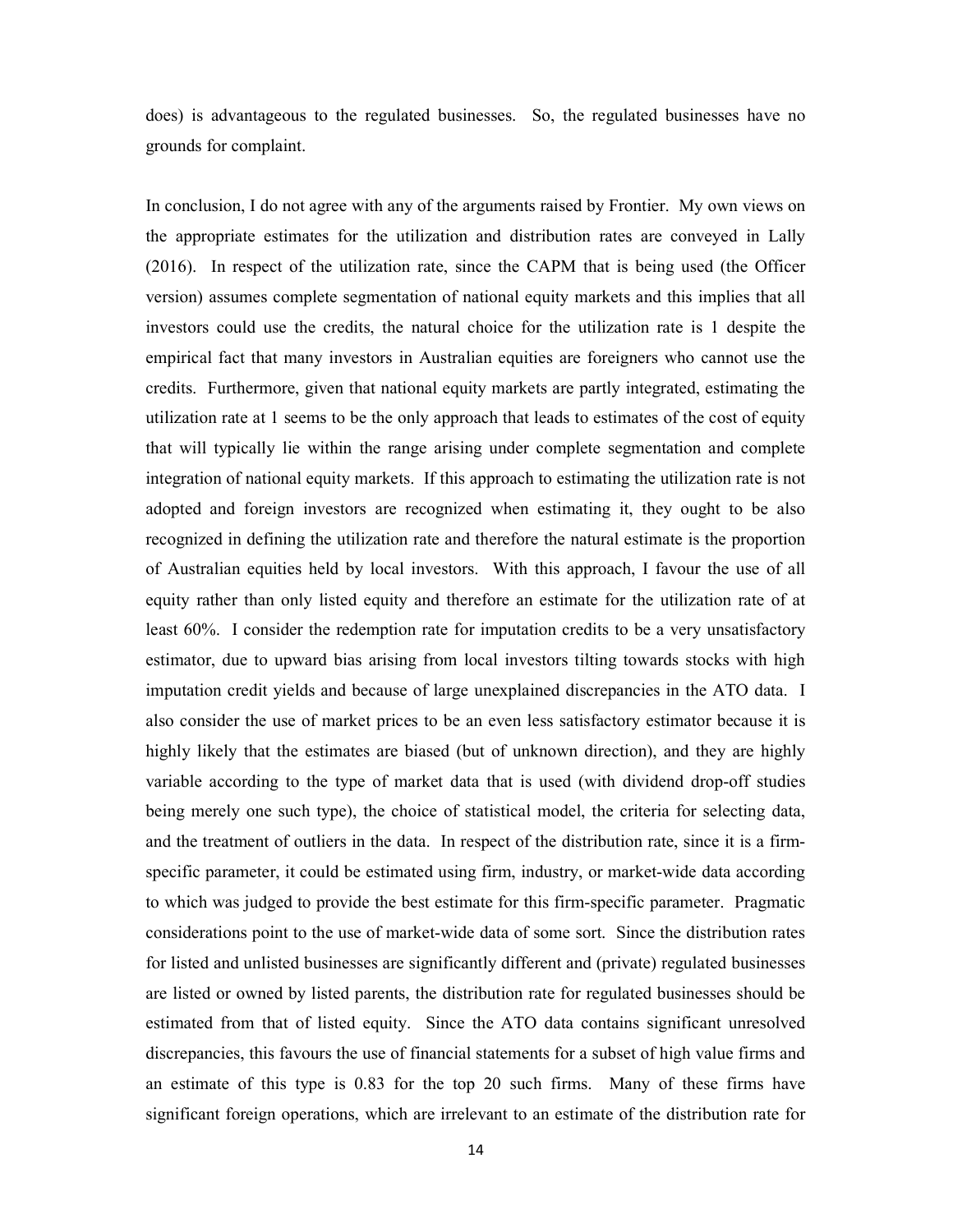does) is advantageous to the regulated businesses. So, the regulated businesses have no grounds for complaint.

In conclusion, I do not agree with any of the arguments raised by Frontier. My own views on the appropriate estimates for the utilization and distribution rates are conveyed in Lally (2016). In respect of the utilization rate, since the CAPM that is being used (the Officer version) assumes complete segmentation of national equity markets and this implies that all investors could use the credits, the natural choice for the utilization rate is 1 despite the empirical fact that many investors in Australian equities are foreigners who cannot use the credits. Furthermore, given that national equity markets are partly integrated, estimating the utilization rate at 1 seems to be the only approach that leads to estimates of the cost of equity that will typically lie within the range arising under complete segmentation and complete integration of national equity markets. If this approach to estimating the utilization rate is not adopted and foreign investors are recognized when estimating it, they ought to be also recognized in defining the utilization rate and therefore the natural estimate is the proportion of Australian equities held by local investors. With this approach, I favour the use of all equity rather than only listed equity and therefore an estimate for the utilization rate of at least 60%. I consider the redemption rate for imputation credits to be a very unsatisfactory estimator, due to upward bias arising from local investors tilting towards stocks with high imputation credit yields and because of large unexplained discrepancies in the ATO data. I also consider the use of market prices to be an even less satisfactory estimator because it is highly likely that the estimates are biased (but of unknown direction), and they are highly variable according to the type of market data that is used (with dividend drop-off studies being merely one such type), the choice of statistical model, the criteria for selecting data, and the treatment of outliers in the data. In respect of the distribution rate, since it is a firm-specific parameter, it could be estimated using firm, industry, or market-wide data according to which was judged to provide the best estimate for this firm-specific parameter. Pragmatic considerations point to the use of market-wide data of some sort. Since the distribution rates for listed and unlisted businesses are significantly different and (private) regulated businesses are listed or owned by listed parents, the distribution rate for regulated businesses should be estimated from that of listed equity. Since the ATO data contains significant unresolved discrepancies, this favours the use of financial statements for a subset of high value firms and an estimate of this type is 0.83 for the top 20 such firms. Many of these firms have significant foreign operations, which are irrelevant to an estimate of the distribution rate for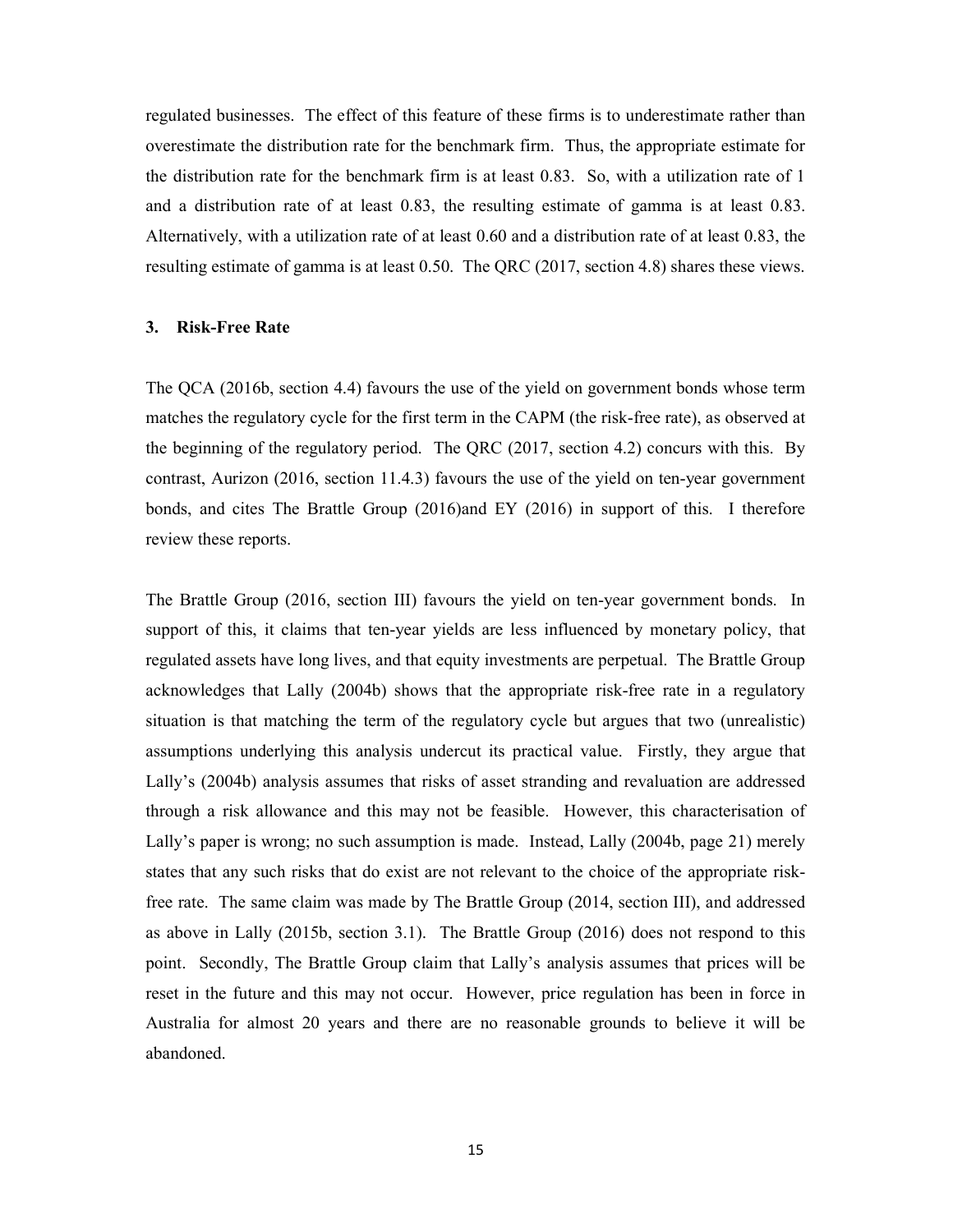regulated businesses. The effect of this feature of these firms is to underestimate rather than overestimate the distribution rate for the benchmark firm. Thus, the appropriate estimate for the distribution rate for the benchmark firm is at least 0.83. So, with a utilization rate of 1 and a distribution rate of at least 0.83, the resulting estimate of gamma is at least 0.83. Alternatively, with a utilization rate of at least 0.60 and a distribution rate of at least 0.83, the resulting estimate of gamma is at least 0.50. The QRC (2017, section 4.8) shares these views.

## 3. Risk-Free Rate

The QCA (2016b, section 4.4) favours the use of the yield on government bonds whose term matches the regulatory cycle for the first term in the CAPM (the risk-free rate), as observed at the beginning of the regulatory period. The QRC (2017, section 4.2) concurs with this. By contrast, Aurizon (2016, section 11.4.3) favours the use of the yield on ten-year government bonds, and cites The Brattle Group (2016)and EY (2016) in support of this. I therefore review these reports.

The Brattle Group (2016, section III) favours the yield on ten-year government bonds. In support of this, it claims that ten-year yields are less influenced by monetary policy, that regulated assets have long lives, and that equity investments are perpetual. The Brattle Group acknowledges that Lally (2004b) shows that the appropriate risk-free rate in a regulatory situation is that matching the term of the regulatory cycle but argues that two (unrealistic) assumptions underlying this analysis undercut its practical value. Firstly, they argue that Lally's (2004b) analysis assumes that risks of asset stranding and revaluation are addressed through a risk allowance and this may not be feasible. However, this characterisation of Lally's paper is wrong; no such assumption is made. Instead, Lally (2004b, page 21) merely states that any such risks that do exist are not relevant to the choice of the appropriate risk-free rate. The same claim was made by The Brattle Group (2014, section III), and addressed as above in Lally (2015b, section 3.1). The Brattle Group (2016) does not respond to this point. Secondly, The Brattle Group claim that Lally's analysis assumes that prices will be reset in the future and this may not occur. However, price regulation has been in force in Australia for almost 20 years and there are no reasonable grounds to believe it will be abandoned.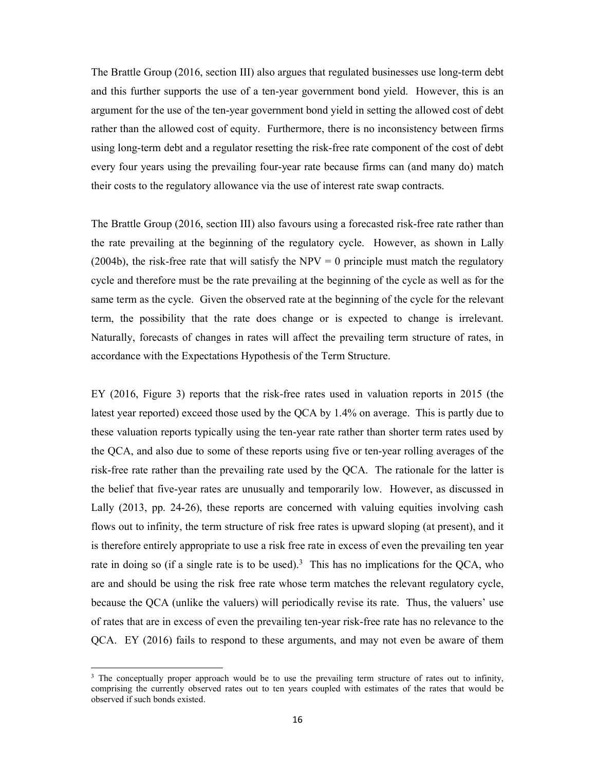The Brattle Group (2016, section III) also argues that regulated businesses use long-term debt and this further supports the use of a ten-year government bond yield. However, this is an argument for the use of the ten-year government bond yield in setting the allowed cost of debt rather than the allowed cost of equity. Furthermore, there is no inconsistency between firms using long-term debt and a regulator resetting the risk-free rate component of the cost of debt every four years using the prevailing four-year rate because firms can (and many do) match their costs to the regulatory allowance via the use of interest rate swap contracts.

The Brattle Group (2016, section III) also favours using a forecasted risk-free rate rather than the rate prevailing at the beginning of the regulatory cycle. However, as shown in Lally (2004b), the risk-free rate that will satisfy the NPV = 0 principle must match the regulatory cycle and therefore must be the rate prevailing at the beginning of the cycle as well as for the same term as the cycle. Given the observed rate at the beginning of the cycle for the relevant term, the possibility that the rate does change or is expected to change is irrelevant. Naturally, forecasts of changes in rates will affect the prevailing term structure of rates, in accordance with the Expectations Hypothesis of the Term Structure.

EY (2016, Figure 3) reports that the risk-free rates used in valuation reports in 2015 (the latest year reported) exceed those used by the QCA by 1.4% on average. This is partly due to these valuation reports typically using the ten-year rate rather than shorter term rates used by the QCA, and also due to some of these reports using five or ten-year rolling averages of the risk-free rate rather than the prevailing rate used by the QCA. The rationale for the latter is the belief that five-year rates are unusually and temporarily low. However, as discussed in Lally (2013, pp. 24-26), these reports are concerned with valuing equities involving cash flows out to infinity, the term structure of risk free rates is upward sloping (at present), and it is therefore entirely appropriate to use a risk free rate in excess of even the prevailing ten year rate in doing so (if a single rate is to be used).[3] This has no implications for the QCA, who are and should be using the risk free rate whose term matches the relevant regulatory cycle, because the QCA (unlike the valuers) will periodically revise its rate. Thus, the valuers' use of rates that are in excess of even the prevailing ten-year risk-free rate has no relevance to the QCA. EY (2016) fails to respond to these arguments, and may not even be aware of them

[3] The conceptually proper approach would be to use the prevailing term structure of rates out to infinity, comprising the currently observed rates out to ten years coupled with estimates of the rates that would be observed if such bonds existed.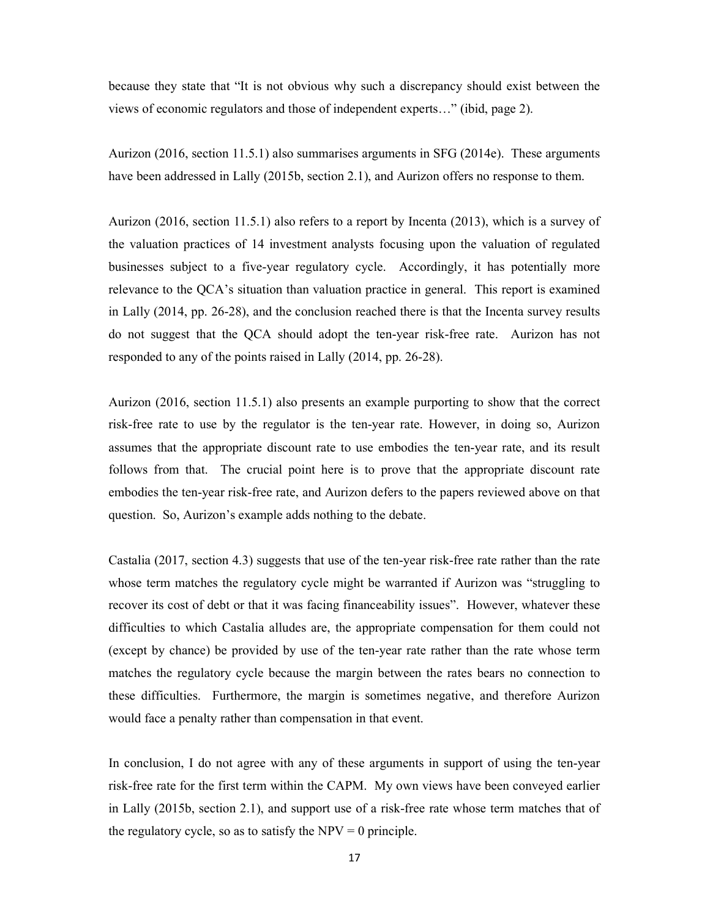because they state that "It is not obvious why such a discrepancy should exist between the views of economic regulators and those of independent experts…" (ibid, page 2).

Aurizon (2016, section 11.5.1) also summarises arguments in SFG (2014e). These arguments have been addressed in Lally (2015b, section 2.1), and Aurizon offers no response to them.

Aurizon (2016, section 11.5.1) also refers to a report by Incenta (2013), which is a survey of the valuation practices of 14 investment analysts focusing upon the valuation of regulated businesses subject to a five-year regulatory cycle. Accordingly, it has potentially more relevance to the QCA's situation than valuation practice in general. This report is examined in Lally (2014, pp. 26-28), and the conclusion reached there is that the Incenta survey results do not suggest that the QCA should adopt the ten-year risk-free rate. Aurizon has not responded to any of the points raised in Lally (2014, pp. 26-28).

Aurizon (2016, section 11.5.1) also presents an example purporting to show that the correct risk-free rate to use by the regulator is the ten-year rate. However, in doing so, Aurizon assumes that the appropriate discount rate to use embodies the ten-year rate, and its result follows from that. The crucial point here is to prove that the appropriate discount rate embodies the ten-year risk-free rate, and Aurizon defers to the papers reviewed above on that question. So, Aurizon's example adds nothing to the debate.

Castalia (2017, section 4.3) suggests that use of the ten-year risk-free rate rather than the rate whose term matches the regulatory cycle might be warranted if Aurizon was "struggling to recover its cost of debt or that it was facing financeability issues". However, whatever these difficulties to which Castalia alludes are, the appropriate compensation for them could not (except by chance) be provided by use of the ten-year rate rather than the rate whose term matches the regulatory cycle because the margin between the rates bears no connection to these difficulties. Furthermore, the margin is sometimes negative, and therefore Aurizon would face a penalty rather than compensation in that event.

In conclusion, I do not agree with any of these arguments in support of using the ten-year risk-free rate for the first term within the CAPM. My own views have been conveyed earlier in Lally (2015b, section 2.1), and support use of a risk-free rate whose term matches that of the regulatory cycle, so as to satisfy the NPV = 0 principle.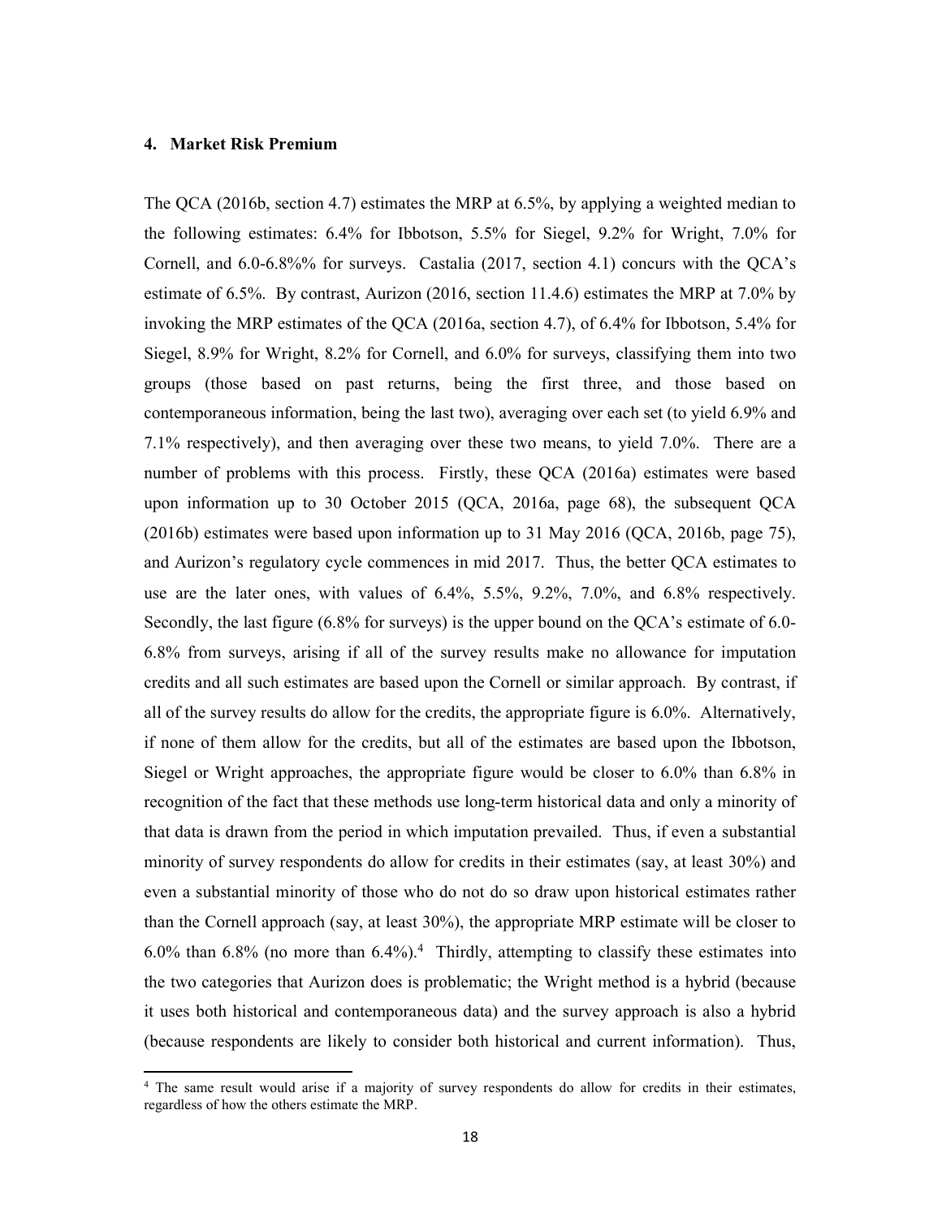## 4. Market Risk Premium

The QCA (2016b, section 4.7) estimates the MRP at 6.5%, by applying a weighted median to the following estimates: 6.4% for Ibbotson, 5.5% for Siegel, 9.2% for Wright, 7.0% for Cornell, and 6.0-6.8%% for surveys. Castalia (2017, section 4.1) concurs with the QCA's estimate of 6.5%. By contrast, Aurizon (2016, section 11.4.6) estimates the MRP at 7.0% by invoking the MRP estimates of the QCA (2016a, section 4.7), of 6.4% for Ibbotson, 5.4% for Siegel, 8.9% for Wright, 8.2% for Cornell, and 6.0% for surveys, classifying them into two groups (those based on past returns, being the first three, and those based on contemporaneous information, being the last two), averaging over each set (to yield 6.9% and 7.1% respectively), and then averaging over these two means, to yield 7.0%. There are a number of problems with this process. Firstly, these QCA (2016a) estimates were based upon information up to 30 October 2015 (QCA, 2016a, page 68), the subsequent QCA (2016b) estimates were based upon information up to 31 May 2016 (QCA, 2016b, page 75), and Aurizon's regulatory cycle commences in mid 2017. Thus, the better QCA estimates to use are the later ones, with values of 6.4%, 5.5%, 9.2%, 7.0%, and 6.8% respectively. Secondly, the last figure (6.8% for surveys) is the upper bound on the QCA's estimate of 6.0-6.8% from surveys, arising if all of the survey results make no allowance for imputation credits and all such estimates are based upon the Cornell or similar approach. By contrast, if all of the survey results do allow for the credits, the appropriate figure is 6.0%. Alternatively, if none of them allow for the credits, but all of the estimates are based upon the Ibbotson, Siegel or Wright approaches, the appropriate figure would be closer to 6.0% than 6.8% in recognition of the fact that these methods use long-term historical data and only a minority of that data is drawn from the period in which imputation prevailed. Thus, if even a substantial minority of survey respondents do allow for credits in their estimates (say, at least 30%) and even a substantial minority of those who do not do so draw upon historical estimates rather than the Cornell approach (say, at least 30%), the appropriate MRP estimate will be closer to 6.0% than 6.8% (no more than 6.4%).[4] Thirdly, attempting to classify these estimates into the two categories that Aurizon does is problematic; the Wright method is a hybrid (because it uses both historical and contemporaneous data) and the survey approach is also a hybrid (because respondents are likely to consider both historical and current information). Thus,

[4] The same result would arise if a majority of survey respondents do allow for credits in their estimates, regardless of how the others estimate the MRP.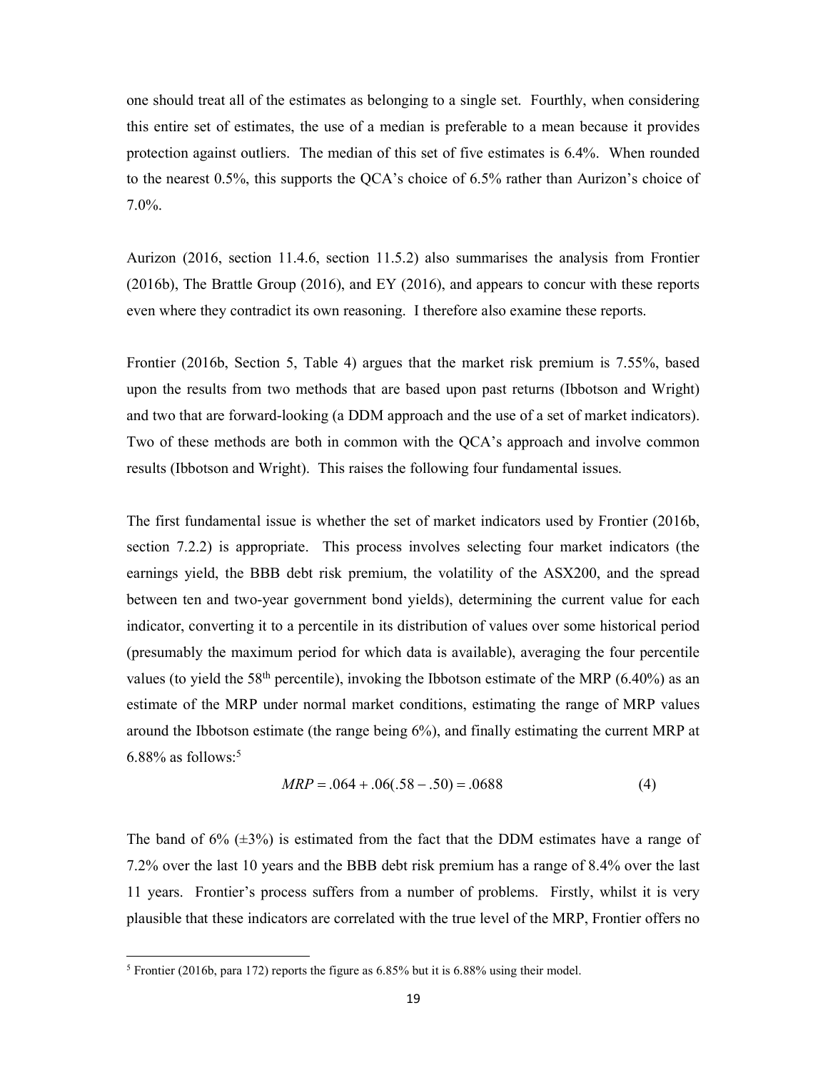one should treat all of the estimates as belonging to a single set. Fourthly, when considering this entire set of estimates, the use of a median is preferable to a mean because it provides protection against outliers. The median of this set of five estimates is 6.4%. When rounded to the nearest 0.5%, this supports the QCA's choice of 6.5% rather than Aurizon's choice of 7.0%.

Aurizon (2016, section 11.4.6, section 11.5.2) also summarises the analysis from Frontier (2016b), The Brattle Group (2016), and EY (2016), and appears to concur with these reports even where they contradict its own reasoning. I therefore also examine these reports.

Frontier (2016b, Section 5, Table 4) argues that the market risk premium is 7.55%, based upon the results from two methods that are based upon past returns (Ibbotson and Wright) and two that are forward-looking (a DDM approach and the use of a set of market indicators). Two of these methods are both in common with the QCA's approach and involve common results (Ibbotson and Wright). This raises the following four fundamental issues.

The first fundamental issue is whether the set of market indicators used by Frontier (2016b, section 7.2.2) is appropriate. This process involves selecting four market indicators (the earnings yield, the BBB debt risk premium, the volatility of the ASX200, and the spread between ten and two-year government bond yields), determining the current value for each indicator, converting it to a percentile in its distribution of values over some historical period (presumably the maximum period for which data is available), averaging the four percentile values (to yield the 58th percentile), invoking the Ibbotson estimate of the MRP (6.40%) as an estimate of the MRP under normal market conditions, estimating the range of MRP values around the Ibbotson estimate (the range being 6%), and finally estimating the current MRP at 6.88% as follows:[5]

$$MRP = .064 + .06(.58 - .50) = .0688 \tag{4}$$

The band of 6% (±3%) is estimated from the fact that the DDM estimates have a range of 7.2% over the last 10 years and the BBB debt risk premium has a range of 8.4% over the last 11 years. Frontier's process suffers from a number of problems. Firstly, whilst it is very plausible that these indicators are correlated with the true level of the MRP, Frontier offers no

[5] Frontier (2016b, para 172) reports the figure as 6.85% but it is 6.88% using their model.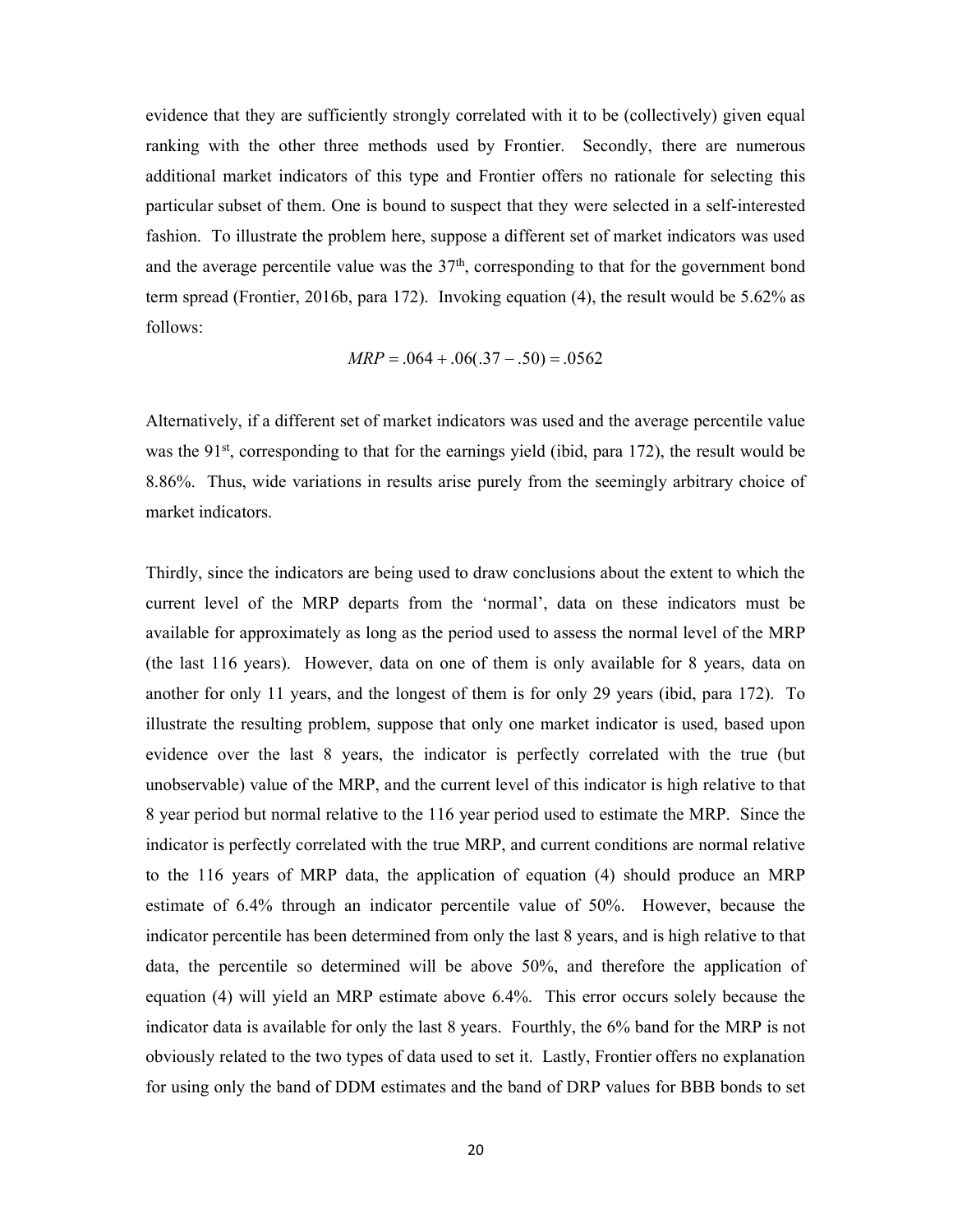evidence that they are sufficiently strongly correlated with it to be (collectively) given equal ranking with the other three methods used by Frontier. Secondly, there are numerous additional market indicators of this type and Frontier offers no rationale for selecting this particular subset of them. One is bound to suspect that they were selected in a self-interested fashion. To illustrate the problem here, suppose a different set of market indicators was used and the average percentile value was the 37th, corresponding to that for the government bond term spread (Frontier, 2016b, para 172). Invoking equation (4), the result would be 5.62% as follows:

$$MRP = .064 + .06(.37 - .50) = .0562$$

Alternatively, if a different set of market indicators was used and the average percentile value was the 91st, corresponding to that for the earnings yield (ibid, para 172), the result would be 8.86%. Thus, wide variations in results arise purely from the seemingly arbitrary choice of market indicators.

Thirdly, since the indicators are being used to draw conclusions about the extent to which the current level of the MRP departs from the 'normal', data on these indicators must be available for approximately as long as the period used to assess the normal level of the MRP (the last 116 years). However, data on one of them is only available for 8 years, data on another for only 11 years, and the longest of them is for only 29 years (ibid, para 172). To illustrate the resulting problem, suppose that only one market indicator is used, based upon evidence over the last 8 years, the indicator is perfectly correlated with the true (but unobservable) value of the MRP, and the current level of this indicator is high relative to that 8 year period but normal relative to the 116 year period used to estimate the MRP. Since the indicator is perfectly correlated with the true MRP, and current conditions are normal relative to the 116 years of MRP data, the application of equation (4) should produce an MRP estimate of 6.4% through an indicator percentile value of 50%. However, because the indicator percentile has been determined from only the last 8 years, and is high relative to that data, the percentile so determined will be above 50%, and therefore the application of equation (4) will yield an MRP estimate above 6.4%. This error occurs solely because the indicator data is available for only the last 8 years. Fourthly, the 6% band for the MRP is not obviously related to the two types of data used to set it. Lastly, Frontier offers no explanation for using only the band of DDM estimates and the band of DRP values for BBB bonds to set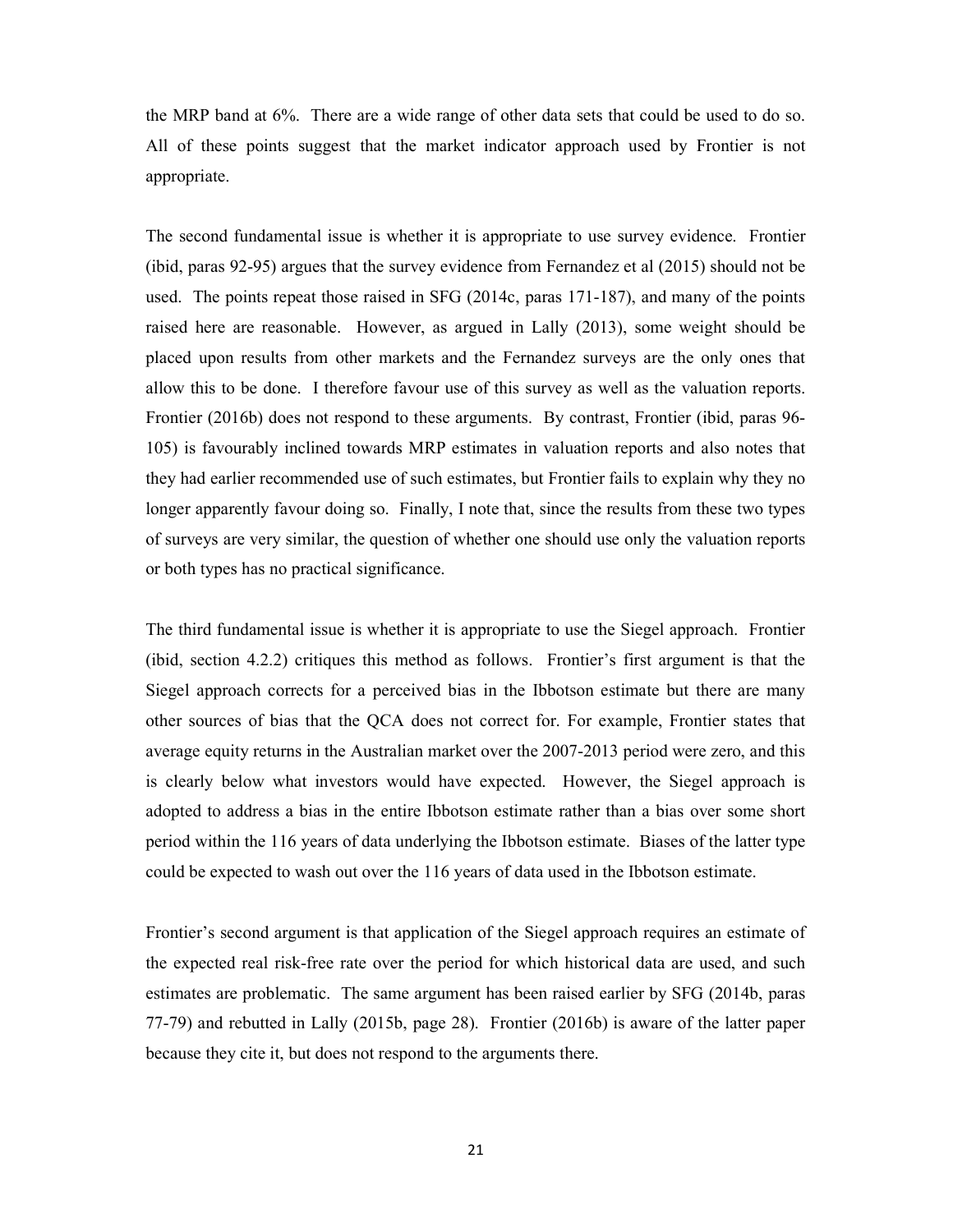the MRP band at 6%. There are a wide range of other data sets that could be used to do so. All of these points suggest that the market indicator approach used by Frontier is not appropriate.

The second fundamental issue is whether it is appropriate to use survey evidence. Frontier (ibid, paras 92-95) argues that the survey evidence from Fernandez et al (2015) should not be used. The points repeat those raised in SFG (2014c, paras 171-187), and many of the points raised here are reasonable. However, as argued in Lally (2013), some weight should be placed upon results from other markets and the Fernandez surveys are the only ones that allow this to be done. I therefore favour use of this survey as well as the valuation reports. Frontier (2016b) does not respond to these arguments. By contrast, Frontier (ibid, paras 96-105) is favourably inclined towards MRP estimates in valuation reports and also notes that they had earlier recommended use of such estimates, but Frontier fails to explain why they no longer apparently favour doing so. Finally, I note that, since the results from these two types of surveys are very similar, the question of whether one should use only the valuation reports or both types has no practical significance.

The third fundamental issue is whether it is appropriate to use the Siegel approach. Frontier (ibid, section 4.2.2) critiques this method as follows. Frontier's first argument is that the Siegel approach corrects for a perceived bias in the Ibbotson estimate but there are many other sources of bias that the QCA does not correct for. For example, Frontier states that average equity returns in the Australian market over the 2007-2013 period were zero, and this is clearly below what investors would have expected. However, the Siegel approach is adopted to address a bias in the entire Ibbotson estimate rather than a bias over some short period within the 116 years of data underlying the Ibbotson estimate. Biases of the latter type could be expected to wash out over the 116 years of data used in the Ibbotson estimate.

Frontier's second argument is that application of the Siegel approach requires an estimate of the expected real risk-free rate over the period for which historical data are used, and such estimates are problematic. The same argument has been raised earlier by SFG (2014b, paras 77-79) and rebutted in Lally (2015b, page 28). Frontier (2016b) is aware of the latter paper because they cite it, but does not respond to the arguments there.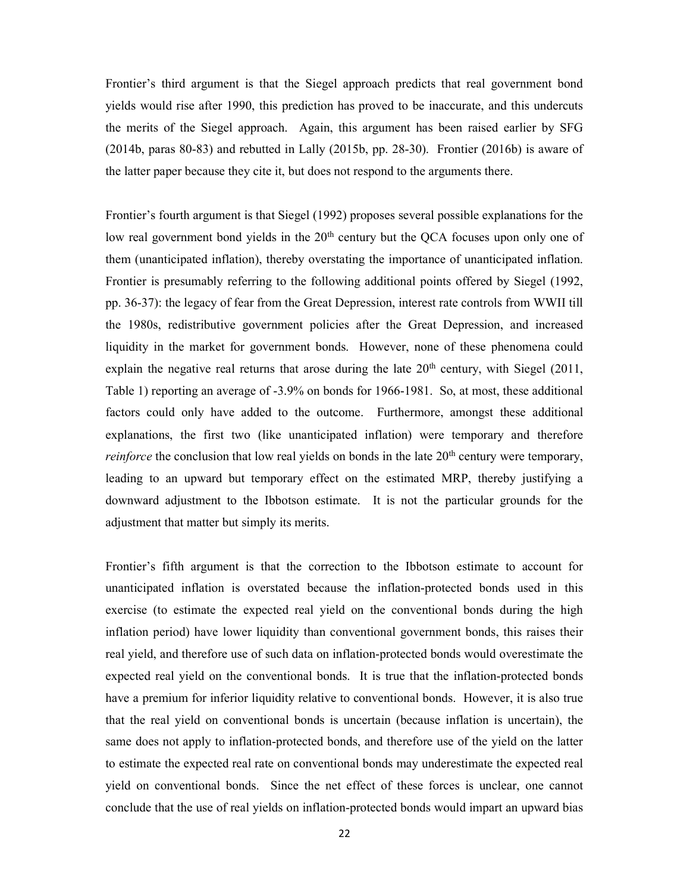Frontier's third argument is that the Siegel approach predicts that real government bond yields would rise after 1990, this prediction has proved to be inaccurate, and this undercuts the merits of the Siegel approach. Again, this argument has been raised earlier by SFG (2014b, paras 80-83) and rebutted in Lally (2015b, pp. 28-30). Frontier (2016b) is aware of the latter paper because they cite it, but does not respond to the arguments there.

Frontier's fourth argument is that Siegel (1992) proposes several possible explanations for the low real government bond yields in the 20th century but the QCA focuses upon only one of them (unanticipated inflation), thereby overstating the importance of unanticipated inflation. Frontier is presumably referring to the following additional points offered by Siegel (1992, pp. 36-37): the legacy of fear from the Great Depression, interest rate controls from WWII till the 1980s, redistributive government policies after the Great Depression, and increased liquidity in the market for government bonds. However, none of these phenomena could explain the negative real returns that arose during the late 20th century, with Siegel (2011, Table 1) reporting an average of -3.9% on bonds for 1966-1981. So, at most, these additional factors could only have added to the outcome. Furthermore, amongst these additional explanations, the first two (like unanticipated inflation) were temporary and therefore *reinforce* the conclusion that low real yields on bonds in the late 20th century were temporary, leading to an upward but temporary effect on the estimated MRP, thereby justifying a downward adjustment to the Ibbotson estimate. It is not the particular grounds for the adjustment that matter but simply its merits.

Frontier's fifth argument is that the correction to the Ibbotson estimate to account for unanticipated inflation is overstated because the inflation-protected bonds used in this exercise (to estimate the expected real yield on the conventional bonds during the high inflation period) have lower liquidity than conventional government bonds, this raises their real yield, and therefore use of such data on inflation-protected bonds would overestimate the expected real yield on the conventional bonds. It is true that the inflation-protected bonds have a premium for inferior liquidity relative to conventional bonds. However, it is also true that the real yield on conventional bonds is uncertain (because inflation is uncertain), the same does not apply to inflation-protected bonds, and therefore use of the yield on the latter to estimate the expected real rate on conventional bonds may underestimate the expected real yield on conventional bonds. Since the net effect of these forces is unclear, one cannot conclude that the use of real yields on inflation-protected bonds would impart an upward bias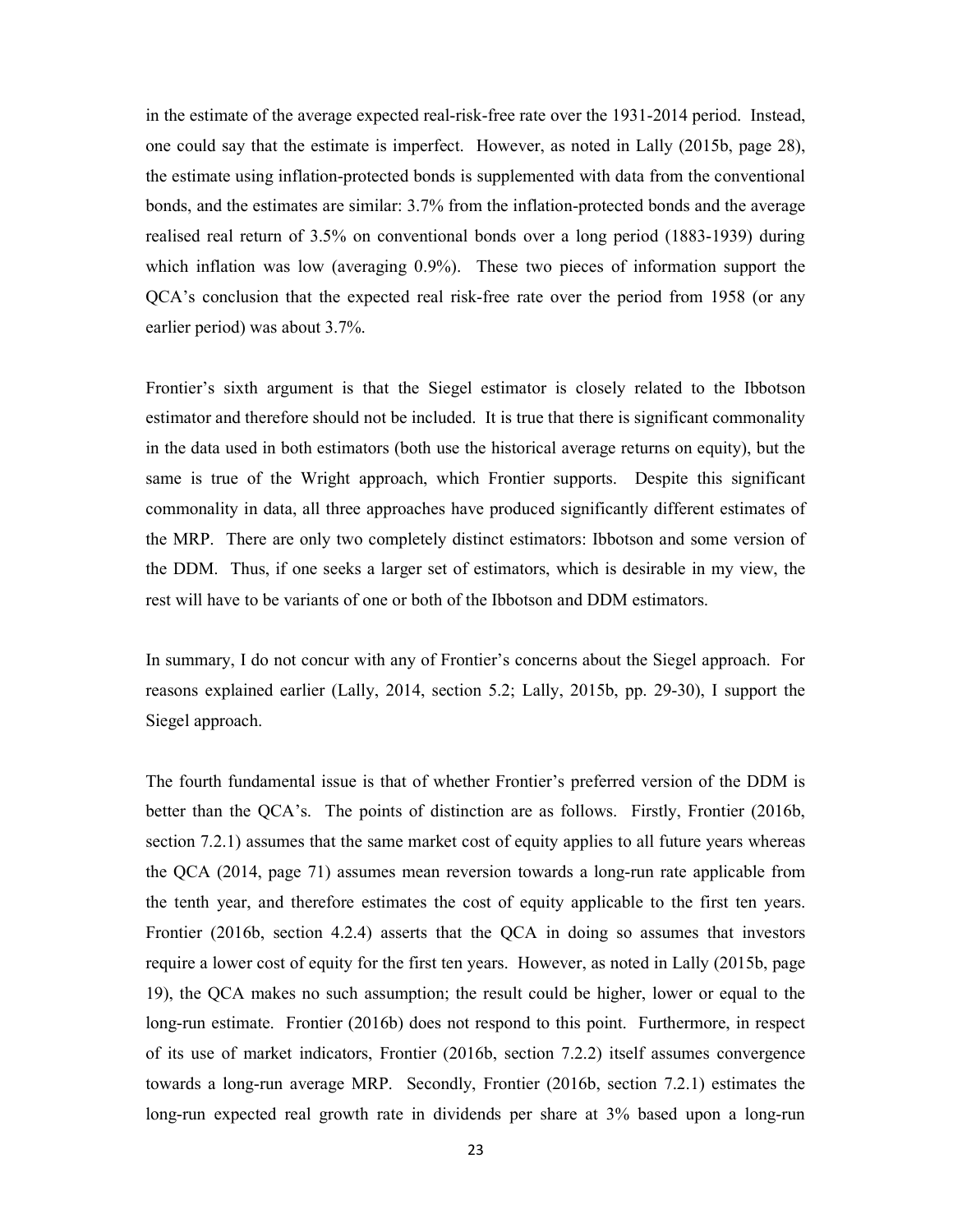in the estimate of the average expected real-risk-free rate over the 1931-2014 period. Instead, one could say that the estimate is imperfect. However, as noted in Lally (2015b, page 28), the estimate using inflation-protected bonds is supplemented with data from the conventional bonds, and the estimates are similar: 3.7% from the inflation-protected bonds and the average realised real return of 3.5% on conventional bonds over a long period (1883-1939) during which inflation was low (averaging 0.9%). These two pieces of information support the QCA's conclusion that the expected real risk-free rate over the period from 1958 (or any earlier period) was about 3.7%.

Frontier's sixth argument is that the Siegel estimator is closely related to the Ibbotson estimator and therefore should not be included. It is true that there is significant commonality in the data used in both estimators (both use the historical average returns on equity), but the same is true of the Wright approach, which Frontier supports. Despite this significant commonality in data, all three approaches have produced significantly different estimates of the MRP. There are only two completely distinct estimators: Ibbotson and some version of the DDM. Thus, if one seeks a larger set of estimators, which is desirable in my view, the rest will have to be variants of one or both of the Ibbotson and DDM estimators.

In summary, I do not concur with any of Frontier's concerns about the Siegel approach. For reasons explained earlier (Lally, 2014, section 5.2; Lally, 2015b, pp. 29-30), I support the Siegel approach.

The fourth fundamental issue is that of whether Frontier's preferred version of the DDM is better than the QCA's. The points of distinction are as follows. Firstly, Frontier (2016b, section 7.2.1) assumes that the same market cost of equity applies to all future years whereas the QCA (2014, page 71) assumes mean reversion towards a long-run rate applicable from the tenth year, and therefore estimates the cost of equity applicable to the first ten years. Frontier (2016b, section 4.2.4) asserts that the QCA in doing so assumes that investors require a lower cost of equity for the first ten years. However, as noted in Lally (2015b, page 19), the QCA makes no such assumption; the result could be higher, lower or equal to the long-run estimate. Frontier (2016b) does not respond to this point. Furthermore, in respect of its use of market indicators, Frontier (2016b, section 7.2.2) itself assumes convergence towards a long-run average MRP. Secondly, Frontier (2016b, section 7.2.1) estimates the long-run expected real growth rate in dividends per share at 3% based upon a long-run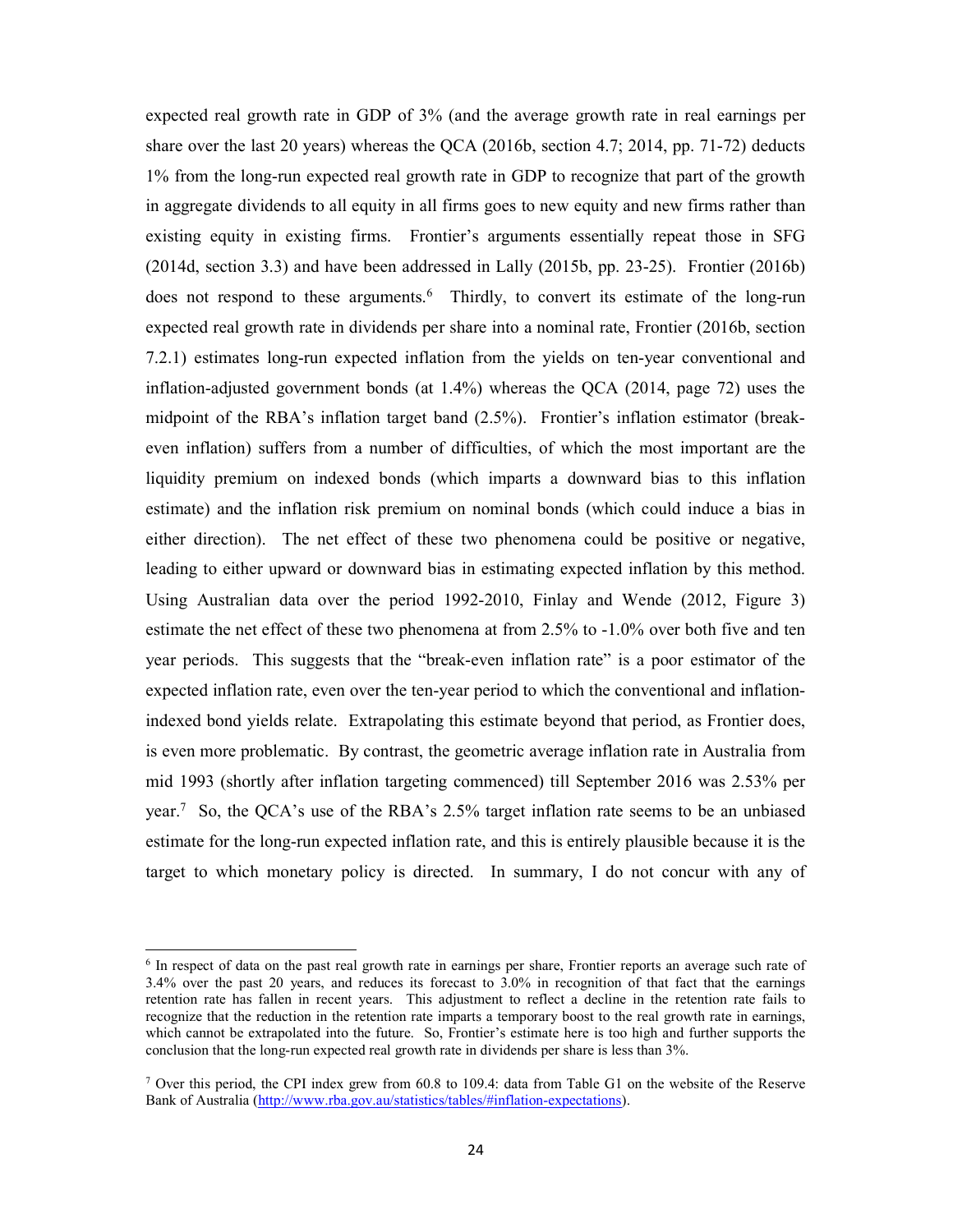expected real growth rate in GDP of 3% (and the average growth rate in real earnings per share over the last 20 years) whereas the QCA (2016b, section 4.7; 2014, pp. 71-72) deducts 1% from the long-run expected real growth rate in GDP to recognize that part of the growth in aggregate dividends to all equity in all firms goes to new equity and new firms rather than existing equity in existing firms. Frontier's arguments essentially repeat those in SFG (2014d, section 3.3) and have been addressed in Lally (2015b, pp. 23-25). Frontier (2016b) does not respond to these arguments.[6] Thirdly, to convert its estimate of the long-run expected real growth rate in dividends per share into a nominal rate, Frontier (2016b, section 7.2.1) estimates long-run expected inflation from the yields on ten-year conventional and inflation-adjusted government bonds (at 1.4%) whereas the QCA (2014, page 72) uses the midpoint of the RBA's inflation target band (2.5%). Frontier's inflation estimator (break-even inflation) suffers from a number of difficulties, of which the most important are the liquidity premium on indexed bonds (which imparts a downward bias to this inflation estimate) and the inflation risk premium on nominal bonds (which could induce a bias in either direction). The net effect of these two phenomena could be positive or negative, leading to either upward or downward bias in estimating expected inflation by this method. Using Australian data over the period 1992-2010, Finlay and Wende (2012, Figure 3) estimate the net effect of these two phenomena at from 2.5% to -1.0% over both five and ten year periods. This suggests that the "break-even inflation rate" is a poor estimator of the expected inflation rate, even over the ten-year period to which the conventional and inflation-indexed bond yields relate. Extrapolating this estimate beyond that period, as Frontier does, is even more problematic. By contrast, the geometric average inflation rate in Australia from mid 1993 (shortly after inflation targeting commenced) till September 2016 was 2.53% per year.[7] So, the QCA's use of the RBA's 2.5% target inflation rate seems to be an unbiased estimate for the long-run expected inflation rate, and this is entirely plausible because it is the target to which monetary policy is directed. In summary, I do not concur with any of

---

[6] In respect of data on the past real growth rate in earnings per share, Frontier reports an average such rate of 3.4% over the past 20 years, and reduces its forecast to 3.0% in recognition of that fact that the earnings retention rate has fallen in recent years. This adjustment to reflect a decline in the retention rate fails to recognize that the reduction in the retention rate imparts a temporary boost to the real growth rate in earnings, which cannot be extrapolated into the future. So, Frontier's estimate here is too high and further supports the conclusion that the long-run expected real growth rate in dividends per share is less than 3%.

[7] Over this period, the CPI index grew from 60.8 to 109.4: data from Table G1 on the website of the Reserve Bank of Australia (http://www.rba.gov.au/statistics/tables/#inflation-expectations).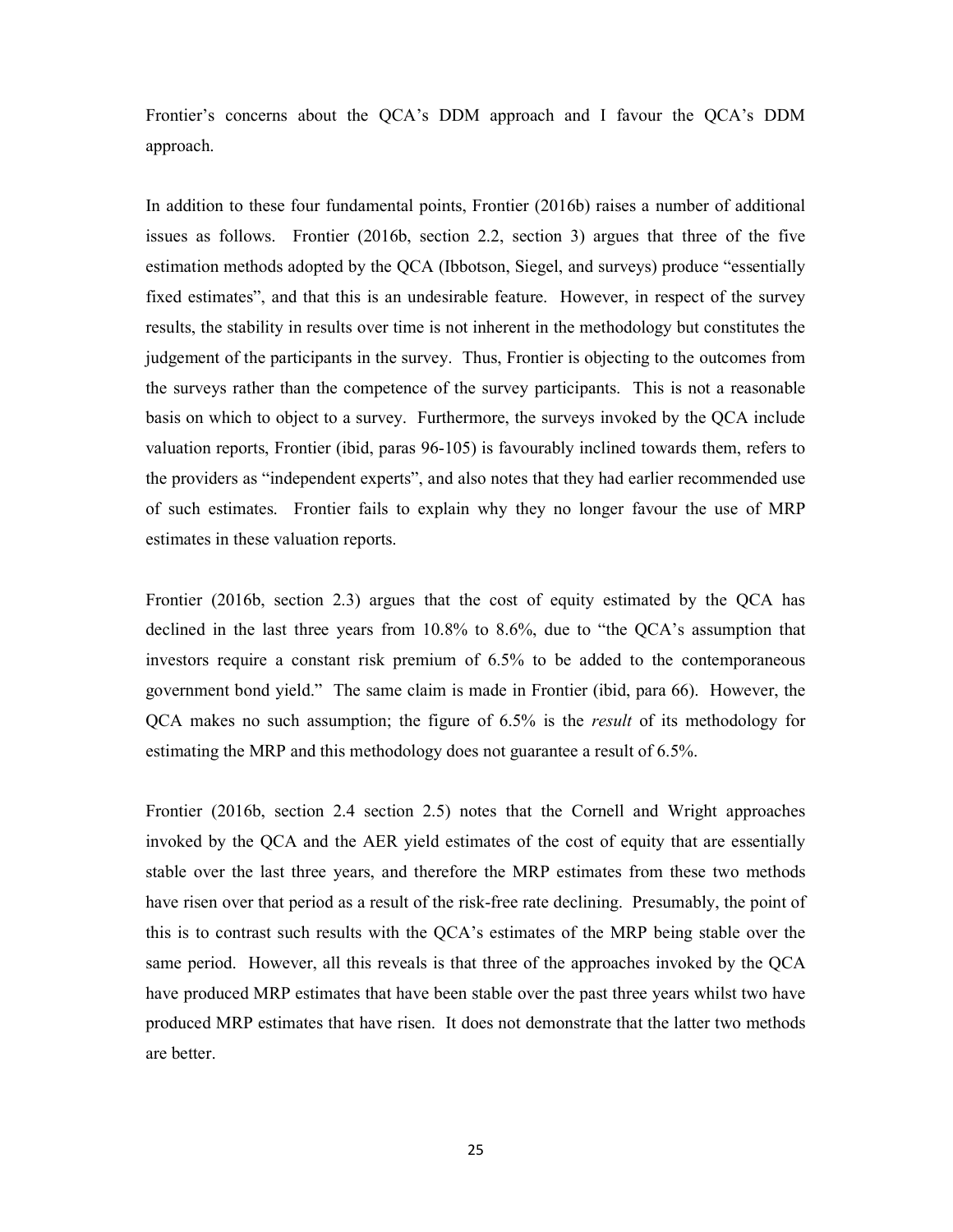Frontier's concerns about the QCA's DDM approach and I favour the QCA's DDM approach.

In addition to these four fundamental points, Frontier (2016b) raises a number of additional issues as follows. Frontier (2016b, section 2.2, section 3) argues that three of the five estimation methods adopted by the QCA (Ibbotson, Siegel, and surveys) produce "essentially fixed estimates", and that this is an undesirable feature. However, in respect of the survey results, the stability in results over time is not inherent in the methodology but constitutes the judgement of the participants in the survey. Thus, Frontier is objecting to the outcomes from the surveys rather than the competence of the survey participants. This is not a reasonable basis on which to object to a survey. Furthermore, the surveys invoked by the QCA include valuation reports, Frontier (ibid, paras 96-105) is favourably inclined towards them, refers to the providers as "independent experts", and also notes that they had earlier recommended use of such estimates. Frontier fails to explain why they no longer favour the use of MRP estimates in these valuation reports.

Frontier (2016b, section 2.3) argues that the cost of equity estimated by the QCA has declined in the last three years from 10.8% to 8.6%, due to "the QCA's assumption that investors require a constant risk premium of 6.5% to be added to the contemporaneous government bond yield." The same claim is made in Frontier (ibid, para 66). However, the QCA makes no such assumption; the figure of 6.5% is the *result* of its methodology for estimating the MRP and this methodology does not guarantee a result of 6.5%.

Frontier (2016b, section 2.4 section 2.5) notes that the Cornell and Wright approaches invoked by the QCA and the AER yield estimates of the cost of equity that are essentially stable over the last three years, and therefore the MRP estimates from these two methods have risen over that period as a result of the risk-free rate declining. Presumably, the point of this is to contrast such results with the QCA's estimates of the MRP being stable over the same period. However, all this reveals is that three of the approaches invoked by the QCA have produced MRP estimates that have been stable over the past three years whilst two have produced MRP estimates that have risen. It does not demonstrate that the latter two methods are better.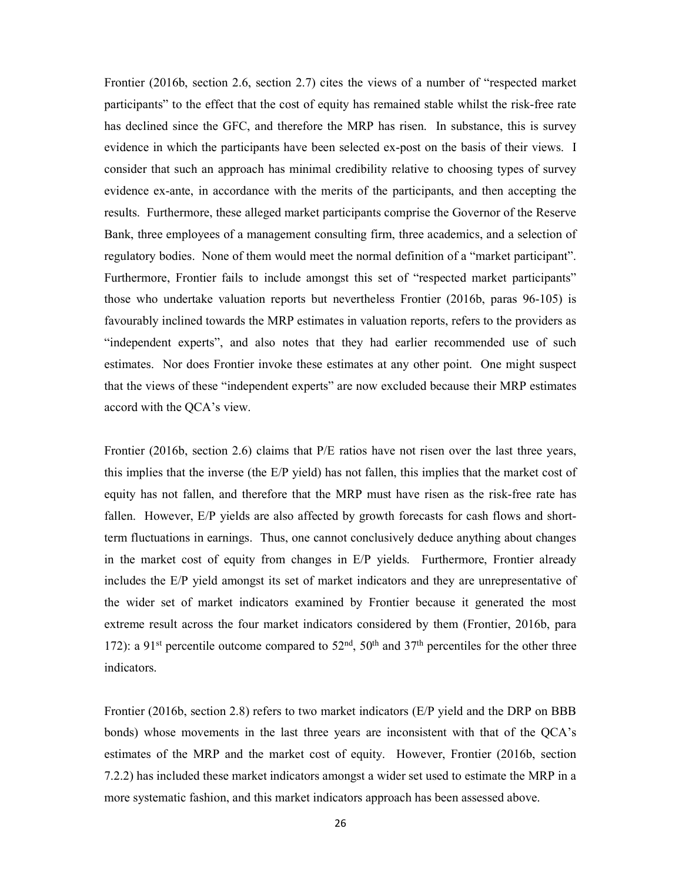Frontier (2016b, section 2.6, section 2.7) cites the views of a number of "respected market participants" to the effect that the cost of equity has remained stable whilst the risk-free rate has declined since the GFC, and therefore the MRP has risen. In substance, this is survey evidence in which the participants have been selected ex-post on the basis of their views. I consider that such an approach has minimal credibility relative to choosing types of survey evidence ex-ante, in accordance with the merits of the participants, and then accepting the results. Furthermore, these alleged market participants comprise the Governor of the Reserve Bank, three employees of a management consulting firm, three academics, and a selection of regulatory bodies. None of them would meet the normal definition of a "market participant". Furthermore, Frontier fails to include amongst this set of "respected market participants" those who undertake valuation reports but nevertheless Frontier (2016b, paras 96-105) is favourably inclined towards the MRP estimates in valuation reports, refers to the providers as "independent experts", and also notes that they had earlier recommended use of such estimates. Nor does Frontier invoke these estimates at any other point. One might suspect that the views of these "independent experts" are now excluded because their MRP estimates accord with the QCA's view.

Frontier (2016b, section 2.6) claims that P/E ratios have not risen over the last three years, this implies that the inverse (the E/P yield) has not fallen, this implies that the market cost of equity has not fallen, and therefore that the MRP must have risen as the risk-free rate has fallen. However, E/P yields are also affected by growth forecasts for cash flows and short-term fluctuations in earnings. Thus, one cannot conclusively deduce anything about changes in the market cost of equity from changes in E/P yields. Furthermore, Frontier already includes the E/P yield amongst its set of market indicators and they are unrepresentative of the wider set of market indicators examined by Frontier because it generated the most extreme result across the four market indicators considered by them (Frontier, 2016b, para 172): a 91st percentile outcome compared to 52nd, 50th and 37th percentiles for the other three indicators.

Frontier (2016b, section 2.8) refers to two market indicators (E/P yield and the DRP on BBB bonds) whose movements in the last three years are inconsistent with that of the QCA's estimates of the MRP and the market cost of equity. However, Frontier (2016b, section 7.2.2) has included these market indicators amongst a wider set used to estimate the MRP in a more systematic fashion, and this market indicators approach has been assessed above.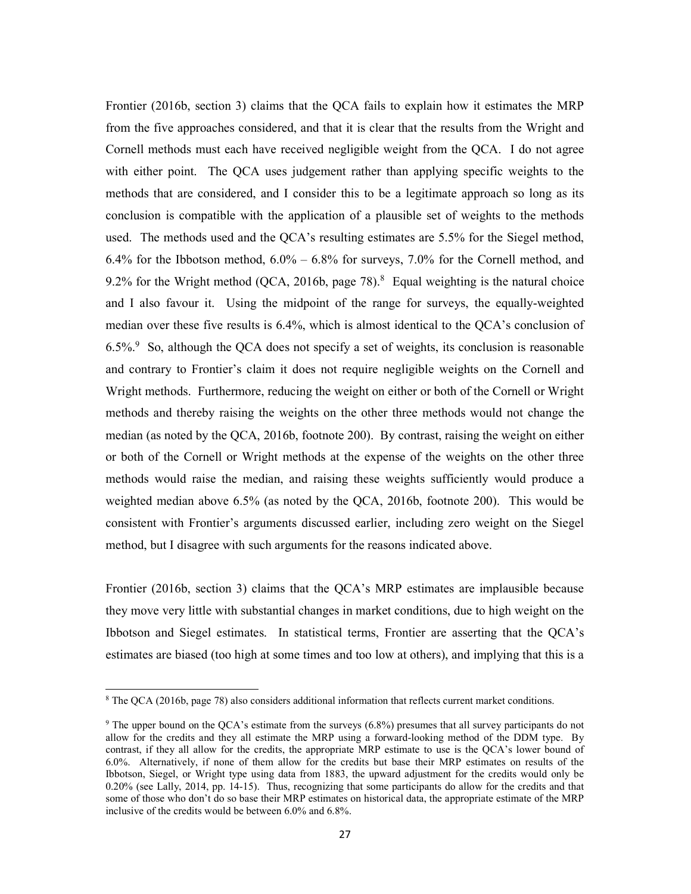Frontier (2016b, section 3) claims that the QCA fails to explain how it estimates the MRP from the five approaches considered, and that it is clear that the results from the Wright and Cornell methods must each have received negligible weight from the QCA. I do not agree with either point. The QCA uses judgement rather than applying specific weights to the methods that are considered, and I consider this to be a legitimate approach so long as its conclusion is compatible with the application of a plausible set of weights to the methods used. The methods used and the QCA's resulting estimates are 5.5% for the Siegel method, 6.4% for the Ibbotson method, 6.0% – 6.8% for surveys, 7.0% for the Cornell method, and 9.2% for the Wright method (QCA, 2016b, page 78).[8] Equal weighting is the natural choice and I also favour it. Using the midpoint of the range for surveys, the equally-weighted median over these five results is 6.4%, which is almost identical to the QCA's conclusion of 6.5%.[9] So, although the QCA does not specify a set of weights, its conclusion is reasonable and contrary to Frontier's claim it does not require negligible weights on the Cornell and Wright methods. Furthermore, reducing the weight on either or both of the Cornell or Wright methods and thereby raising the weights on the other three methods would not change the median (as noted by the QCA, 2016b, footnote 200). By contrast, raising the weight on either or both of the Cornell or Wright methods at the expense of the weights on the other three methods would raise the median, and raising these weights sufficiently would produce a weighted median above 6.5% (as noted by the QCA, 2016b, footnote 200). This would be consistent with Frontier's arguments discussed earlier, including zero weight on the Siegel method, but I disagree with such arguments for the reasons indicated above.

Frontier (2016b, section 3) claims that the QCA's MRP estimates are implausible because they move very little with substantial changes in market conditions, due to high weight on the Ibbotson and Siegel estimates. In statistical terms, Frontier are asserting that the QCA's estimates are biased (too high at some times and too low at others), and implying that this is a

---

[8] The QCA (2016b, page 78) also considers additional information that reflects current market conditions.

[9] The upper bound on the QCA's estimate from the surveys (6.8%) presumes that all survey participants do not allow for the credits and they all estimate the MRP using a forward-looking method of the DDM type. By contrast, if they all allow for the credits, the appropriate MRP estimate to use is the QCA's lower bound of 6.0%. Alternatively, if none of them allow for the credits but base their MRP estimates on results of the Ibbotson, Siegel, or Wright type using data from 1883, the upward adjustment for the credits would only be 0.20% (see Lally, 2014, pp. 14-15). Thus, recognizing that some participants do allow for the credits and that some of those who don't do so base their MRP estimates on historical data, the appropriate estimate of the MRP inclusive of the credits would be between 6.0% and 6.8%.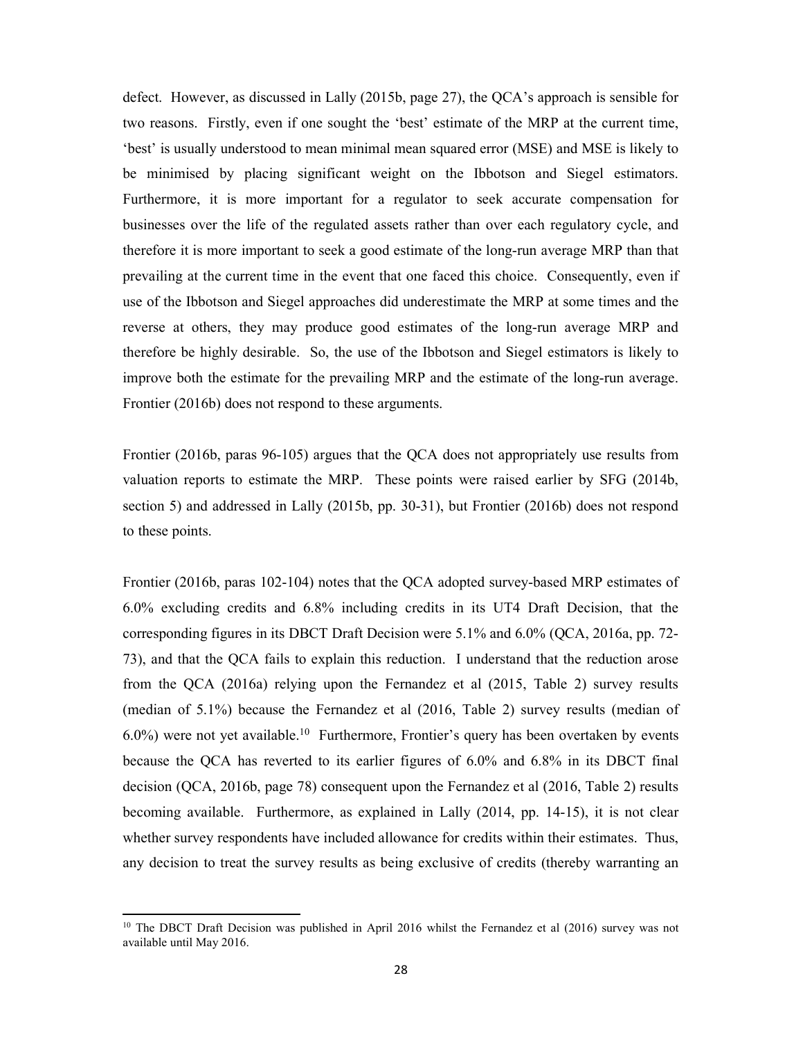defect. However, as discussed in Lally (2015b, page 27), the QCA's approach is sensible for two reasons. Firstly, even if one sought the 'best' estimate of the MRP at the current time, 'best' is usually understood to mean minimal mean squared error (MSE) and MSE is likely to be minimised by placing significant weight on the Ibbotson and Siegel estimators. Furthermore, it is more important for a regulator to seek accurate compensation for businesses over the life of the regulated assets rather than over each regulatory cycle, and therefore it is more important to seek a good estimate of the long-run average MRP than that prevailing at the current time in the event that one faced this choice. Consequently, even if use of the Ibbotson and Siegel approaches did underestimate the MRP at some times and the reverse at others, they may produce good estimates of the long-run average MRP and therefore be highly desirable. So, the use of the Ibbotson and Siegel estimators is likely to improve both the estimate for the prevailing MRP and the estimate of the long-run average. Frontier (2016b) does not respond to these arguments.

Frontier (2016b, paras 96-105) argues that the QCA does not appropriately use results from valuation reports to estimate the MRP. These points were raised earlier by SFG (2014b, section 5) and addressed in Lally (2015b, pp. 30-31), but Frontier (2016b) does not respond to these points.

Frontier (2016b, paras 102-104) notes that the QCA adopted survey-based MRP estimates of 6.0% excluding credits and 6.8% including credits in its UT4 Draft Decision, that the corresponding figures in its DBCT Draft Decision were 5.1% and 6.0% (QCA, 2016a, pp. 72-73), and that the QCA fails to explain this reduction. I understand that the reduction arose from the QCA (2016a) relying upon the Fernandez et al (2015, Table 2) survey results (median of 5.1%) because the Fernandez et al (2016, Table 2) survey results (median of 6.0%) were not yet available.[10] Furthermore, Frontier's query has been overtaken by events because the QCA has reverted to its earlier figures of 6.0% and 6.8% in its DBCT final decision (QCA, 2016b, page 78) consequent upon the Fernandez et al (2016, Table 2) results becoming available. Furthermore, as explained in Lally (2014, pp. 14-15), it is not clear whether survey respondents have included allowance for credits within their estimates. Thus, any decision to treat the survey results as being exclusive of credits (thereby warranting an

[10] The DBCT Draft Decision was published in April 2016 whilst the Fernandez et al (2016) survey was not available until May 2016.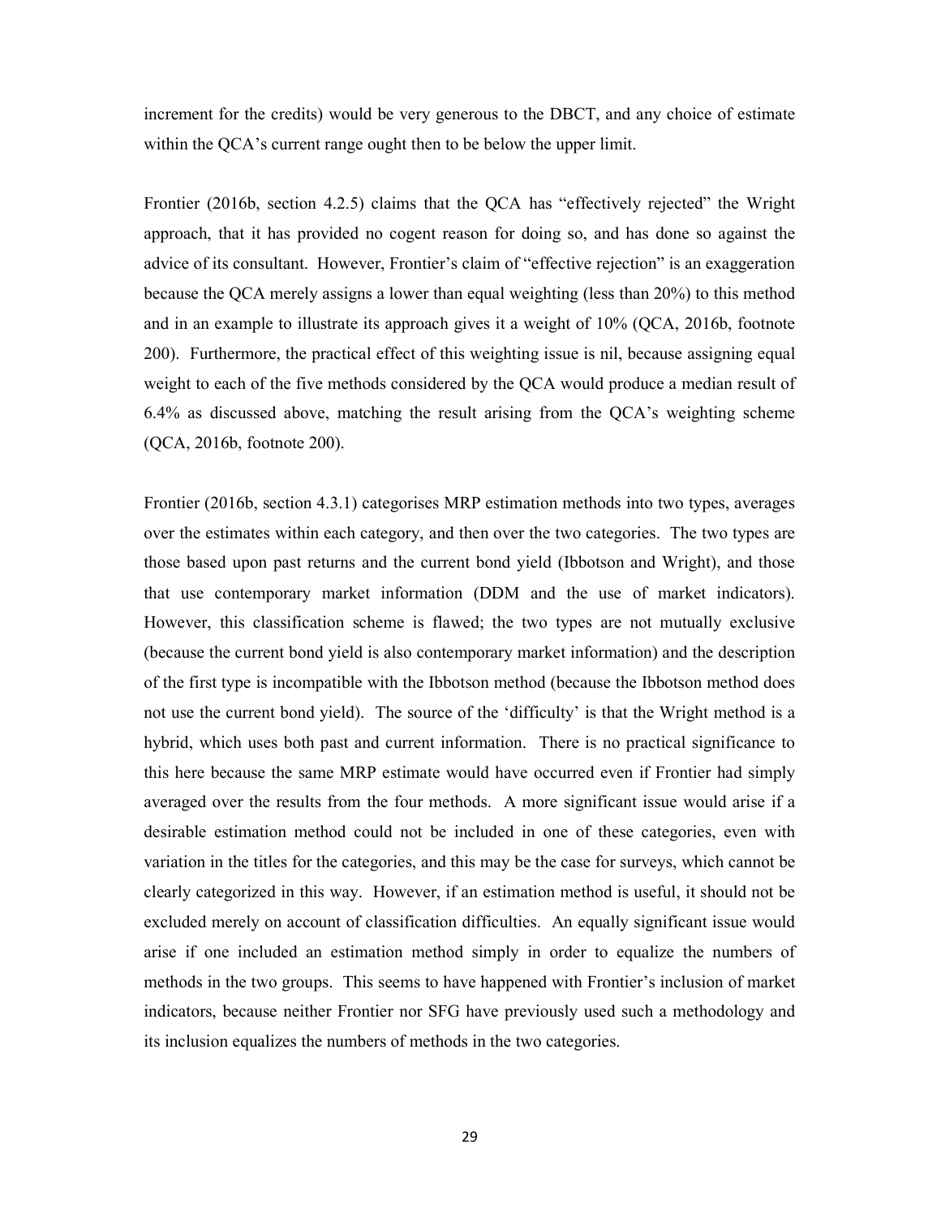increment for the credits) would be very generous to the DBCT, and any choice of estimate within the QCA's current range ought then to be below the upper limit.

Frontier (2016b, section 4.2.5) claims that the QCA has "effectively rejected" the Wright approach, that it has provided no cogent reason for doing so, and has done so against the advice of its consultant. However, Frontier's claim of "effective rejection" is an exaggeration because the QCA merely assigns a lower than equal weighting (less than 20%) to this method and in an example to illustrate its approach gives it a weight of 10% (QCA, 2016b, footnote 200). Furthermore, the practical effect of this weighting issue is nil, because assigning equal weight to each of the five methods considered by the QCA would produce a median result of 6.4% as discussed above, matching the result arising from the QCA's weighting scheme (QCA, 2016b, footnote 200).

Frontier (2016b, section 4.3.1) categorises MRP estimation methods into two types, averages over the estimates within each category, and then over the two categories. The two types are those based upon past returns and the current bond yield (Ibbotson and Wright), and those that use contemporary market information (DDM and the use of market indicators). However, this classification scheme is flawed; the two types are not mutually exclusive (because the current bond yield is also contemporary market information) and the description of the first type is incompatible with the Ibbotson method (because the Ibbotson method does not use the current bond yield). The source of the 'difficulty' is that the Wright method is a hybrid, which uses both past and current information. There is no practical significance to this here because the same MRP estimate would have occurred even if Frontier had simply averaged over the results from the four methods. A more significant issue would arise if a desirable estimation method could not be included in one of these categories, even with variation in the titles for the categories, and this may be the case for surveys, which cannot be clearly categorized in this way. However, if an estimation method is useful, it should not be excluded merely on account of classification difficulties. An equally significant issue would arise if one included an estimation method simply in order to equalize the numbers of methods in the two groups. This seems to have happened with Frontier's inclusion of market indicators, because neither Frontier nor SFG have previously used such a methodology and its inclusion equalizes the numbers of methods in the two categories.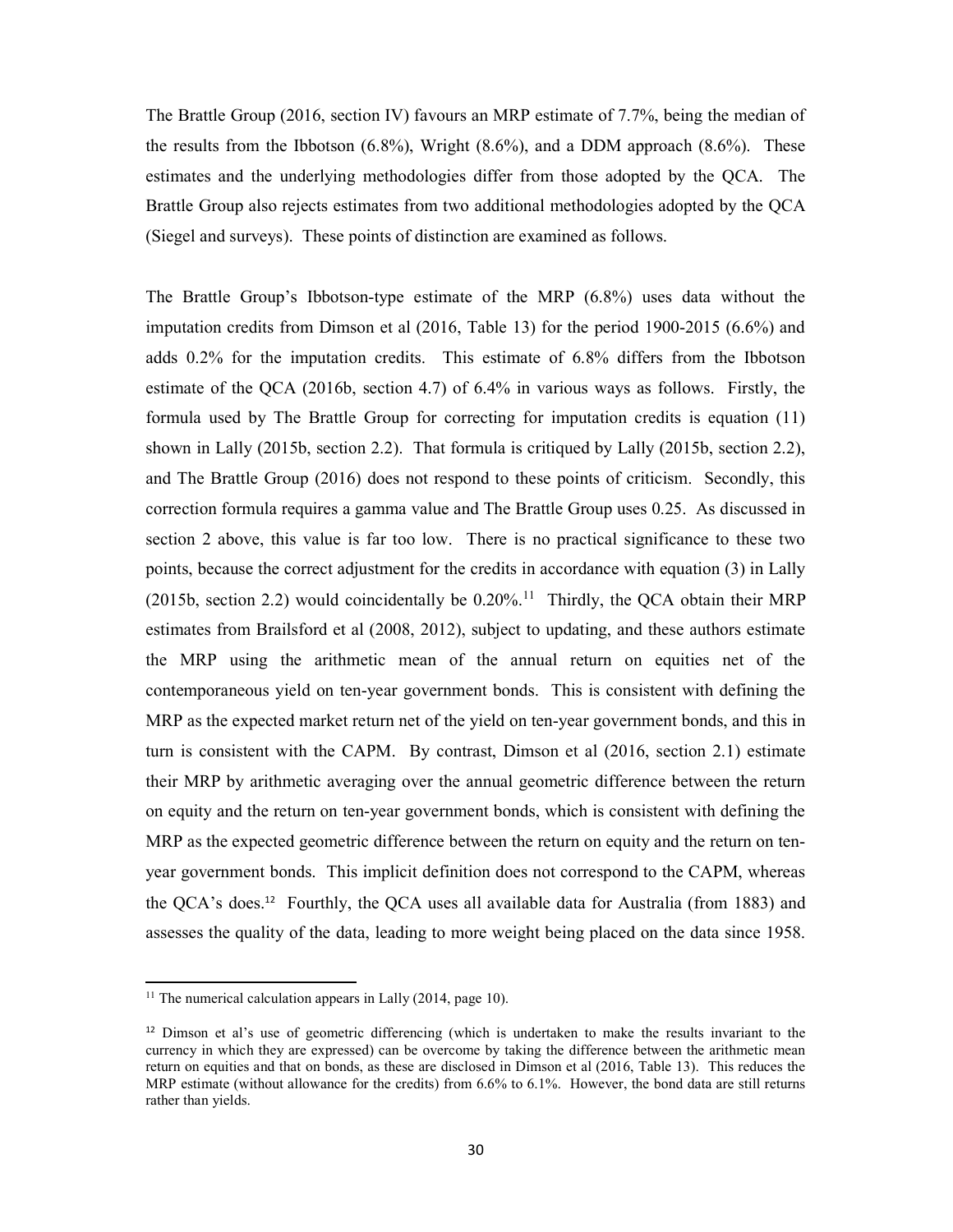The Brattle Group (2016, section IV) favours an MRP estimate of 7.7%, being the median of the results from the Ibbotson (6.8%), Wright (8.6%), and a DDM approach (8.6%). These estimates and the underlying methodologies differ from those adopted by the QCA. The Brattle Group also rejects estimates from two additional methodologies adopted by the QCA (Siegel and surveys). These points of distinction are examined as follows.

The Brattle Group's Ibbotson-type estimate of the MRP (6.8%) uses data without the imputation credits from Dimson et al (2016, Table 13) for the period 1900-2015 (6.6%) and adds 0.2% for the imputation credits. This estimate of 6.8% differs from the Ibbotson estimate of the QCA (2016b, section 4.7) of 6.4% in various ways as follows. Firstly, the formula used by The Brattle Group for correcting for imputation credits is equation (11) shown in Lally (2015b, section 2.2). That formula is critiqued by Lally (2015b, section 2.2), and The Brattle Group (2016) does not respond to these points of criticism. Secondly, this correction formula requires a gamma value and The Brattle Group uses 0.25. As discussed in section 2 above, this value is far too low. There is no practical significance to these two points, because the correct adjustment for the credits in accordance with equation (3) in Lally (2015b, section 2.2) would coincidentally be 0.20%.[11] Thirdly, the QCA obtain their MRP estimates from Brailsford et al (2008, 2012), subject to updating, and these authors estimate the MRP using the arithmetic mean of the annual return on equities net of the contemporaneous yield on ten-year government bonds. This is consistent with defining the MRP as the expected market return net of the yield on ten-year government bonds, and this in turn is consistent with the CAPM. By contrast, Dimson et al (2016, section 2.1) estimate their MRP by arithmetic averaging over the annual geometric difference between the return on equity and the return on ten-year government bonds, which is consistent with defining the MRP as the expected geometric difference between the return on equity and the return on ten-year government bonds. This implicit definition does not correspond to the CAPM, whereas the QCA's does.[12] Fourthly, the QCA uses all available data for Australia (from 1883) and assesses the quality of the data, leading to more weight being placed on the data since 1958.

---

[11] The numerical calculation appears in Lally (2014, page 10).

[12] Dimson et al's use of geometric differencing (which is undertaken to make the results invariant to the currency in which they are expressed) can be overcome by taking the difference between the arithmetic mean return on equities and that on bonds, as these are disclosed in Dimson et al (2016, Table 13). This reduces the MRP estimate (without allowance for the credits) from 6.6% to 6.1%. However, the bond data are still returns rather than yields.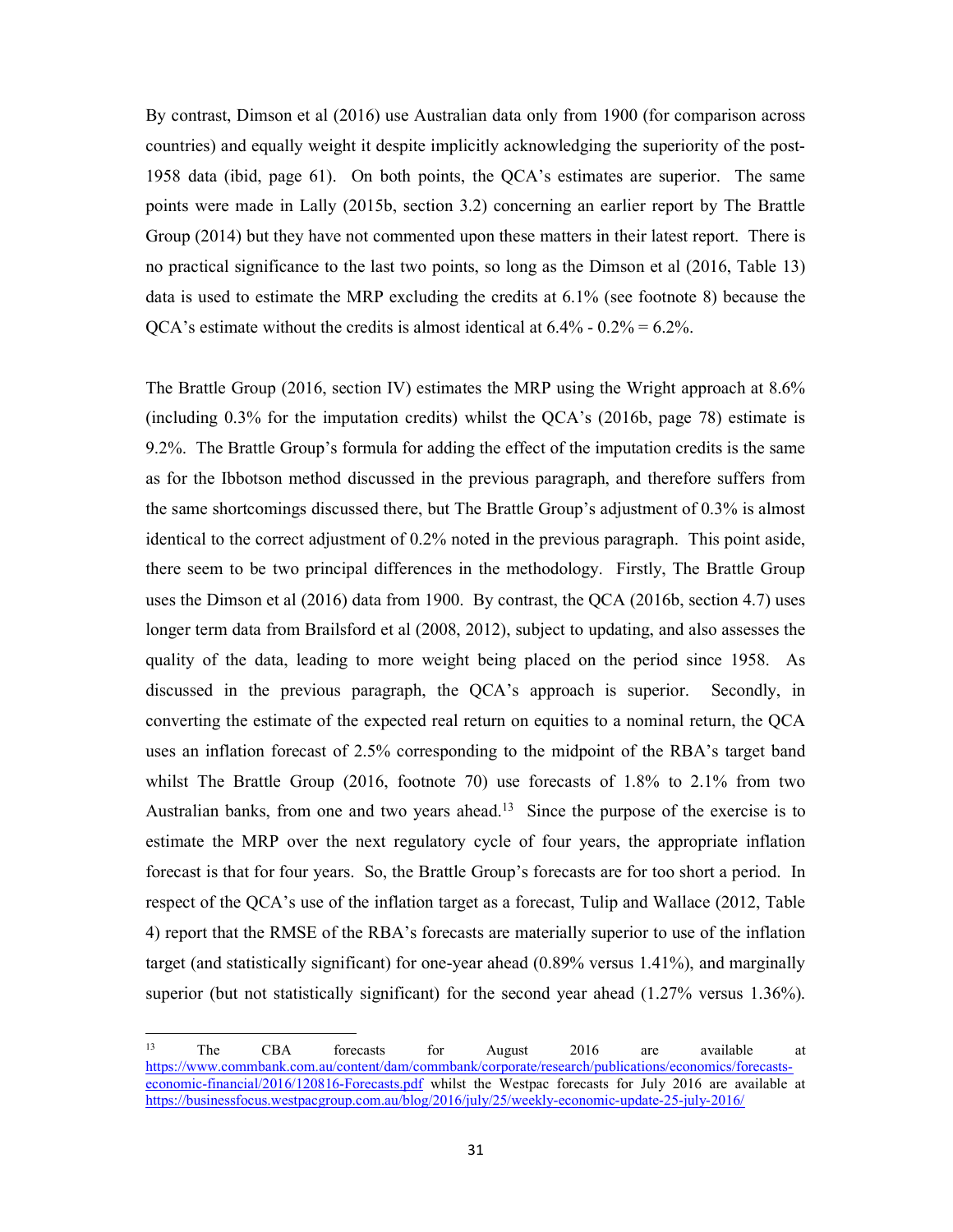By contrast, Dimson et al (2016) use Australian data only from 1900 (for comparison across countries) and equally weight it despite implicitly acknowledging the superiority of the post-1958 data (ibid, page 61). On both points, the QCA's estimates are superior. The same points were made in Lally (2015b, section 3.2) concerning an earlier report by The Brattle Group (2014) but they have not commented upon these matters in their latest report. There is no practical significance to the last two points, so long as the Dimson et al (2016, Table 13) data is used to estimate the MRP excluding the credits at 6.1% (see footnote 8) because the QCA's estimate without the credits is almost identical at 6.4% - 0.2% = 6.2%.

The Brattle Group (2016, section IV) estimates the MRP using the Wright approach at 8.6% (including 0.3% for the imputation credits) whilst the QCA's (2016b, page 78) estimate is 9.2%. The Brattle Group's formula for adding the effect of the imputation credits is the same as for the Ibbotson method discussed in the previous paragraph, and therefore suffers from the same shortcomings discussed there, but The Brattle Group's adjustment of 0.3% is almost identical to the correct adjustment of 0.2% noted in the previous paragraph. This point aside, there seem to be two principal differences in the methodology. Firstly, The Brattle Group uses the Dimson et al (2016) data from 1900. By contrast, the QCA (2016b, section 4.7) uses longer term data from Brailsford et al (2008, 2012), subject to updating, and also assesses the quality of the data, leading to more weight being placed on the period since 1958. As discussed in the previous paragraph, the QCA's approach is superior. Secondly, in converting the estimate of the expected real return on equities to a nominal return, the QCA uses an inflation forecast of 2.5% corresponding to the midpoint of the RBA's target band whilst The Brattle Group (2016, footnote 70) use forecasts of 1.8% to 2.1% from two Australian banks, from one and two years ahead.[13] Since the purpose of the exercise is to estimate the MRP over the next regulatory cycle of four years, the appropriate inflation forecast is that for four years. So, the Brattle Group's forecasts are for too short a period. In respect of the QCA's use of the inflation target as a forecast, Tulip and Wallace (2012, Table 4) report that the RMSE of the RBA's forecasts are materially superior to use of the inflation target (and statistically significant) for one-year ahead (0.89% versus 1.41%), and marginally superior (but not statistically significant) for the second year ahead (1.27% versus 1.36%).

[13] The CBA forecasts for August 2016 are available at https://www.commbank.com.au/content/dam/commbank/corporate/research/publications/economics/forecasts-economic-financial/2016/120816-Forecasts.pdf whilst the Westpac forecasts for July 2016 are available at https://businessfocus.westpacgroup.com.au/blog/2016/july/25/weekly-economic-update-25-july-2016/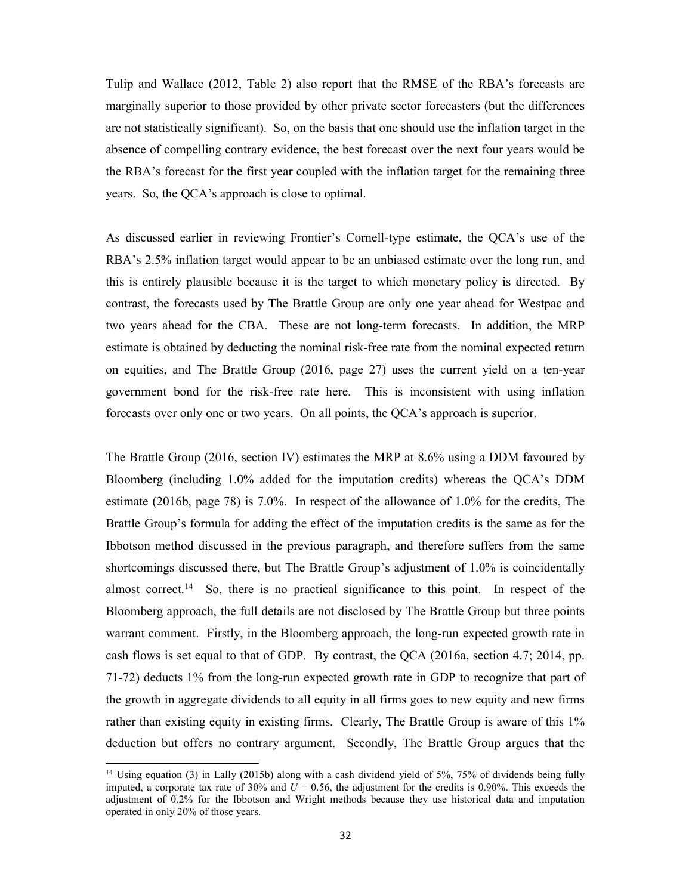Tulip and Wallace (2012, Table 2) also report that the RMSE of the RBA's forecasts are marginally superior to those provided by other private sector forecasters (but the differences are not statistically significant). So, on the basis that one should use the inflation target in the absence of compelling contrary evidence, the best forecast over the next four years would be the RBA's forecast for the first year coupled with the inflation target for the remaining three years. So, the QCA's approach is close to optimal.

As discussed earlier in reviewing Frontier's Cornell-type estimate, the QCA's use of the RBA's 2.5% inflation target would appear to be an unbiased estimate over the long run, and this is entirely plausible because it is the target to which monetary policy is directed. By contrast, the forecasts used by The Brattle Group are only one year ahead for Westpac and two years ahead for the CBA. These are not long-term forecasts. In addition, the MRP estimate is obtained by deducting the nominal risk-free rate from the nominal expected return on equities, and The Brattle Group (2016, page 27) uses the current yield on a ten-year government bond for the risk-free rate here. This is inconsistent with using inflation forecasts over only one or two years. On all points, the QCA's approach is superior.

The Brattle Group (2016, section IV) estimates the MRP at 8.6% using a DDM favoured by Bloomberg (including 1.0% added for the imputation credits) whereas the QCA's DDM estimate (2016b, page 78) is 7.0%. In respect of the allowance of 1.0% for the credits, The Brattle Group's formula for adding the effect of the imputation credits is the same as for the Ibbotson method discussed in the previous paragraph, and therefore suffers from the same shortcomings discussed there, but The Brattle Group's adjustment of 1.0% is coincidentally almost correct.[14] So, there is no practical significance to this point. In respect of the Bloomberg approach, the full details are not disclosed by The Brattle Group but three points warrant comment. Firstly, in the Bloomberg approach, the long-run expected growth rate in cash flows is set equal to that of GDP. By contrast, the QCA (2016a, section 4.7; 2014, pp. 71-72) deducts 1% from the long-run expected growth rate in GDP to recognize that part of the growth in aggregate dividends to all equity in all firms goes to new equity and new firms rather than existing equity in existing firms. Clearly, The Brattle Group is aware of this 1% deduction but offers no contrary argument. Secondly, The Brattle Group argues that the

[14] Using equation (3) in Lally (2015b) along with a cash dividend yield of 5%, 75% of dividends being fully imputed, a corporate tax rate of 30% and $U = 0.56$, the adjustment for the credits is 0.90%. This exceeds the adjustment of 0.2% for the Ibbotson and Wright methods because they use historical data and imputation operated in only 20% of those years.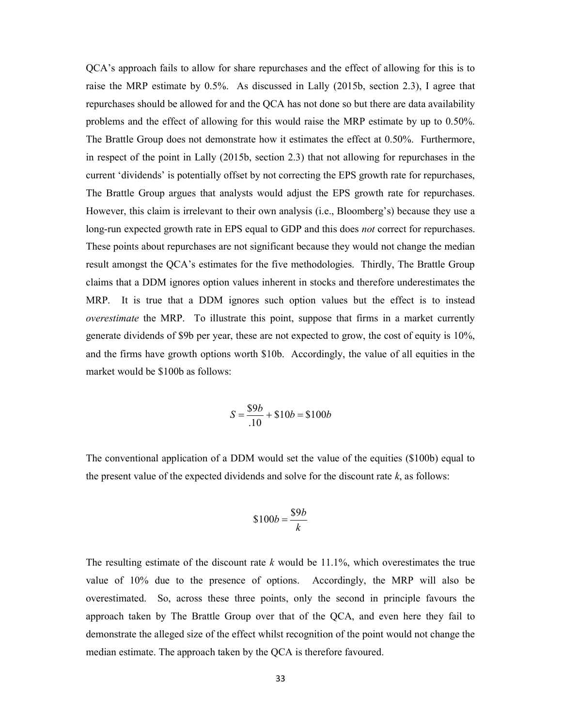QCA's approach fails to allow for share repurchases and the effect of allowing for this is to raise the MRP estimate by 0.5%. As discussed in Lally (2015b, section 2.3), I agree that repurchases should be allowed for and the QCA has not done so but there are data availability problems and the effect of allowing for this would raise the MRP estimate by up to 0.50%. The Brattle Group does not demonstrate how it estimates the effect at 0.50%. Furthermore, in respect of the point in Lally (2015b, section 2.3) that not allowing for repurchases in the current 'dividends' is potentially offset by not correcting the EPS growth rate for repurchases, The Brattle Group argues that analysts would adjust the EPS growth rate for repurchases. However, this claim is irrelevant to their own analysis (i.e., Bloomberg's) because they use a long-run expected growth rate in EPS equal to GDP and this does *not* correct for repurchases. These points about repurchases are not significant because they would not change the median result amongst the QCA's estimates for the five methodologies. Thirdly, The Brattle Group claims that a DDM ignores option values inherent in stocks and therefore underestimates the MRP. It is true that a DDM ignores such option values but the effect is to instead *overestimate* the MRP. To illustrate this point, suppose that firms in a market currently generate dividends of \$9b per year, these are not expected to grow, the cost of equity is 10%, and the firms have growth options worth \$10b. Accordingly, the value of all equities in the market would be \$100b as follows:

$$S = \frac{\$9b}{.10} + \$10b = \$100b$$

The conventional application of a DDM would set the value of the equities (\$100b) equal to the present value of the expected dividends and solve for the discount rate $k$, as follows:

$$\$100b = \frac{\$9b}{k}$$

The resulting estimate of the discount rate $k$ would be 11.1%, which overestimates the true value of 10% due to the presence of options. Accordingly, the MRP will also be overestimated. So, across these three points, only the second in principle favours the approach taken by The Brattle Group over that of the QCA, and even here they fail to demonstrate the alleged size of the effect whilst recognition of the point would not change the median estimate. The approach taken by the QCA is therefore favoured.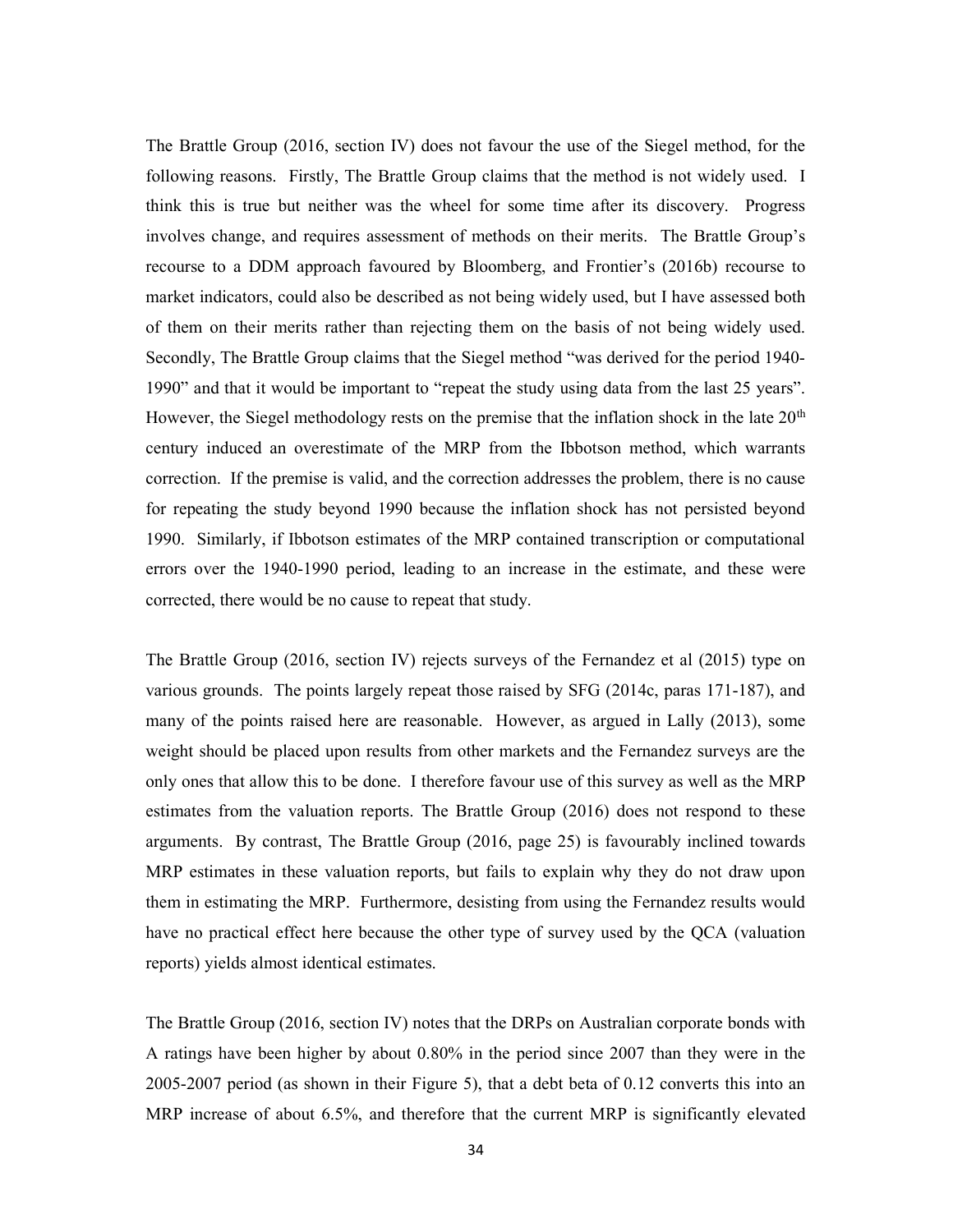The Brattle Group (2016, section IV) does not favour the use of the Siegel method, for the following reasons. Firstly, The Brattle Group claims that the method is not widely used. I think this is true but neither was the wheel for some time after its discovery. Progress involves change, and requires assessment of methods on their merits. The Brattle Group's recourse to a DDM approach favoured by Bloomberg, and Frontier's (2016b) recourse to market indicators, could also be described as not being widely used, but I have assessed both of them on their merits rather than rejecting them on the basis of not being widely used. Secondly, The Brattle Group claims that the Siegel method "was derived for the period 1940-1990" and that it would be important to "repeat the study using data from the last 25 years". However, the Siegel methodology rests on the premise that the inflation shock in the late 20th century induced an overestimate of the MRP from the Ibbotson method, which warrants correction. If the premise is valid, and the correction addresses the problem, there is no cause for repeating the study beyond 1990 because the inflation shock has not persisted beyond 1990. Similarly, if Ibbotson estimates of the MRP contained transcription or computational errors over the 1940-1990 period, leading to an increase in the estimate, and these were corrected, there would be no cause to repeat that study.

The Brattle Group (2016, section IV) rejects surveys of the Fernandez et al (2015) type on various grounds. The points largely repeat those raised by SFG (2014c, paras 171-187), and many of the points raised here are reasonable. However, as argued in Lally (2013), some weight should be placed upon results from other markets and the Fernandez surveys are the only ones that allow this to be done. I therefore favour use of this survey as well as the MRP estimates from the valuation reports. The Brattle Group (2016) does not respond to these arguments. By contrast, The Brattle Group (2016, page 25) is favourably inclined towards MRP estimates in these valuation reports, but fails to explain why they do not draw upon them in estimating the MRP. Furthermore, desisting from using the Fernandez results would have no practical effect here because the other type of survey used by the QCA (valuation reports) yields almost identical estimates.

The Brattle Group (2016, section IV) notes that the DRPs on Australian corporate bonds with A ratings have been higher by about 0.80% in the period since 2007 than they were in the 2005-2007 period (as shown in their Figure 5), that a debt beta of 0.12 converts this into an MRP increase of about 6.5%, and therefore that the current MRP is significantly elevated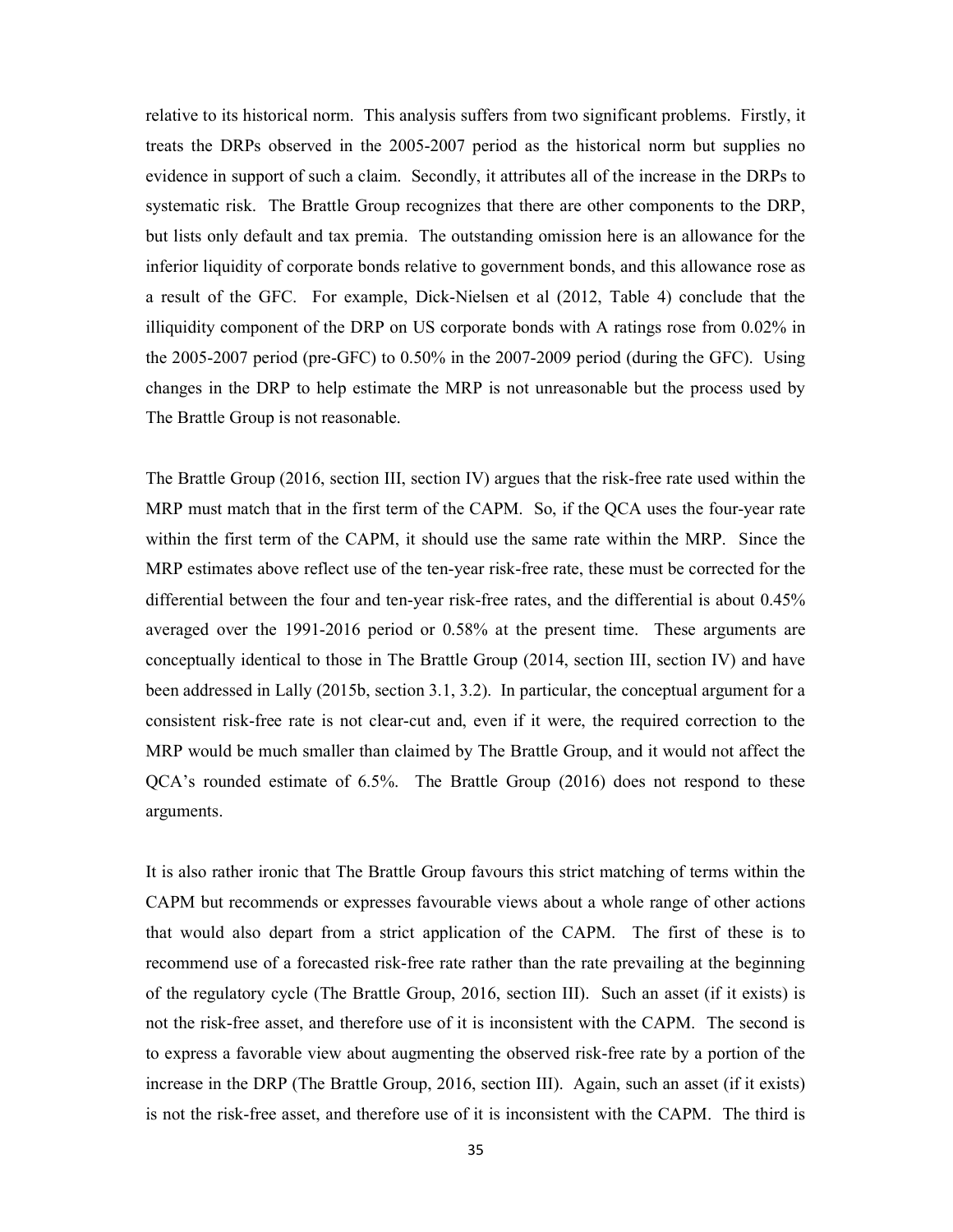relative to its historical norm. This analysis suffers from two significant problems. Firstly, it treats the DRPs observed in the 2005-2007 period as the historical norm but supplies no evidence in support of such a claim. Secondly, it attributes all of the increase in the DRPs to systematic risk. The Brattle Group recognizes that there are other components to the DRP, but lists only default and tax premia. The outstanding omission here is an allowance for the inferior liquidity of corporate bonds relative to government bonds, and this allowance rose as a result of the GFC. For example, Dick-Nielsen et al (2012, Table 4) conclude that the illiquidity component of the DRP on US corporate bonds with A ratings rose from 0.02% in the 2005-2007 period (pre-GFC) to 0.50% in the 2007-2009 period (during the GFC). Using changes in the DRP to help estimate the MRP is not unreasonable but the process used by The Brattle Group is not reasonable.

The Brattle Group (2016, section III, section IV) argues that the risk-free rate used within the MRP must match that in the first term of the CAPM. So, if the QCA uses the four-year rate within the first term of the CAPM, it should use the same rate within the MRP. Since the MRP estimates above reflect use of the ten-year risk-free rate, these must be corrected for the differential between the four and ten-year risk-free rates, and the differential is about 0.45% averaged over the 1991-2016 period or 0.58% at the present time. These arguments are conceptually identical to those in The Brattle Group (2014, section III, section IV) and have been addressed in Lally (2015b, section 3.1, 3.2). In particular, the conceptual argument for a consistent risk-free rate is not clear-cut and, even if it were, the required correction to the MRP would be much smaller than claimed by The Brattle Group, and it would not affect the QCA's rounded estimate of 6.5%. The Brattle Group (2016) does not respond to these arguments.

It is also rather ironic that The Brattle Group favours this strict matching of terms within the CAPM but recommends or expresses favourable views about a whole range of other actions that would also depart from a strict application of the CAPM. The first of these is to recommend use of a forecasted risk-free rate rather than the rate prevailing at the beginning of the regulatory cycle (The Brattle Group, 2016, section III). Such an asset (if it exists) is not the risk-free asset, and therefore use of it is inconsistent with the CAPM. The second is to express a favorable view about augmenting the observed risk-free rate by a portion of the increase in the DRP (The Brattle Group, 2016, section III). Again, such an asset (if it exists) is not the risk-free asset, and therefore use of it is inconsistent with the CAPM. The third is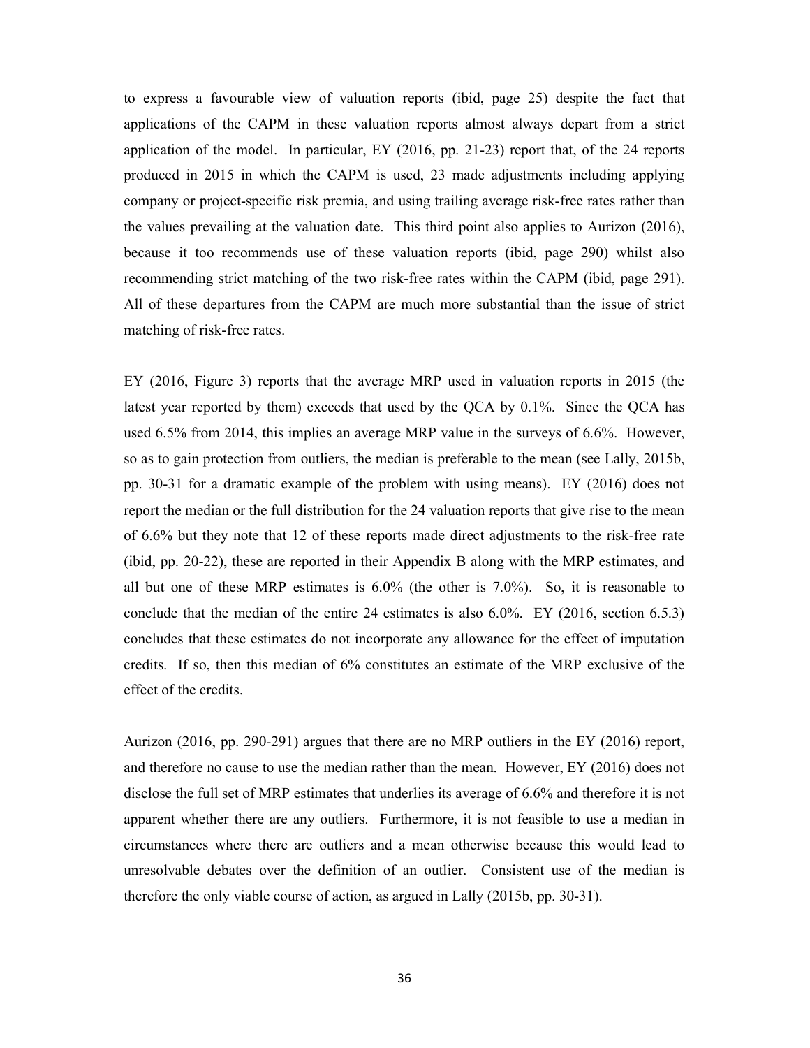to express a favourable view of valuation reports (ibid, page 25) despite the fact that applications of the CAPM in these valuation reports almost always depart from a strict application of the model. In particular, EY (2016, pp. 21-23) report that, of the 24 reports produced in 2015 in which the CAPM is used, 23 made adjustments including applying company or project-specific risk premia, and using trailing average risk-free rates rather than the values prevailing at the valuation date. This third point also applies to Aurizon (2016), because it too recommends use of these valuation reports (ibid, page 290) whilst also recommending strict matching of the two risk-free rates within the CAPM (ibid, page 291). All of these departures from the CAPM are much more substantial than the issue of strict matching of risk-free rates.

EY (2016, Figure 3) reports that the average MRP used in valuation reports in 2015 (the latest year reported by them) exceeds that used by the QCA by 0.1%. Since the QCA has used 6.5% from 2014, this implies an average MRP value in the surveys of 6.6%. However, so as to gain protection from outliers, the median is preferable to the mean (see Lally, 2015b, pp. 30-31 for a dramatic example of the problem with using means). EY (2016) does not report the median or the full distribution for the 24 valuation reports that give rise to the mean of 6.6% but they note that 12 of these reports made direct adjustments to the risk-free rate (ibid, pp. 20-22), these are reported in their Appendix B along with the MRP estimates, and all but one of these MRP estimates is 6.0% (the other is 7.0%). So, it is reasonable to conclude that the median of the entire 24 estimates is also 6.0%. EY (2016, section 6.5.3) concludes that these estimates do not incorporate any allowance for the effect of imputation credits. If so, then this median of 6% constitutes an estimate of the MRP exclusive of the effect of the credits.

Aurizon (2016, pp. 290-291) argues that there are no MRP outliers in the EY (2016) report, and therefore no cause to use the median rather than the mean. However, EY (2016) does not disclose the full set of MRP estimates that underlies its average of 6.6% and therefore it is not apparent whether there are any outliers. Furthermore, it is not feasible to use a median in circumstances where there are outliers and a mean otherwise because this would lead to unresolvable debates over the definition of an outlier. Consistent use of the median is therefore the only viable course of action, as argued in Lally (2015b, pp. 30-31).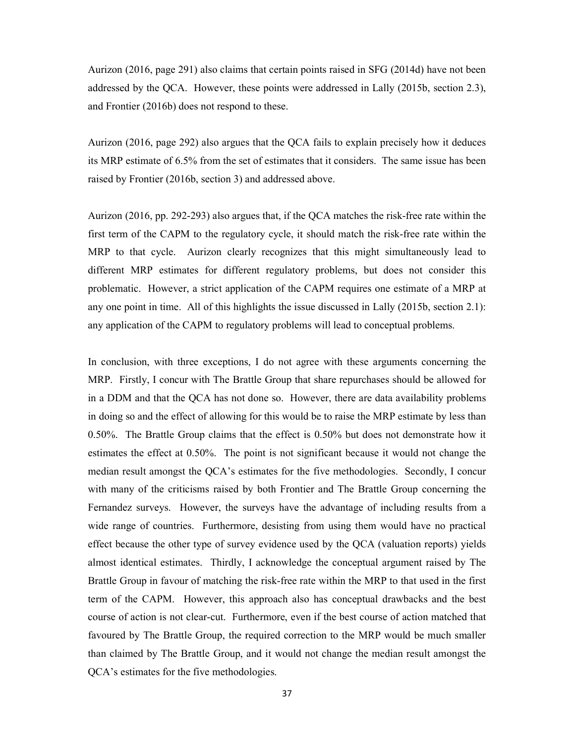Aurizon (2016, page 291) also claims that certain points raised in SFG (2014d) have not been addressed by the QCA. However, these points were addressed in Lally (2015b, section 2.3), and Frontier (2016b) does not respond to these.

Aurizon (2016, page 292) also argues that the QCA fails to explain precisely how it deduces its MRP estimate of 6.5% from the set of estimates that it considers. The same issue has been raised by Frontier (2016b, section 3) and addressed above.

Aurizon (2016, pp. 292-293) also argues that, if the QCA matches the risk-free rate within the first term of the CAPM to the regulatory cycle, it should match the risk-free rate within the MRP to that cycle. Aurizon clearly recognizes that this might simultaneously lead to different MRP estimates for different regulatory problems, but does not consider this problematic. However, a strict application of the CAPM requires one estimate of a MRP at any one point in time. All of this highlights the issue discussed in Lally (2015b, section 2.1): any application of the CAPM to regulatory problems will lead to conceptual problems.

In conclusion, with three exceptions, I do not agree with these arguments concerning the MRP. Firstly, I concur with The Brattle Group that share repurchases should be allowed for in a DDM and that the QCA has not done so. However, there are data availability problems in doing so and the effect of allowing for this would be to raise the MRP estimate by less than 0.50%. The Brattle Group claims that the effect is 0.50% but does not demonstrate how it estimates the effect at 0.50%. The point is not significant because it would not change the median result amongst the QCA's estimates for the five methodologies. Secondly, I concur with many of the criticisms raised by both Frontier and The Brattle Group concerning the Fernandez surveys. However, the surveys have the advantage of including results from a wide range of countries. Furthermore, desisting from using them would have no practical effect because the other type of survey evidence used by the QCA (valuation reports) yields almost identical estimates. Thirdly, I acknowledge the conceptual argument raised by The Brattle Group in favour of matching the risk-free rate within the MRP to that used in the first term of the CAPM. However, this approach also has conceptual drawbacks and the best course of action is not clear-cut. Furthermore, even if the best course of action matched that favoured by The Brattle Group, the required correction to the MRP would be much smaller than claimed by The Brattle Group, and it would not change the median result amongst the QCA's estimates for the five methodologies.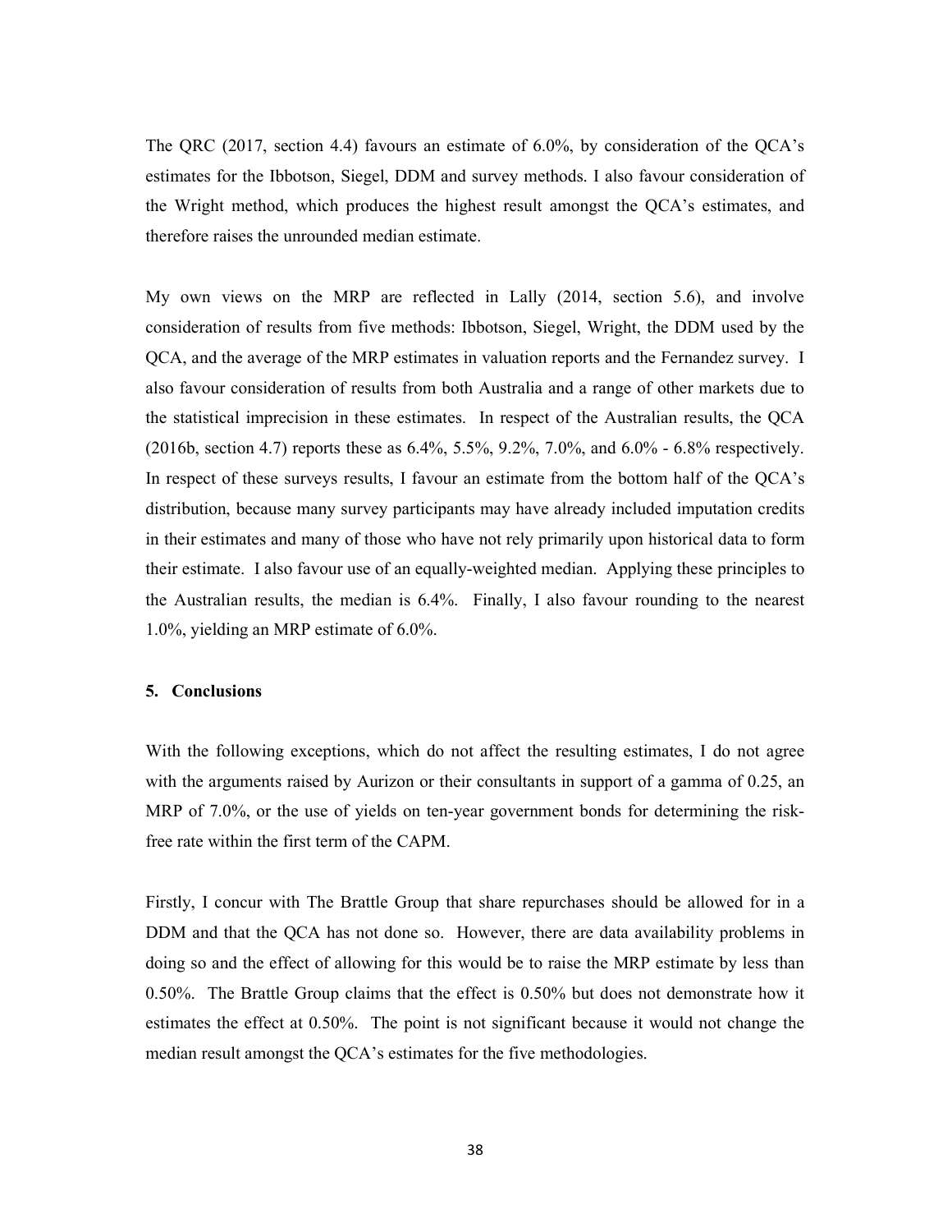The QRC (2017, section 4.4) favours an estimate of 6.0%, by consideration of the QCA's estimates for the Ibbotson, Siegel, DDM and survey methods. I also favour consideration of the Wright method, which produces the highest result amongst the QCA's estimates, and therefore raises the unrounded median estimate.

My own views on the MRP are reflected in Lally (2014, section 5.6), and involve consideration of results from five methods: Ibbotson, Siegel, Wright, the DDM used by the QCA, and the average of the MRP estimates in valuation reports and the Fernandez survey. I also favour consideration of results from both Australia and a range of other markets due to the statistical imprecision in these estimates. In respect of the Australian results, the QCA (2016b, section 4.7) reports these as 6.4%, 5.5%, 9.2%, 7.0%, and 6.0% - 6.8% respectively. In respect of these surveys results, I favour an estimate from the bottom half of the QCA's distribution, because many survey participants may have already included imputation credits in their estimates and many of those who have not rely primarily upon historical data to form their estimate. I also favour use of an equally-weighted median. Applying these principles to the Australian results, the median is 6.4%. Finally, I also favour rounding to the nearest 1.0%, yielding an MRP estimate of 6.0%.

## 5. Conclusions

With the following exceptions, which do not affect the resulting estimates, I do not agree with the arguments raised by Aurizon or their consultants in support of a gamma of 0.25, an MRP of 7.0%, or the use of yields on ten-year government bonds for determining the risk-free rate within the first term of the CAPM.

Firstly, I concur with The Brattle Group that share repurchases should be allowed for in a DDM and that the QCA has not done so. However, there are data availability problems in doing so and the effect of allowing for this would be to raise the MRP estimate by less than 0.50%. The Brattle Group claims that the effect is 0.50% but does not demonstrate how it estimates the effect at 0.50%. The point is not significant because it would not change the median result amongst the QCA's estimates for the five methodologies.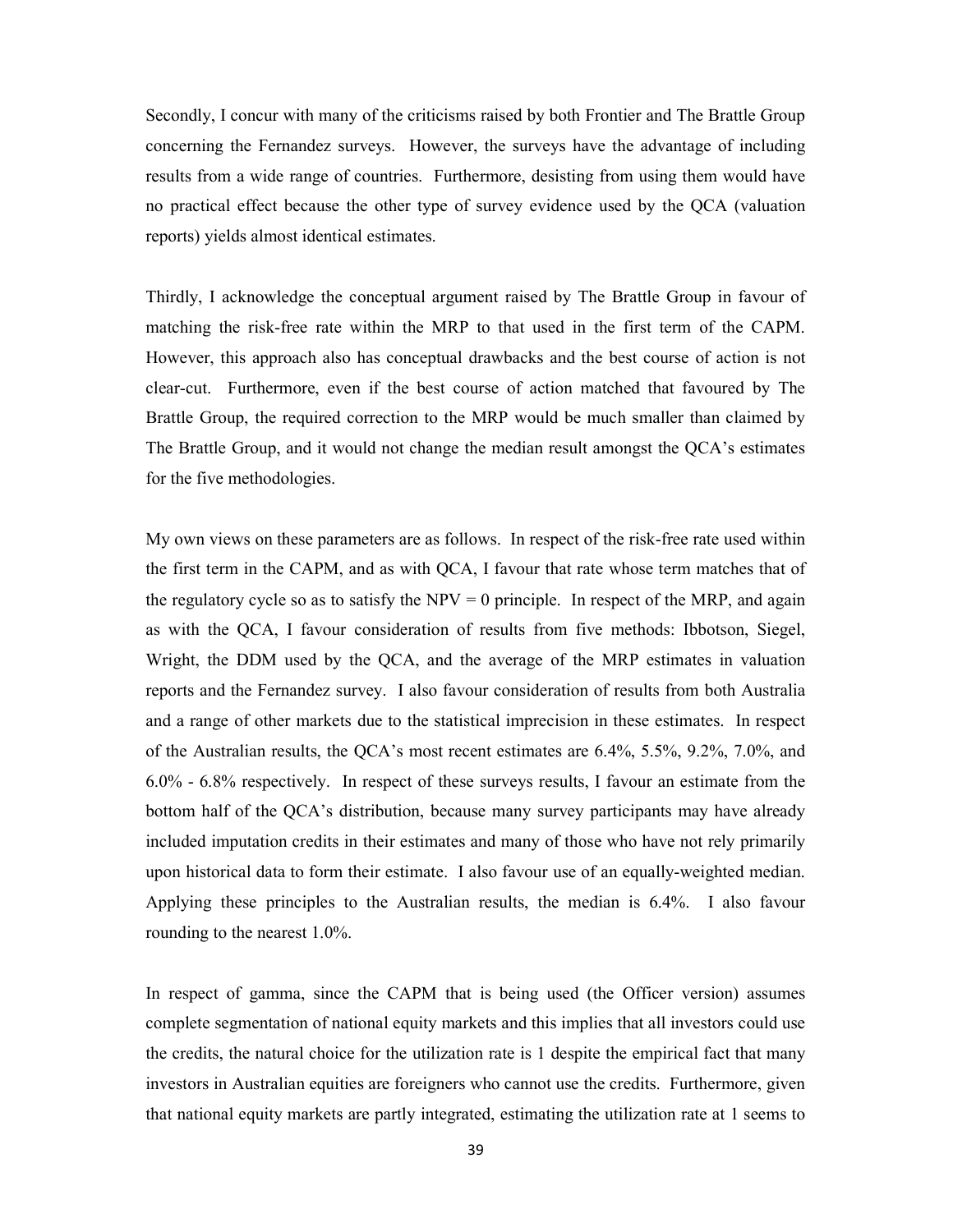Secondly, I concur with many of the criticisms raised by both Frontier and The Brattle Group concerning the Fernandez surveys. However, the surveys have the advantage of including results from a wide range of countries. Furthermore, desisting from using them would have no practical effect because the other type of survey evidence used by the QCA (valuation reports) yields almost identical estimates.

Thirdly, I acknowledge the conceptual argument raised by The Brattle Group in favour of matching the risk-free rate within the MRP to that used in the first term of the CAPM. However, this approach also has conceptual drawbacks and the best course of action is not clear-cut. Furthermore, even if the best course of action matched that favoured by The Brattle Group, the required correction to the MRP would be much smaller than claimed by The Brattle Group, and it would not change the median result amongst the QCA's estimates for the five methodologies.

My own views on these parameters are as follows. In respect of the risk-free rate used within the first term in the CAPM, and as with QCA, I favour that rate whose term matches that of the regulatory cycle so as to satisfy the NPV = 0 principle. In respect of the MRP, and again as with the QCA, I favour consideration of results from five methods: Ibbotson, Siegel, Wright, the DDM used by the QCA, and the average of the MRP estimates in valuation reports and the Fernandez survey. I also favour consideration of results from both Australia and a range of other markets due to the statistical imprecision in these estimates. In respect of the Australian results, the QCA's most recent estimates are 6.4%, 5.5%, 9.2%, 7.0%, and 6.0% - 6.8% respectively. In respect of these surveys results, I favour an estimate from the bottom half of the QCA's distribution, because many survey participants may have already included imputation credits in their estimates and many of those who have not rely primarily upon historical data to form their estimate. I also favour use of an equally-weighted median. Applying these principles to the Australian results, the median is 6.4%. I also favour rounding to the nearest 1.0%.

In respect of gamma, since the CAPM that is being used (the Officer version) assumes complete segmentation of national equity markets and this implies that all investors could use the credits, the natural choice for the utilization rate is 1 despite the empirical fact that many investors in Australian equities are foreigners who cannot use the credits. Furthermore, given that national equity markets are partly integrated, estimating the utilization rate at 1 seems to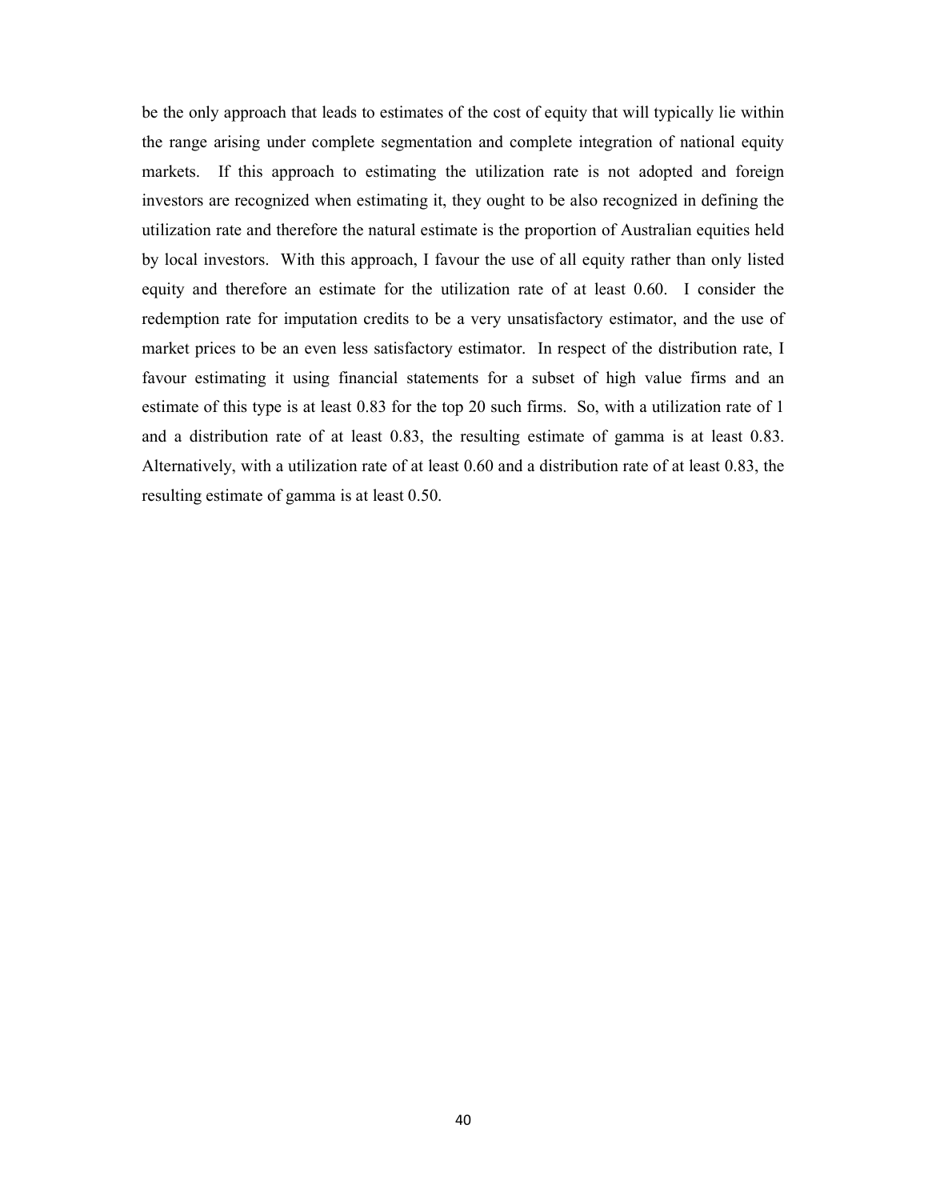be the only approach that leads to estimates of the cost of equity that will typically lie within the range arising under complete segmentation and complete integration of national equity markets. If this approach to estimating the utilization rate is not adopted and foreign investors are recognized when estimating it, they ought to be also recognized in defining the utilization rate and therefore the natural estimate is the proportion of Australian equities held by local investors. With this approach, I favour the use of all equity rather than only listed equity and therefore an estimate for the utilization rate of at least 0.60. I consider the redemption rate for imputation credits to be a very unsatisfactory estimator, and the use of market prices to be an even less satisfactory estimator. In respect of the distribution rate, I favour estimating it using financial statements for a subset of high value firms and an estimate of this type is at least 0.83 for the top 20 such firms. So, with a utilization rate of 1 and a distribution rate of at least 0.83, the resulting estimate of gamma is at least 0.83. Alternatively, with a utilization rate of at least 0.60 and a distribution rate of at least 0.83, the resulting estimate of gamma is at least 0.50.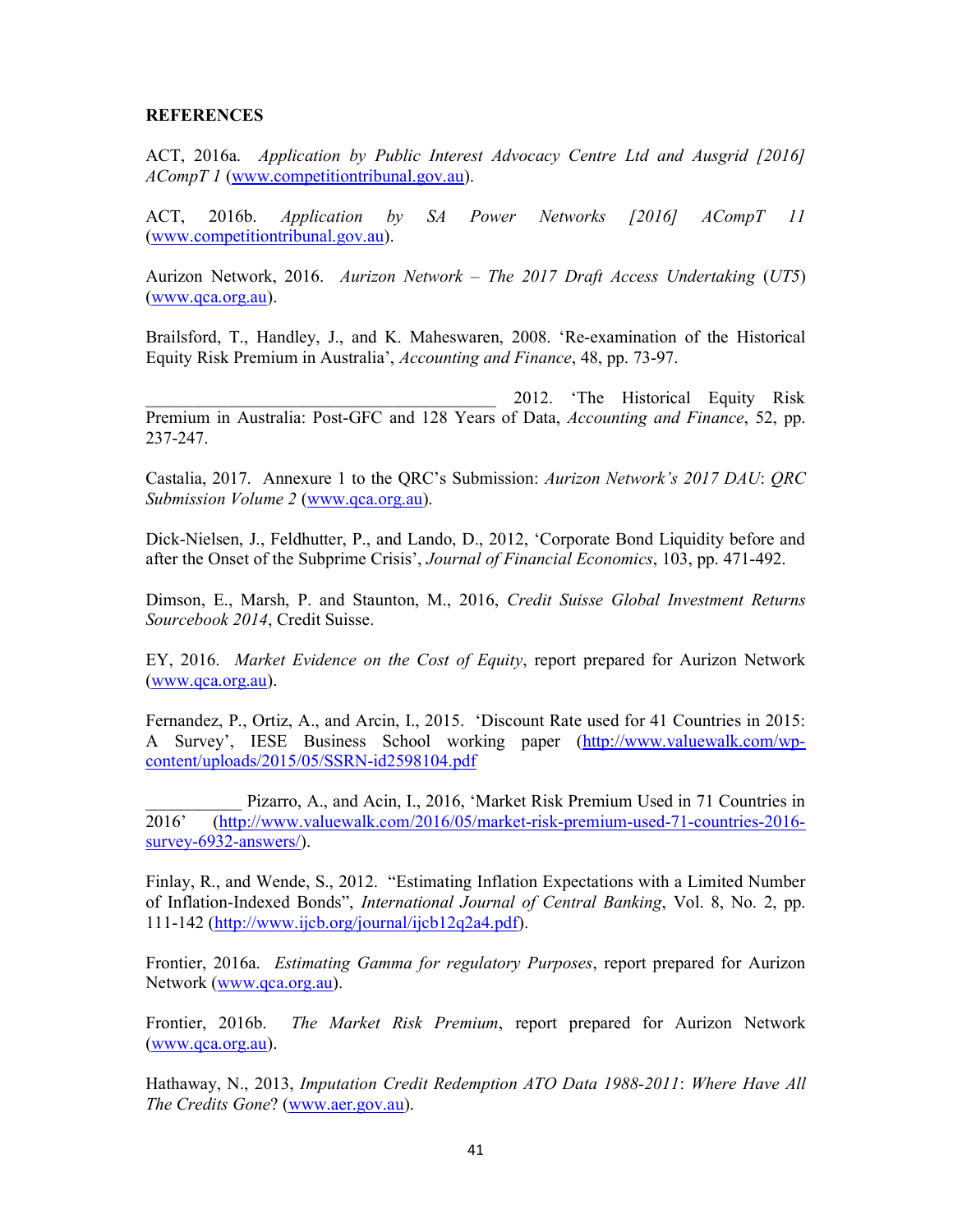**REFERENCES**

ACT, 2016a. *Application by Public Interest Advocacy Centre Ltd and Ausgrid [2016] ACompT 1* (www.competitiontribunal.gov.au).

ACT, 2016b. *Application by SA Power Networks [2016] ACompT 11* (www.competitiontribunal.gov.au).

Aurizon Network, 2016. *Aurizon Network – The 2017 Draft Access Undertaking* (*UT5*) (www.qca.org.au).

Brailsford, T., Handley, J., and K. Maheswaren, 2008. 'Re-examination of the Historical Equity Risk Premium in Australia', *Accounting and Finance*, 48, pp. 73-97.

\_\_\_\_\_\_\_\_\_\_\_\_\_\_\_\_\_\_\_\_\_\_\_\_\_\_\_\_\_\_\_\_\_\_\_\_\_\_\_\_ 2012. 'The Historical Equity Risk Premium in Australia: Post-GFC and 128 Years of Data, *Accounting and Finance*, 52, pp. 237-247.

Castalia, 2017. Annexure 1 to the QRC's Submission: *Aurizon Network's 2017 DAU*: *QRC Submission Volume 2* (www.qca.org.au).

Dick-Nielsen, J., Feldhutter, P., and Lando, D., 2012, 'Corporate Bond Liquidity before and after the Onset of the Subprime Crisis', *Journal of Financial Economics*, 103, pp. 471-492.

Dimson, E., Marsh, P. and Staunton, M., 2016, *Credit Suisse Global Investment Returns Sourcebook 2014*, Credit Suisse.

EY, 2016. *Market Evidence on the Cost of Equity*, report prepared for Aurizon Network (www.qca.org.au).

Fernandez, P., Ortiz, A., and Arcin, I., 2015. 'Discount Rate used for 41 Countries in 2015: A Survey', IESE Business School working paper (http://www.valuewalk.com/wp-content/uploads/2015/05/SSRN-id2598104.pdf

\_\_\_\_\_\_\_\_\_\_\_ Pizarro, A., and Acin, I., 2016, 'Market Risk Premium Used in 71 Countries in 2016' (http://www.valuewalk.com/2016/05/market-risk-premium-used-71-countries-2016-survey-6932-answers/).

Finlay, R., and Wende, S., 2012. "Estimating Inflation Expectations with a Limited Number of Inflation-Indexed Bonds", *International Journal of Central Banking*, Vol. 8, No. 2, pp. 111-142 (http://www.ijcb.org/journal/ijcb12q2a4.pdf).

Frontier, 2016a. *Estimating Gamma for regulatory Purposes*, report prepared for Aurizon Network (www.qca.org.au).

Frontier, 2016b. *The Market Risk Premium*, report prepared for Aurizon Network (www.qca.org.au).

Hathaway, N., 2013, *Imputation Credit Redemption ATO Data 1988-2011*: *Where Have All The Credits Gone*? (www.aer.gov.au).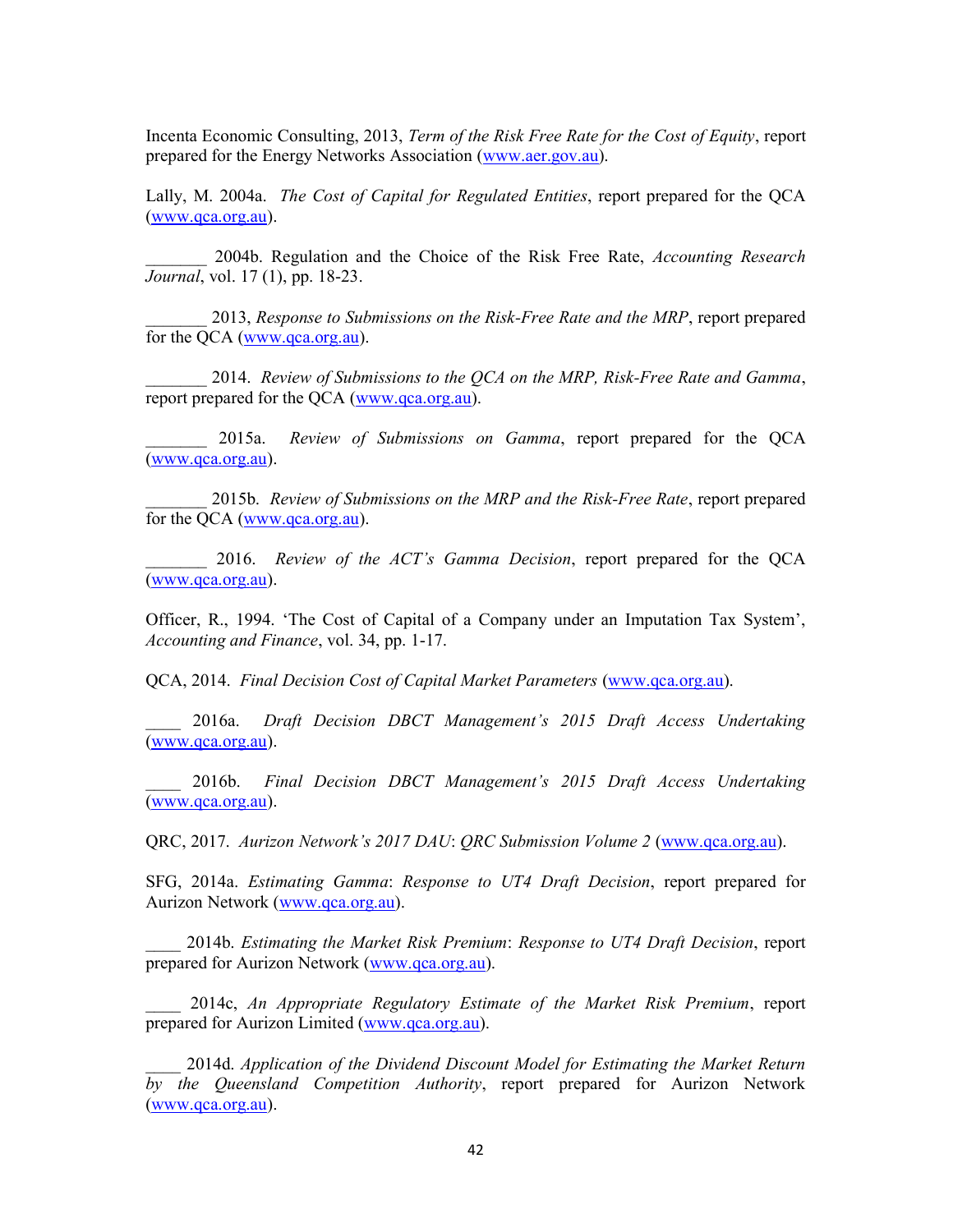Incenta Economic Consulting, 2013, *Term of the Risk Free Rate for the Cost of Equity*, report prepared for the Energy Networks Association (www.aer.gov.au).

Lally, M. 2004a. *The Cost of Capital for Regulated Entities*, report prepared for the QCA (www.qca.org.au).

_______ 2004b. Regulation and the Choice of the Risk Free Rate, *Accounting Research Journal*, vol. 17 (1), pp. 18-23.

_______ 2013, *Response to Submissions on the Risk-Free Rate and the MRP*, report prepared for the QCA (www.qca.org.au).

_______ 2014. *Review of Submissions to the QCA on the MRP, Risk-Free Rate and Gamma*, report prepared for the QCA (www.qca.org.au).

_______ 2015a. *Review of Submissions on Gamma*, report prepared for the QCA (www.qca.org.au).

_______ 2015b. *Review of Submissions on the MRP and the Risk-Free Rate*, report prepared for the QCA (www.qca.org.au).

_______ 2016. *Review of the ACT's Gamma Decision*, report prepared for the QCA (www.qca.org.au).

Officer, R., 1994. 'The Cost of Capital of a Company under an Imputation Tax System', *Accounting and Finance*, vol. 34, pp. 1-17.

QCA, 2014. *Final Decision Cost of Capital Market Parameters* (www.qca.org.au).

____ 2016a. *Draft Decision DBCT Management's 2015 Draft Access Undertaking* (www.qca.org.au).

____ 2016b. *Final Decision DBCT Management's 2015 Draft Access Undertaking* (www.qca.org.au).

QRC, 2017. *Aurizon Network's 2017 DAU*: *QRC Submission Volume 2* (www.qca.org.au).

SFG, 2014a. *Estimating Gamma*: *Response to UT4 Draft Decision*, report prepared for Aurizon Network (www.qca.org.au).

____ 2014b. *Estimating the Market Risk Premium*: *Response to UT4 Draft Decision*, report prepared for Aurizon Network (www.qca.org.au).

____ 2014c, *An Appropriate Regulatory Estimate of the Market Risk Premium*, report prepared for Aurizon Limited (www.qca.org.au).

____ 2014d. *Application of the Dividend Discount Model for Estimating the Market Return by the Queensland Competition Authority*, report prepared for Aurizon Network (www.qca.org.au).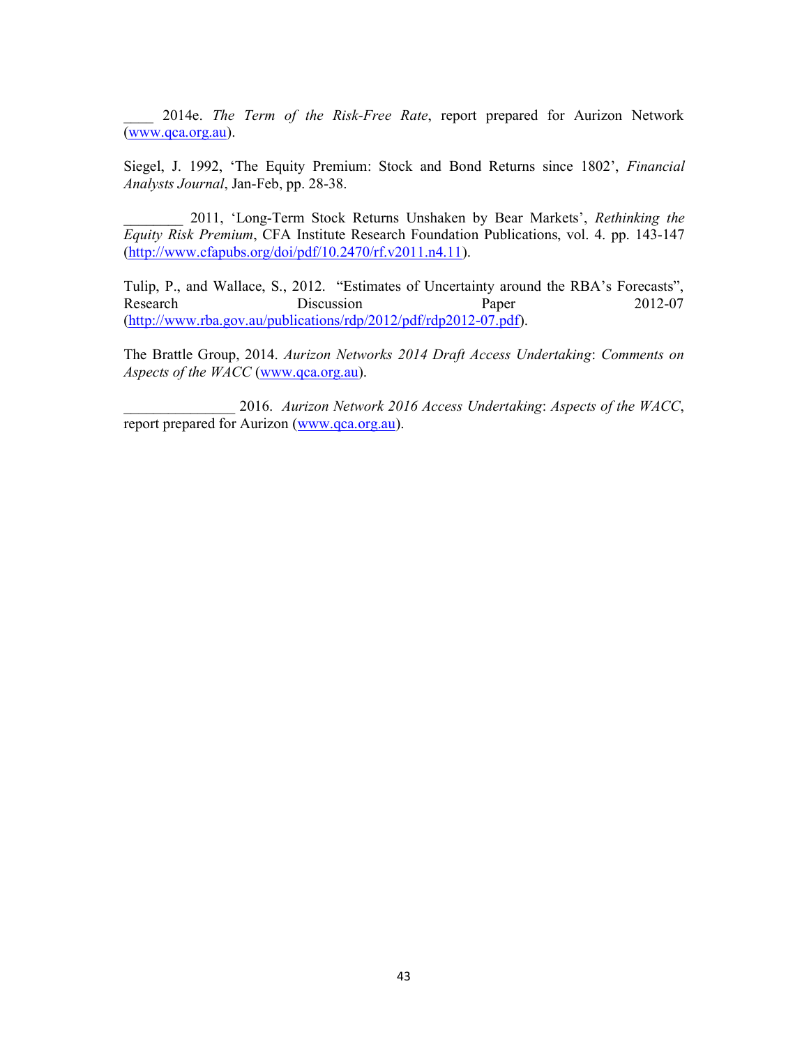____ 2014e. *The Term of the Risk-Free Rate*, report prepared for Aurizon Network (www.qca.org.au).

Siegel, J. 1992, 'The Equity Premium: Stock and Bond Returns since 1802', *Financial Analysts Journal*, Jan-Feb, pp. 28-38.

________ 2011, 'Long-Term Stock Returns Unshaken by Bear Markets', *Rethinking the Equity Risk Premium*, CFA Institute Research Foundation Publications, vol. 4. pp. 143-147 (http://www.cfapubs.org/doi/pdf/10.2470/rf.v2011.n4.11).

Tulip, P., and Wallace, S., 2012. "Estimates of Uncertainty around the RBA's Forecasts", Research Discussion Paper 2012-07 (http://www.rba.gov.au/publications/rdp/2012/pdf/rdp2012-07.pdf).

The Brattle Group, 2014. *Aurizon Networks 2014 Draft Access Undertaking*: *Comments on Aspects of the WACC* (www.qca.org.au).

_______________ 2016. *Aurizon Network 2016 Access Undertaking*: *Aspects of the WACC*, report prepared for Aurizon (www.qca.org.au).